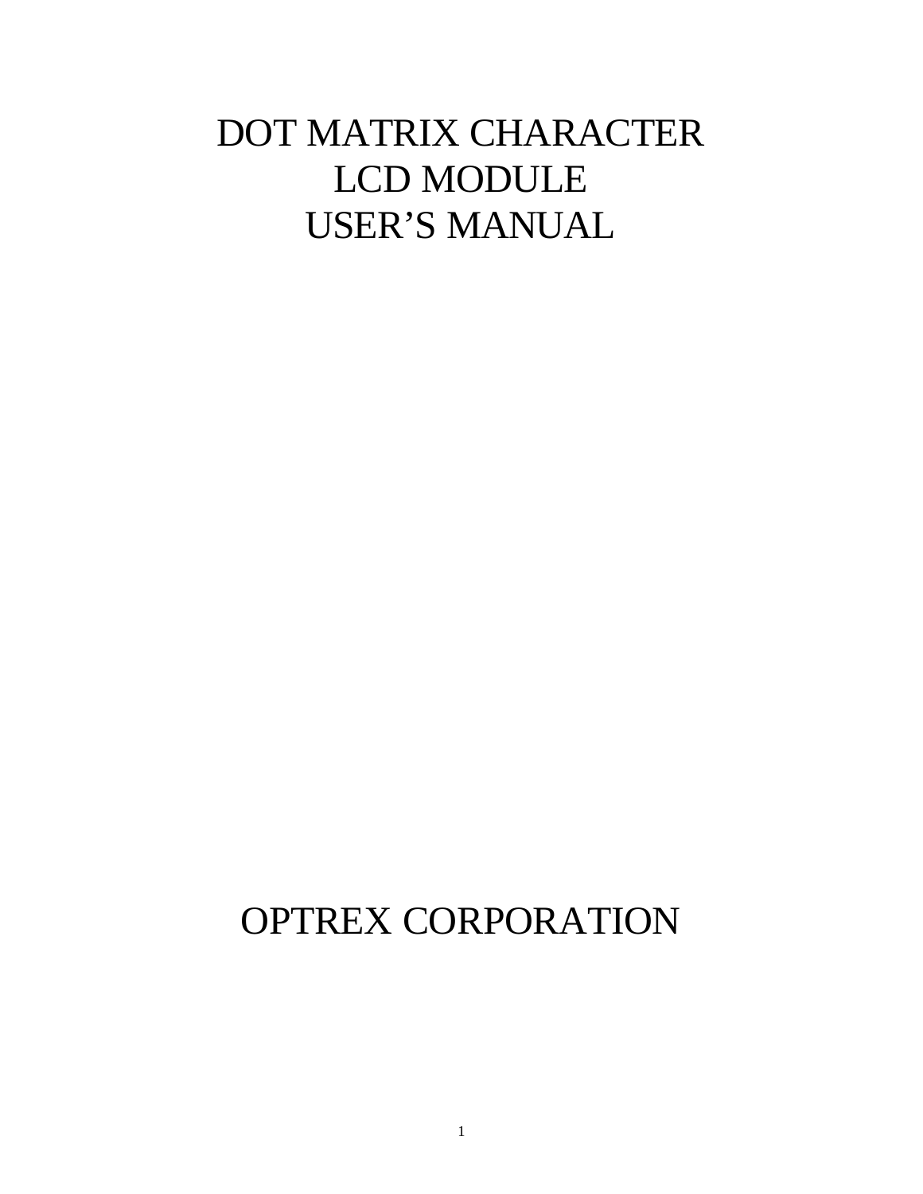# DOT MATRIX CHARACTER LCD MODULE USER'S MANUAL

OPTREX CORPORATION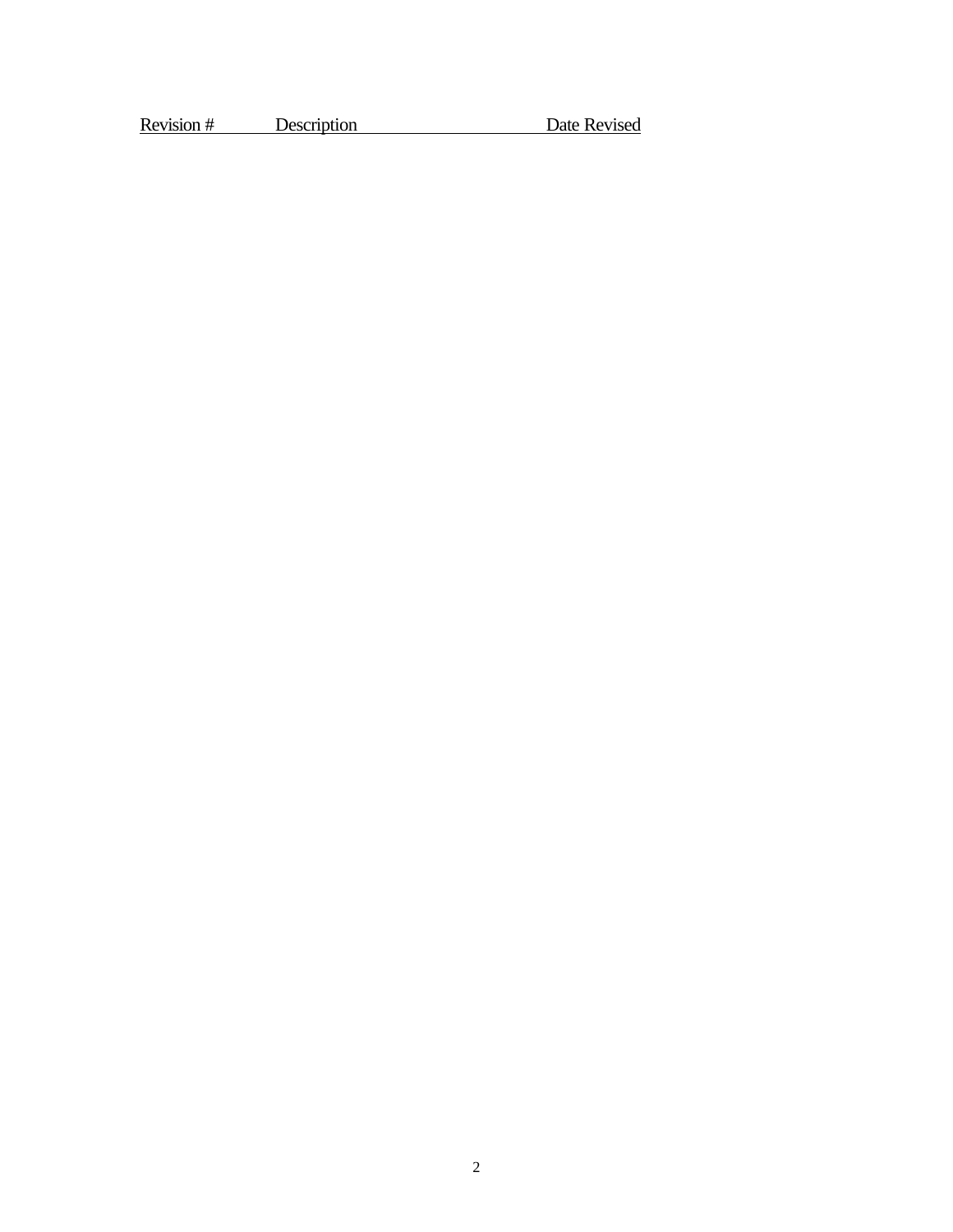| Revision # | Description | Date Revised |
| --- | --- | --- |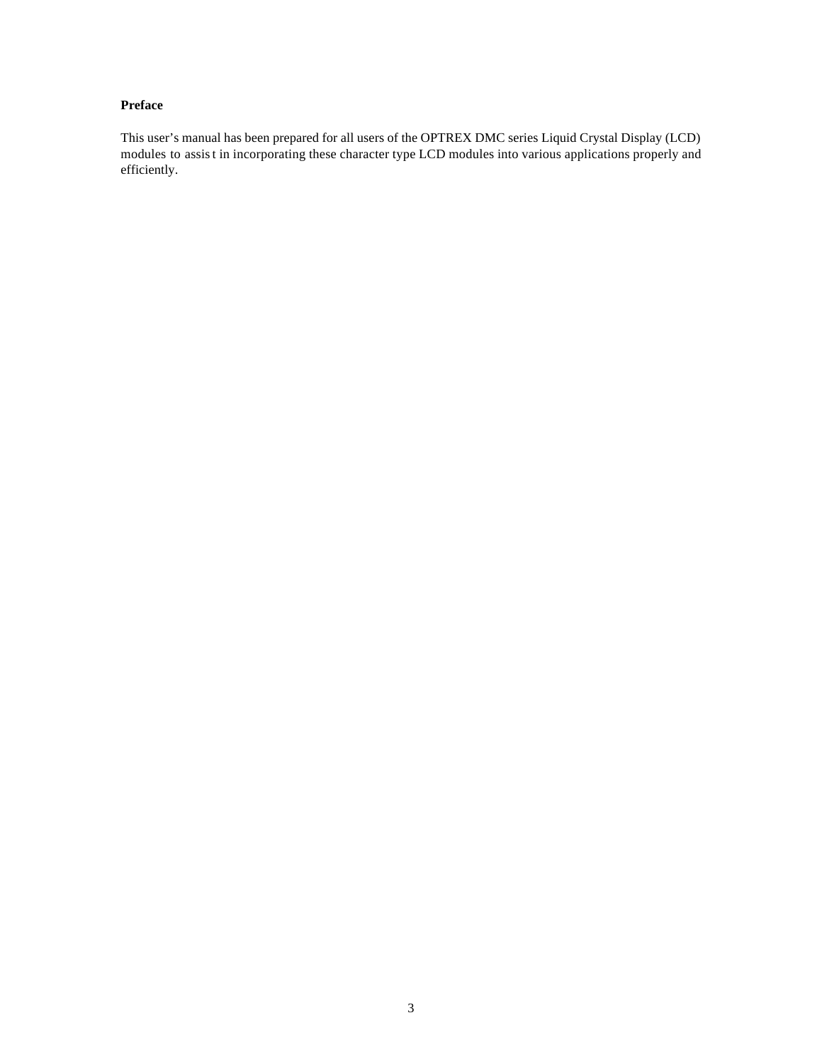**Preface**

This user's manual has been prepared for all users of the OPTREX DMC series Liquid Crystal Display (LCD) modules to assist in incorporating these character type LCD modules into various applications properly and efficiently.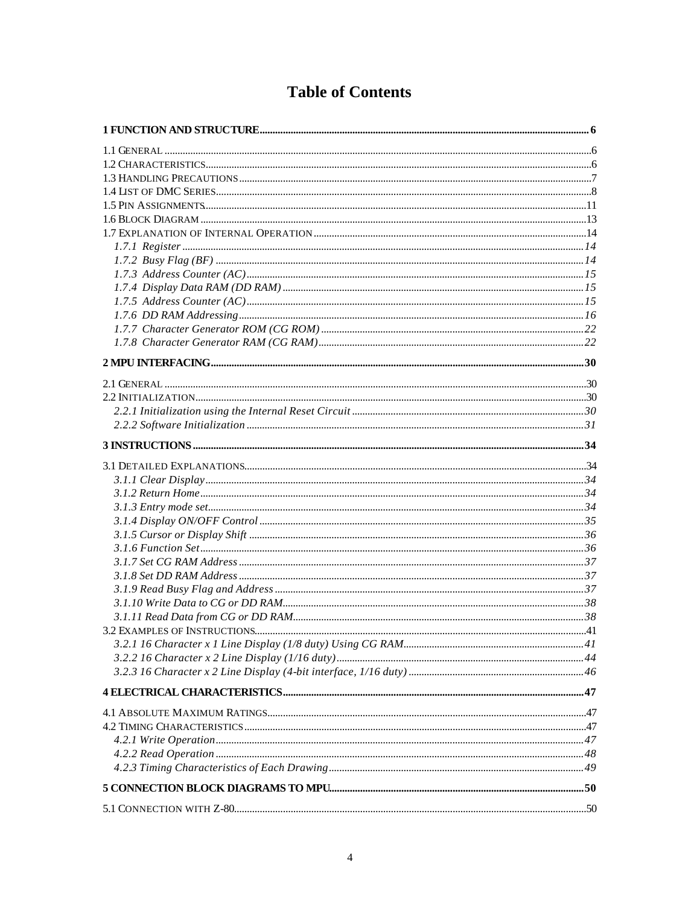# Table of Contents

**1 FUNCTION AND STRUCTURE ........................................................................ 6**

1.1 GENERAL ........................................................................ 6
1.2 CHARACTERISTICS ........................................................................ 6
1.3 HANDLING PRECAUTIONS ........................................................................ 7
1.4 LIST OF DMC SERIES ........................................................................ 8
1.5 PIN ASSIGNMENTS ........................................................................ 11
1.6 BLOCK DIAGRAM ........................................................................ 13
1.7 EXPLANATION OF INTERNAL OPERATION ........................................................................ 14
*1.7.1 Register ........................................................................ 14*
*1.7.2 Busy Flag (BF) ........................................................................ 14*
*1.7.3 Address Counter (AC) ........................................................................ 15*
*1.7.4 Display Data RAM (DD RAM) ........................................................................ 15*
*1.7.5 Address Counter (AC) ........................................................................ 15*
*1.7.6 DD RAM Addressing ........................................................................ 16*
*1.7.7 Character Generator ROM (CG ROM) ........................................................................ 22*
*1.7.8 Character Generator RAM (CG RAM) ........................................................................ 22*

**2 MPU INTERFACING ........................................................................ 30**

2.1 GENERAL ........................................................................ 30
2.2 INITIALIZATION ........................................................................ 30
*2.2.1 Initialization using the Internal Reset Circuit ........................................................................ 30*
*2.2.2 Software Initialization ........................................................................ 31*

**3 INSTRUCTIONS ........................................................................ 34**

3.1 DETAILED EXPLANATIONS ........................................................................ 34
*3.1.1 Clear Display ........................................................................ 34*
*3.1.2 Return Home ........................................................................ 34*
*3.1.3 Entry mode set ........................................................................ 34*
*3.1.4 Display ON/OFF Control ........................................................................ 35*
*3.1.5 Cursor or Display Shift ........................................................................ 36*
*3.1.6 Function Set ........................................................................ 36*
*3.1.7 Set CG RAM Address ........................................................................ 37*
*3.1.8 Set DD RAM Address ........................................................................ 37*
*3.1.9 Read Busy Flag and Address ........................................................................ 37*
*3.1.10 Write Data to CG or DD RAM ........................................................................ 38*
*3.1.11 Read Data from CG or DD RAM ........................................................................ 38*
3.2 EXAMPLES OF INSTRUCTIONS ........................................................................ 41
*3.2.1 16 Character x 1 Line Display (1/8 duty) Using CG RAM ........................................................................ 41*
*3.2.2 16 Character x 2 Line Display (1/16 duty) ........................................................................ 44*
*3.2.3 16 Character x 2 Line Display (4-bit interface, 1/16 duty) ........................................................................ 46*

**4 ELECTRICAL CHARACTERISTICS ........................................................................ 47**

4.1 ABSOLUTE MAXIMUM RATINGS ........................................................................ 47
4.2 TIMING CHARACTERISTICS ........................................................................ 47
*4.2.1 Write Operation ........................................................................ 47*
*4.2.2 Read Operation ........................................................................ 48*
*4.2.3 Timing Characteristics of Each Drawing ........................................................................ 49*

**5 CONNECTION BLOCK DIAGRAMS TO MPU ........................................................................ 50**

5.1 CONNECTION WITH Z-80 ........................................................................ 50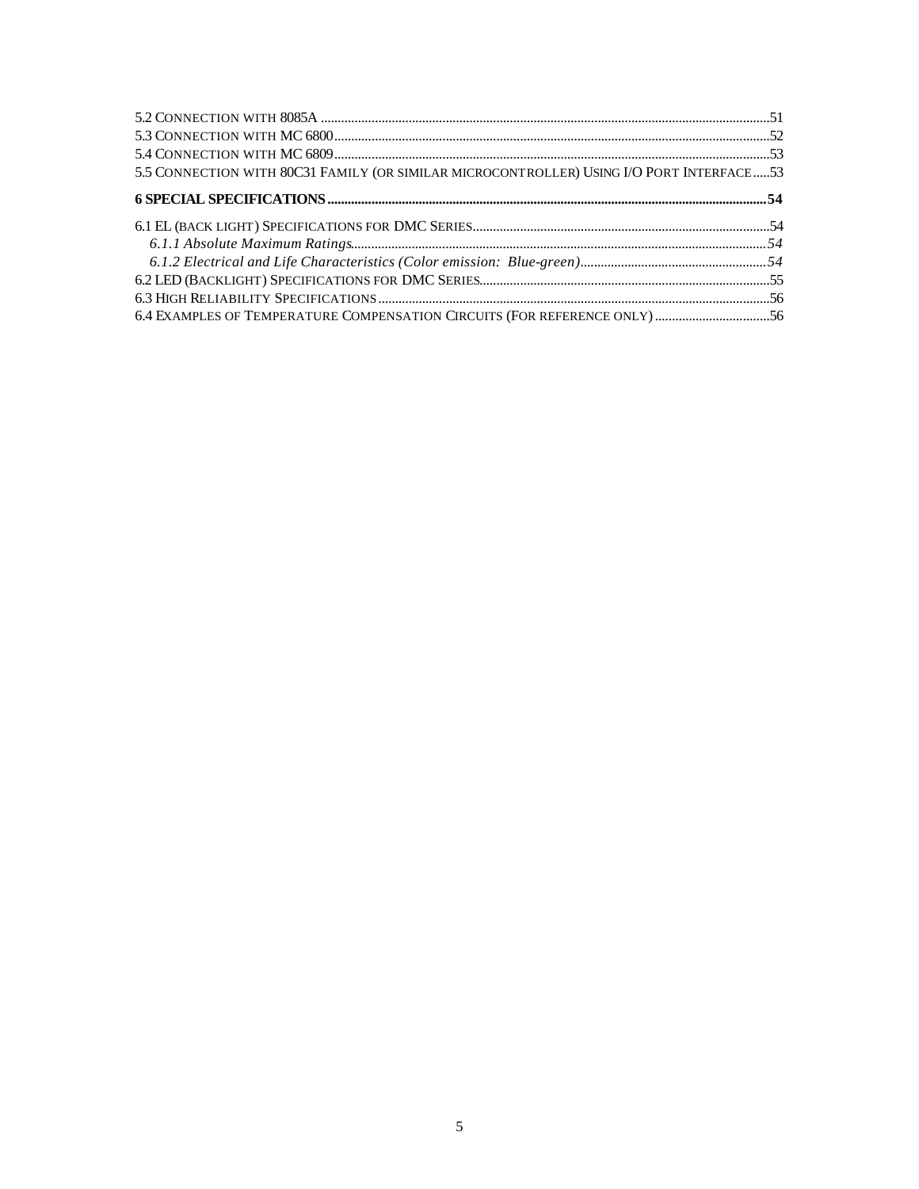5.2 Connection with 8085A ....................................................................................................51
5.3 Connection with MC 6800....................................................................................................52
5.4 Connection with MC 6809....................................................................................................53
5.5 Connection with 80C31 Family (or similar microcontroller) Using I/O Port Interface.....53

**6 SPECIAL SPECIFICATIONS....................................................................................................54**

6.1 EL (back light) Specifications for DMC Series....................................................................54
    *6.1.1 Absolute Maximum Ratings....................................................................................54*
    *6.1.2 Electrical and Life Characteristics (Color emission: Blue-green)..........................54*
6.2 LED (Backlight) Specifications for DMC Series...................................................................55
6.3 High Reliability Specifications..............................................................................................56
6.4 Examples of Temperature Compensation Circuits (For reference only)..............................56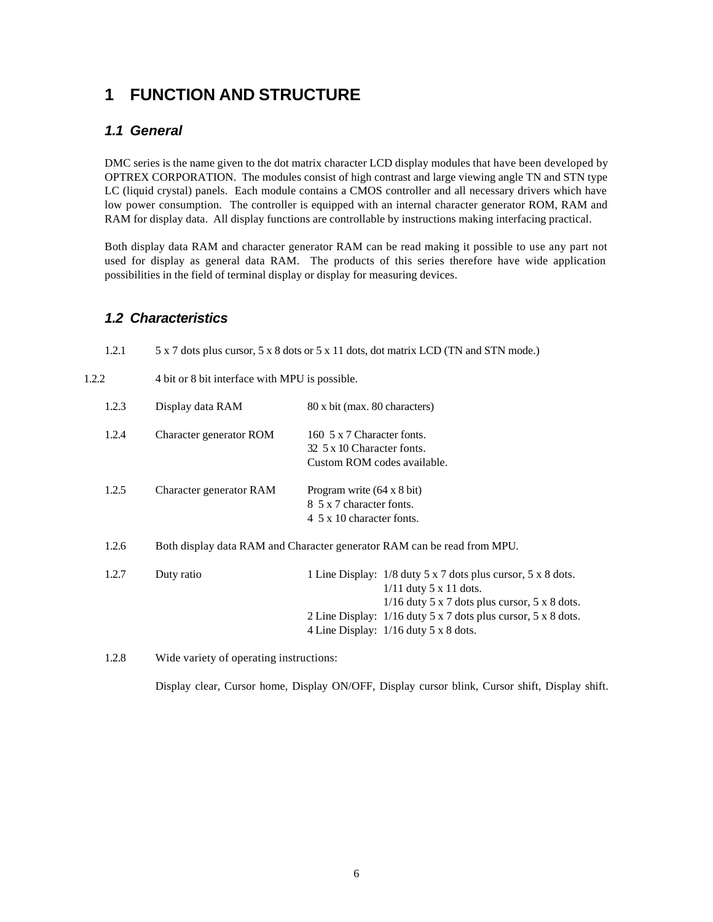# 1 FUNCTION AND STRUCTURE

## *1.1 General*

DMC series is the name given to the dot matrix character LCD display modules that have been developed by OPTREX CORPORATION. The modules consist of high contrast and large viewing angle TN and STN type LC (liquid crystal) panels. Each module contains a CMOS controller and all necessary drivers which have low power consumption. The controller is equipped with an internal character generator ROM, RAM and RAM for display data. All display functions are controllable by instructions making interfacing practical.

Both display data RAM and character generator RAM can be read making it possible to use any part not used for display as general data RAM. The products of this series therefore have wide application possibilities in the field of terminal display or display for measuring devices.

## *1.2 Characteristics*

1.2.1 5 x 7 dots plus cursor, 5 x 8 dots or 5 x 11 dots, dot matrix LCD (TN and STN mode.)

1.2.2 4 bit or 8 bit interface with MPU is possible.

1.2.3 Display data RAM — 80 x bit (max. 80 characters)

1.2.4 Character generator ROM — 160 5 x 7 Character fonts.
32 5 x 10 Character fonts.
Custom ROM codes available.

1.2.5 Character generator RAM — Program write (64 x 8 bit)
8 5 x 7 character fonts.
4 5 x 10 character fonts.

1.2.6 Both display data RAM and Character generator RAM can be read from MPU.

1.2.7 Duty ratio
- 1 Line Display: 1/8 duty 5 x 7 dots plus cursor, 5 x 8 dots.
  1/11 duty 5 x 11 dots.
  1/16 duty 5 x 7 dots plus cursor, 5 x 8 dots.
- 2 Line Display: 1/16 duty 5 x 7 dots plus cursor, 5 x 8 dots.
- 4 Line Display: 1/16 duty 5 x 8 dots.

1.2.8 Wide variety of operating instructions:

Display clear, Cursor home, Display ON/OFF, Display cursor blink, Cursor shift, Display shift.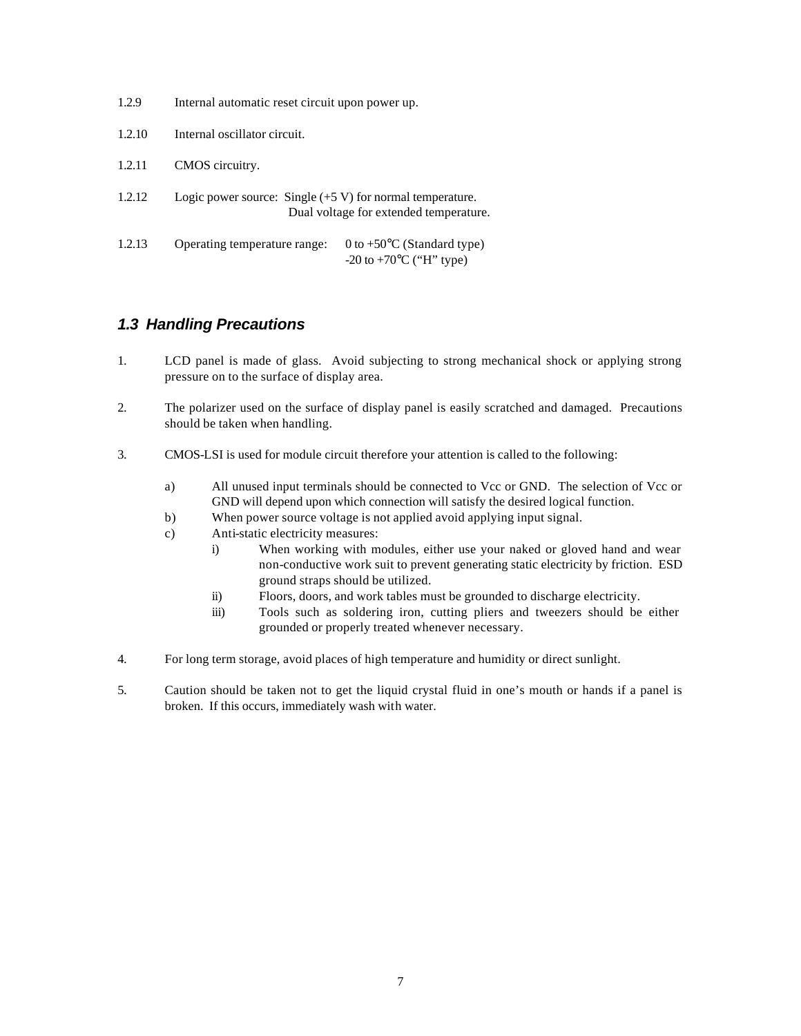1.2.9 Internal automatic reset circuit upon power up.

1.2.10 Internal oscillator circuit.

1.2.11 CMOS circuitry.

1.2.12 Logic power source: Single (+5 V) for normal temperature.
Dual voltage for extended temperature.

1.2.13 Operating temperature range: 0 to +50°C (Standard type)
-20 to +70°C ("H" type)

## *1.3 Handling Precautions*

1. LCD panel is made of glass. Avoid subjecting to strong mechanical shock or applying strong pressure on to the surface of display area.

2. The polarizer used on the surface of display panel is easily scratched and damaged. Precautions should be taken when handling.

3. CMOS-LSI is used for module circuit therefore your attention is called to the following:

   a) All unused input terminals should be connected to Vcc or GND. The selection of Vcc or GND will depend upon which connection will satisfy the desired logical function.
   b) When power source voltage is not applied avoid applying input signal.
   c) Anti-static electricity measures:
      i) When working with modules, either use your naked or gloved hand and wear non-conductive work suit to prevent generating static electricity by friction. ESD ground straps should be utilized.
      ii) Floors, doors, and work tables must be grounded to discharge electricity.
      iii) Tools such as soldering iron, cutting pliers and tweezers should be either grounded or properly treated whenever necessary.

4. For long term storage, avoid places of high temperature and humidity or direct sunlight.

5. Caution should be taken not to get the liquid crystal fluid in one's mouth or hands if a panel is broken. If this occurs, immediately wash with water.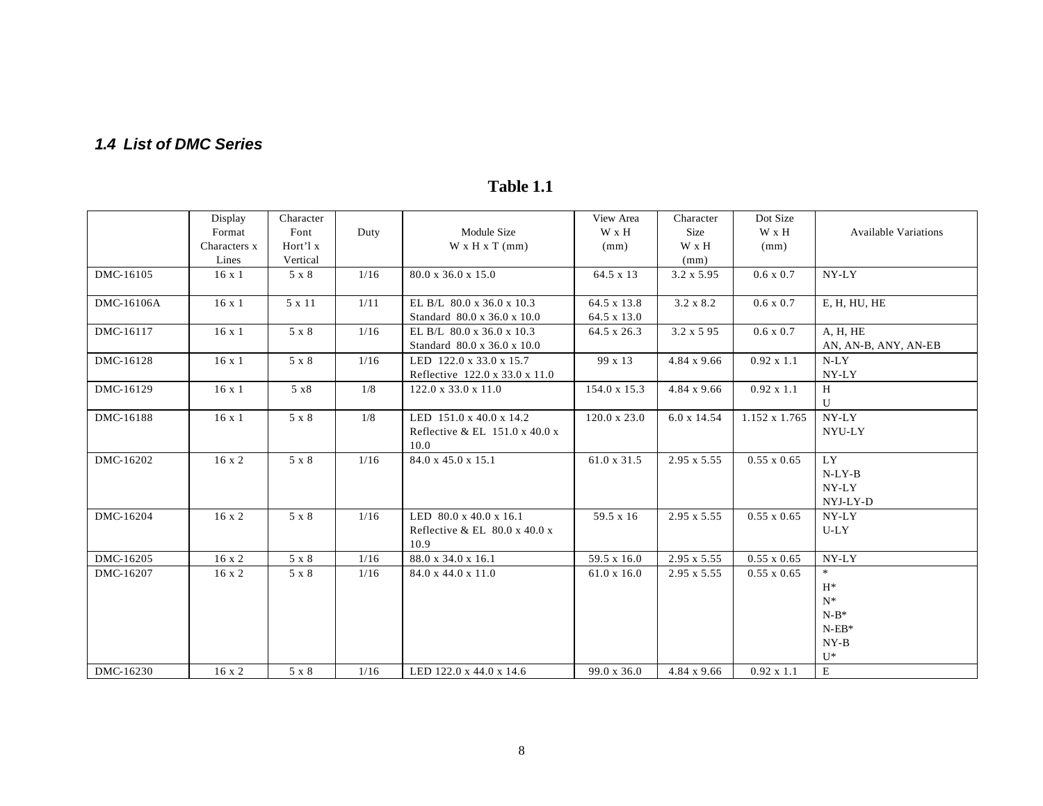### *1.4 List of DMC Series*

**Table 1.1**

| | Display Format Characters x Lines | Character Font Hort'l x Vertical | Duty | Module Size W x H x T (mm) | View Area W x H (mm) | Character Size W x H (mm) | Dot Size W x H (mm) | Available Variations |
|---|---|---|---|---|---|---|---|---|
| DMC-16105 | 16 x 1 | 5 x 8 | 1/16 | 80.0 x 36.0 x 15.0 | 64.5 x 13 | 3.2 x 5.95 | 0.6 x 0.7 | NY-LY |
| DMC-16106A | 16 x 1 | 5 x 11 | 1/11 | EL B/L 80.0 x 36.0 x 10.3<br>Standard 80.0 x 36.0 x 10.0 | 64.5 x 13.8<br>64.5 x 13.0 | 3.2 x 8.2 | 0.6 x 0.7 | E, H, HU, HE |
| DMC-16117 | 16 x 1 | 5 x 8 | 1/16 | EL B/L 80.0 x 36.0 x 10.3<br>Standard 80.0 x 36.0 x 10.0 | 64.5 x 26.3 | 3.2 x 5 95 | 0.6 x 0.7 | A, H, HE<br>AN, AN-B, ANY, AN-EB |
| DMC-16128 | 16 x 1 | 5 x 8 | 1/16 | LED 122.0 x 33.0 x 15.7<br>Reflective 122.0 x 33.0 x 11.0 | 99 x 13 | 4.84 x 9.66 | 0.92 x 1.1 | N-LY<br>NY-LY |
| DMC-16129 | 16 x 1 | 5 x8 | 1/8 | 122.0 x 33.0 x 11.0 | 154.0 x 15.3 | 4.84 x 9.66 | 0.92 x 1.1 | H<br>U |
| DMC-16188 | 16 x 1 | 5 x 8 | 1/8 | LED 151.0 x 40.0 x 14.2<br>Reflective & EL 151.0 x 40.0 x 10.0 | 120.0 x 23.0 | 6.0 x 14.54 | 1.152 x 1.765 | NY-LY<br>NYU-LY |
| DMC-16202 | 16 x 2 | 5 x 8 | 1/16 | 84.0 x 45.0 x 15.1 | 61.0 x 31.5 | 2.95 x 5.55 | 0.55 x 0.65 | LY<br>N-LY-B<br>NY-LY<br>NYJ-LY-D |
| DMC-16204 | 16 x 2 | 5 x 8 | 1/16 | LED 80.0 x 40.0 x 16.1<br>Reflective & EL 80.0 x 40.0 x 10.9 | 59.5 x 16 | 2.95 x 5.55 | 0.55 x 0.65 | NY-LY<br>U-LY |
| DMC-16205 | 16 x 2 | 5 x 8 | 1/16 | 88.0 x 34.0 x 16.1 | 59.5 x 16.0 | 2.95 x 5.55 | 0.55 x 0.65 | NY-LY |
| DMC-16207 | 16 x 2 | 5 x 8 | 1/16 | 84.0 x 44.0 x 11.0 | 61.0 x 16.0 | 2.95 x 5.55 | 0.55 x 0.65 | *<br>H*<br>N*<br>N-B*<br>N-EB*<br>NY-B<br>U* |
| DMC-16230 | 16 x 2 | 5 x 8 | 1/16 | LED 122.0 x 44.0 x 14.6 | 99.0 x 36.0 | 4.84 x 9.66 | 0.92 x 1.1 | E |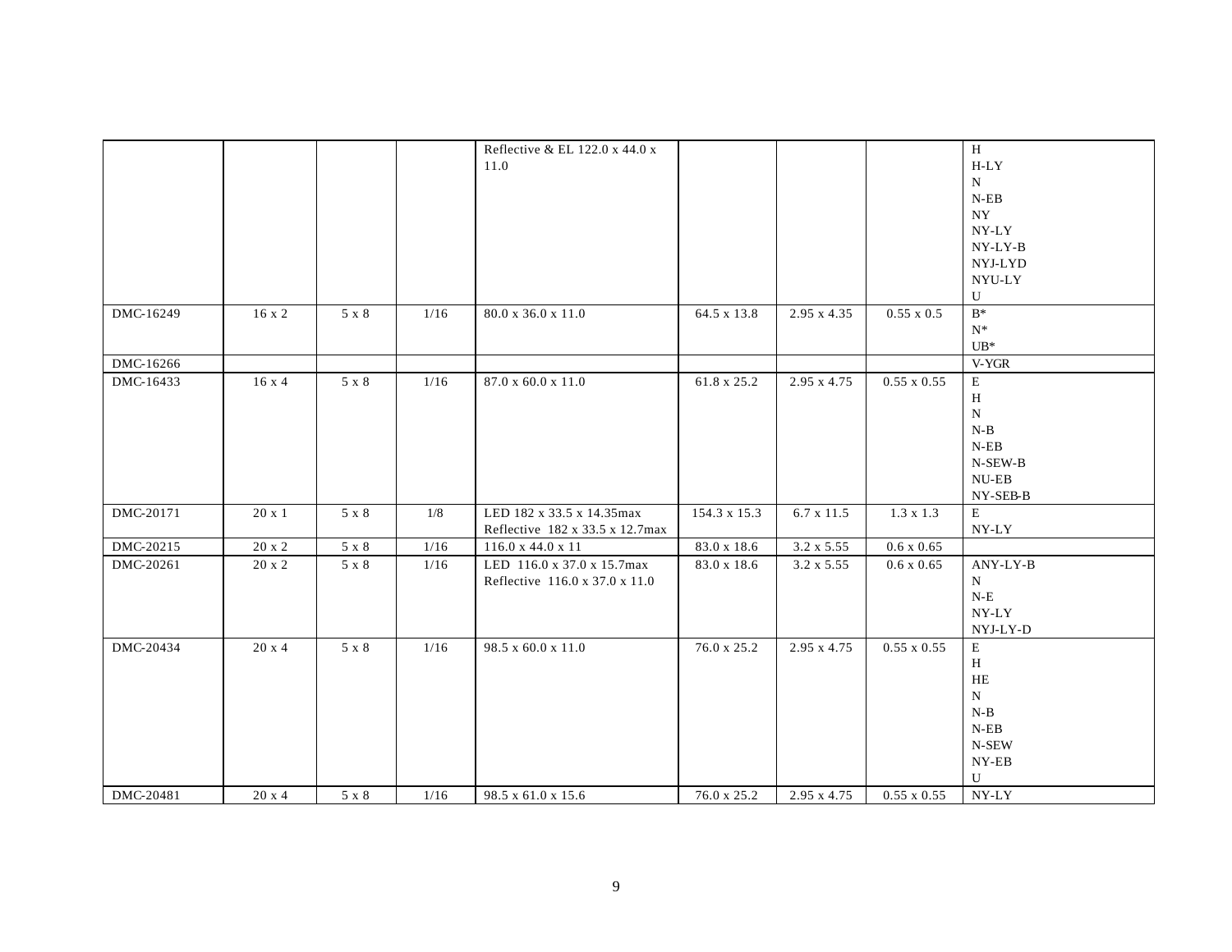| | | | | | | | | |
|---|---|---|---|---|---|---|---|---|
| | | | | Reflective & EL 122.0 x 44.0 x 11.0 | | | | H<br>H-LY<br>N<br>N-EB<br>NY<br>NY-LY<br>NY-LY-B<br>NYJ-LYD<br>NYU-LY<br>U |
| DMC-16249 | 16 x 2 | 5 x 8 | 1/16 | 80.0 x 36.0 x 11.0 | 64.5 x 13.8 | 2.95 x 4.35 | 0.55 x 0.5 | B*<br>N*<br>UB* |
| DMC-16266 | | | | | | | | V-YGR |
| DMC-16433 | 16 x 4 | 5 x 8 | 1/16 | 87.0 x 60.0 x 11.0 | 61.8 x 25.2 | 2.95 x 4.75 | 0.55 x 0.55 | E<br>H<br>N<br>N-B<br>N-EB<br>N-SEW-B<br>NU-EB<br>NY-SEB-B |
| DMC-20171 | 20 x 1 | 5 x 8 | 1/8 | LED 182 x 33.5 x 14.35max<br>Reflective 182 x 33.5 x 12.7max | 154.3 x 15.3 | 6.7 x 11.5 | 1.3 x 1.3 | E<br>NY-LY |
| DMC-20215 | 20 x 2 | 5 x 8 | 1/16 | 116.0 x 44.0 x 11 | 83.0 x 18.6 | 3.2 x 5.55 | 0.6 x 0.65 | |
| DMC-20261 | 20 x 2 | 5 x 8 | 1/16 | LED 116.0 x 37.0 x 15.7max<br>Reflective 116.0 x 37.0 x 11.0 | 83.0 x 18.6 | 3.2 x 5.55 | 0.6 x 0.65 | ANY-LY-B<br>N<br>N-E<br>NY-LY<br>NYJ-LY-D |
| DMC-20434 | 20 x 4 | 5 x 8 | 1/16 | 98.5 x 60.0 x 11.0 | 76.0 x 25.2 | 2.95 x 4.75 | 0.55 x 0.55 | E<br>H<br>HE<br>N<br>N-B<br>N-EB<br>N-SEW<br>NY-EB<br>U |
| DMC-20481 | 20 x 4 | 5 x 8 | 1/16 | 98.5 x 61.0 x 15.6 | 76.0 x 25.2 | 2.95 x 4.75 | 0.55 x 0.55 | NY-LY |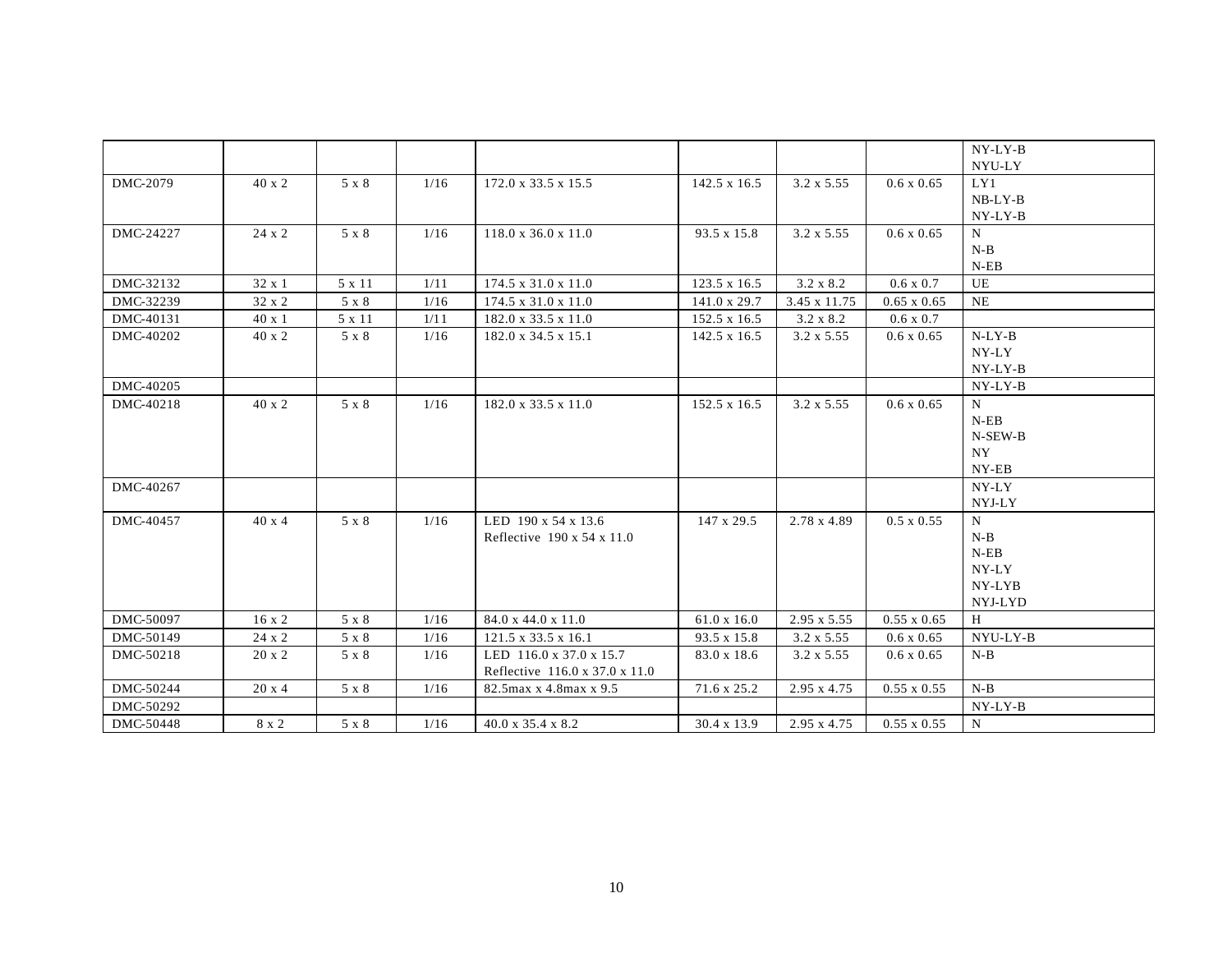| | | | | | | | | |
|---|---|---|---|---|---|---|---|---|
| | | | | | | | | NY-LY-B<br>NYU-LY |
| DMC-2079 | 40 x 2 | 5 x 8 | 1/16 | 172.0 x 33.5 x 15.5 | 142.5 x 16.5 | 3.2 x 5.55 | 0.6 x 0.65 | LY1<br>NB-LY-B<br>NY-LY-B |
| DMC-24227 | 24 x 2 | 5 x 8 | 1/16 | 118.0 x 36.0 x 11.0 | 93.5 x 15.8 | 3.2 x 5.55 | 0.6 x 0.65 | N<br>N-B<br>N-EB |
| DMC-32132 | 32 x 1 | 5 x 11 | 1/11 | 174.5 x 31.0 x 11.0 | 123.5 x 16.5 | 3.2 x 8.2 | 0.6 x 0.7 | UE |
| DMC-32239 | 32 x 2 | 5 x 8 | 1/16 | 174.5 x 31.0 x 11.0 | 141.0 x 29.7 | 3.45 x 11.75 | 0.65 x 0.65 | NE |
| DMC-40131 | 40 x 1 | 5 x 11 | 1/11 | 182.0 x 33.5 x 11.0 | 152.5 x 16.5 | 3.2 x 8.2 | 0.6 x 0.7 | |
| DMC-40202 | 40 x 2 | 5 x 8 | 1/16 | 182.0 x 34.5 x 15.1 | 142.5 x 16.5 | 3.2 x 5.55 | 0.6 x 0.65 | N-LY-B<br>NY-LY<br>NY-LY-B |
| DMC-40205 | | | | | | | | NY-LY-B |
| DMC-40218 | 40 x 2 | 5 x 8 | 1/16 | 182.0 x 33.5 x 11.0 | 152.5 x 16.5 | 3.2 x 5.55 | 0.6 x 0.65 | N<br>N-EB<br>N-SEW-B<br>NY<br>NY-EB |
| DMC-40267 | | | | | | | | NY-LY<br>NYJ-LY |
| DMC-40457 | 40 x 4 | 5 x 8 | 1/16 | LED 190 x 54 x 13.6<br>Reflective 190 x 54 x 11.0 | 147 x 29.5 | 2.78 x 4.89 | 0.5 x 0.55 | N<br>N-B<br>N-EB<br>NY-LY<br>NY-LYB<br>NYJ-LYD |
| DMC-50097 | 16 x 2 | 5 x 8 | 1/16 | 84.0 x 44.0 x 11.0 | 61.0 x 16.0 | 2.95 x 5.55 | 0.55 x 0.65 | H |
| DMC-50149 | 24 x 2 | 5 x 8 | 1/16 | 121.5 x 33.5 x 16.1 | 93.5 x 15.8 | 3.2 x 5.55 | 0.6 x 0.65 | NYU-LY-B |
| DMC-50218 | 20 x 2 | 5 x 8 | 1/16 | LED 116.0 x 37.0 x 15.7<br>Reflective 116.0 x 37.0 x 11.0 | 83.0 x 18.6 | 3.2 x 5.55 | 0.6 x 0.65 | N-B |
| DMC-50244 | 20 x 4 | 5 x 8 | 1/16 | 82.5max x 4.8max x 9.5 | 71.6 x 25.2 | 2.95 x 4.75 | 0.55 x 0.55 | N-B |
| DMC-50292 | | | | | | | | NY-LY-B |
| DMC-50448 | 8 x 2 | 5 x 8 | 1/16 | 40.0 x 35.4 x 8.2 | 30.4 x 13.9 | 2.95 x 4.75 | 0.55 x 0.55 | N |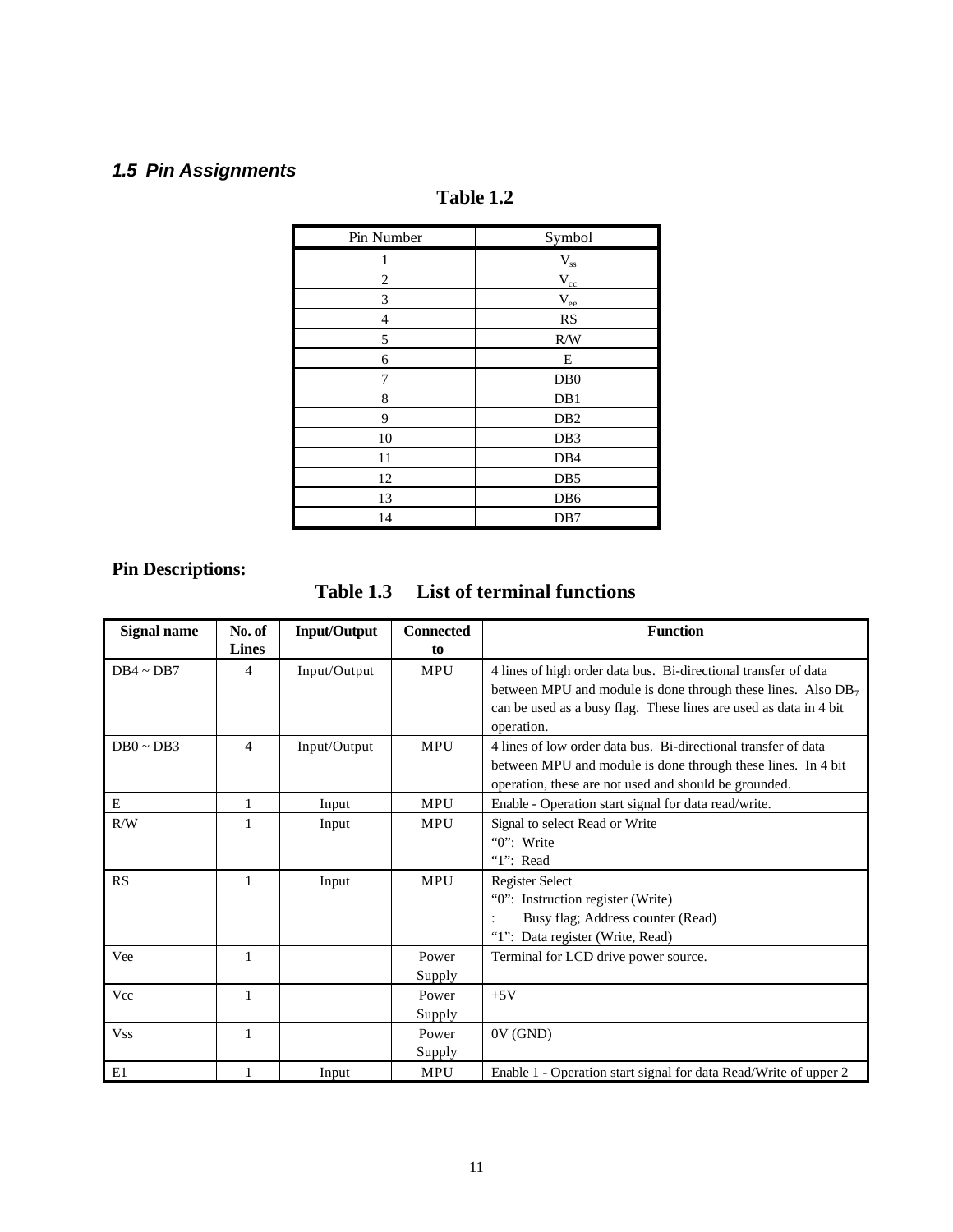## *1.5 Pin Assignments*

**Table 1.2**

| Pin Number | Symbol |
|---|---|
| 1 | $V_{ss}$ |
| 2 | $V_{cc}$ |
| 3 | $V_{ee}$ |
| 4 | RS |
| 5 | R/W |
| 6 | E |
| 7 | DB0 |
| 8 | DB1 |
| 9 | DB2 |
| 10 | DB3 |
| 11 | DB4 |
| 12 | DB5 |
| 13 | DB6 |
| 14 | DB7 |

**Pin Descriptions:**

**Table 1.3 List of terminal functions**

| Signal name | No. of Lines | Input/Output | Connected to | Function |
|---|---|---|---|---|
| DB4 ~ DB7 | 4 | Input/Output | MPU | 4 lines of high order data bus. Bi-directional transfer of data between MPU and module is done through these lines. Also $DB_7$ can be used as a busy flag. These lines are used as data in 4 bit operation. |
| DB0 ~ DB3 | 4 | Input/Output | MPU | 4 lines of low order data bus. Bi-directional transfer of data between MPU and module is done through these lines. In 4 bit operation, these are not used and should be grounded. |
| E | 1 | Input | MPU | Enable - Operation start signal for data read/write. |
| R/W | 1 | Input | MPU | Signal to select Read or Write<br>"0": Write<br>"1": Read |
| RS | 1 | Input | MPU | Register Select<br>"0": Instruction register (Write)<br>: Busy flag; Address counter (Read)<br>"1": Data register (Write, Read) |
| Vee | 1 | | Power Supply | Terminal for LCD drive power source. |
| Vcc | 1 | | Power Supply | +5V |
| Vss | 1 | | Power Supply | 0V (GND) |
| E1 | 1 | Input | MPU | Enable 1 - Operation start signal for data Read/Write of upper 2 |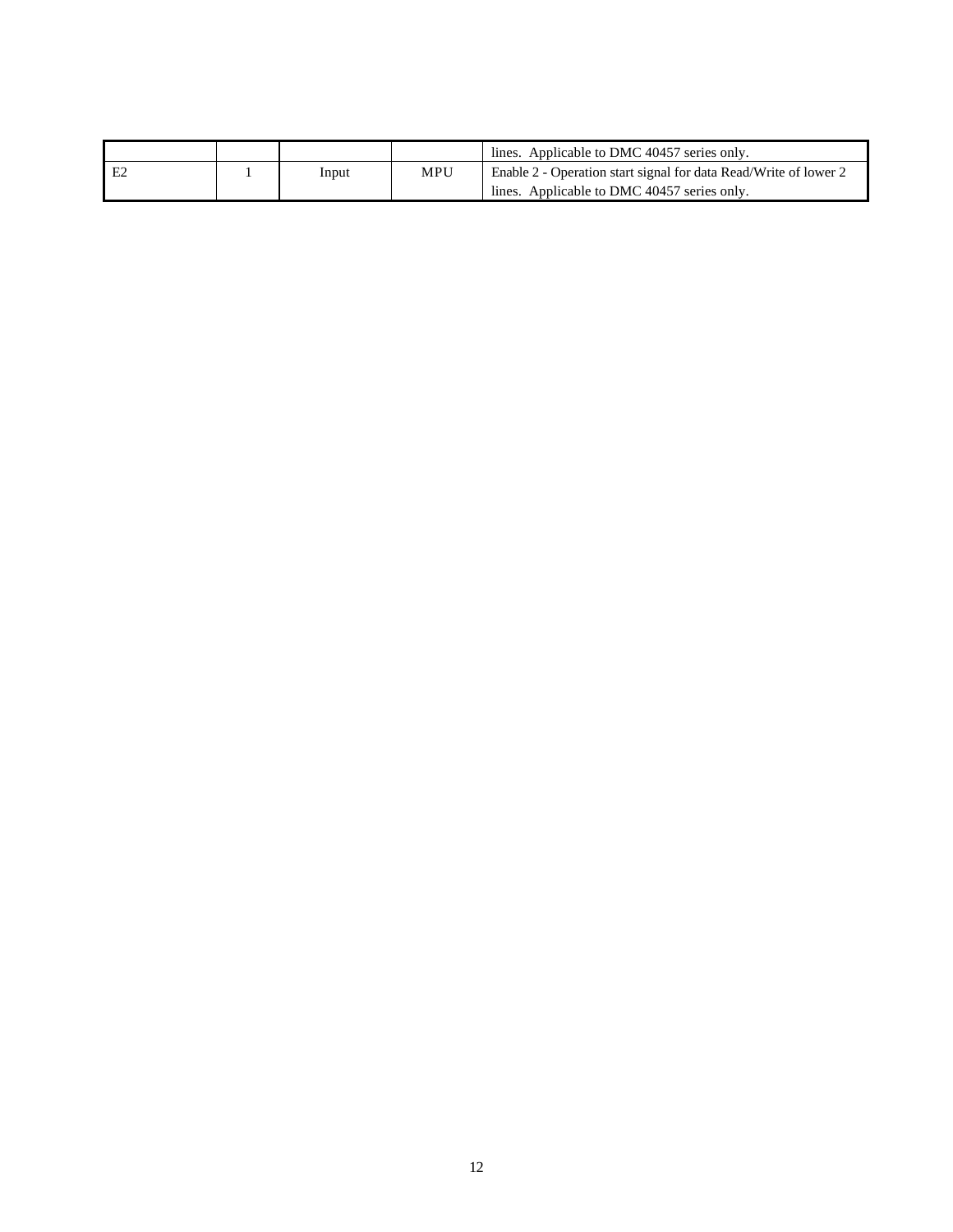| | | | | |
|---|---|---|---|---|
| | | | | lines. Applicable to DMC 40457 series only. |
| E2 | 1 | Input | MPU | Enable 2 - Operation start signal for data Read/Write of lower 2 lines. Applicable to DMC 40457 series only. |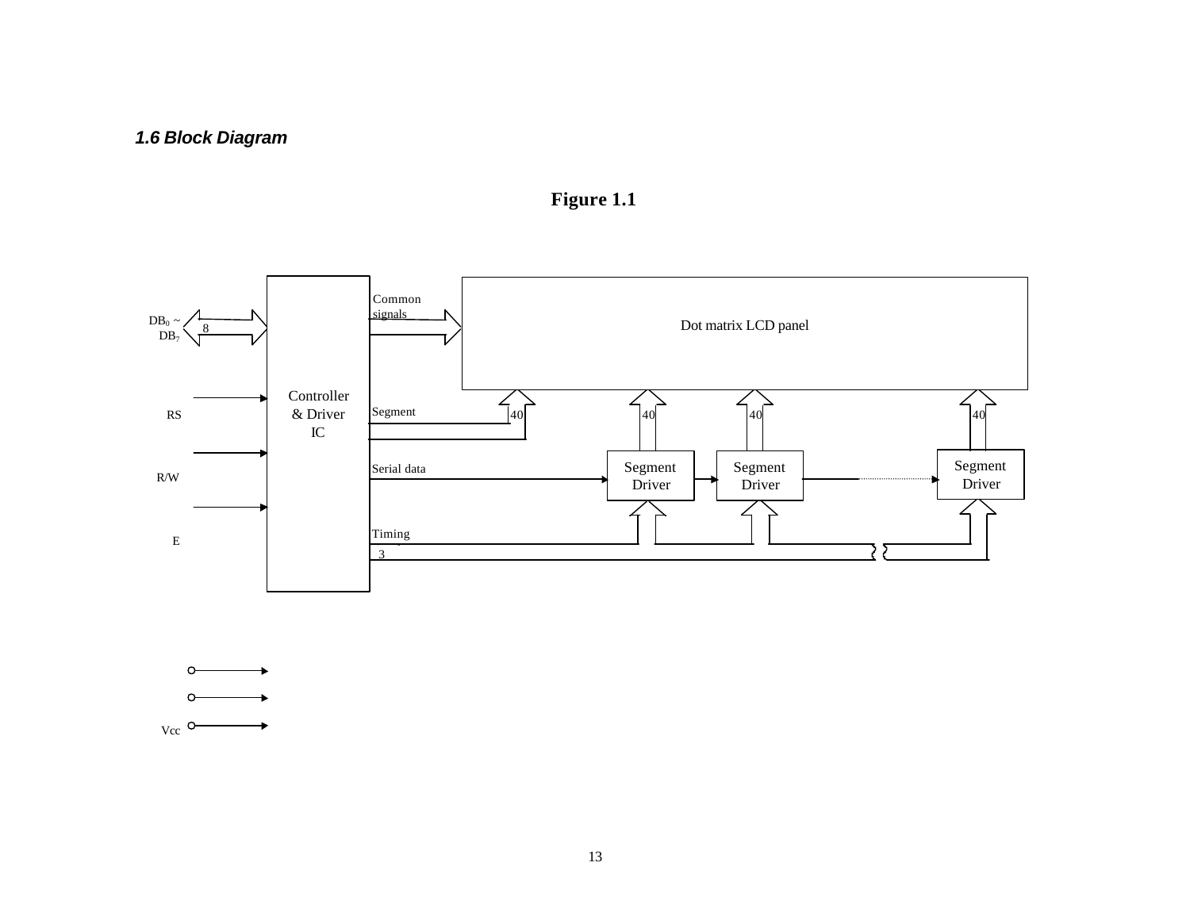### *1.6 Block Diagram*

**Figure 1.1**

DB$_0$ ~ DB$_7$ 8

RS

R/W

E

Controller & Driver IC

Common signals

Dot matrix LCD panel

Segment

40 40 40 40

Serial data

Segment Driver

Segment Driver

Segment Driver

Timing

3

Vcc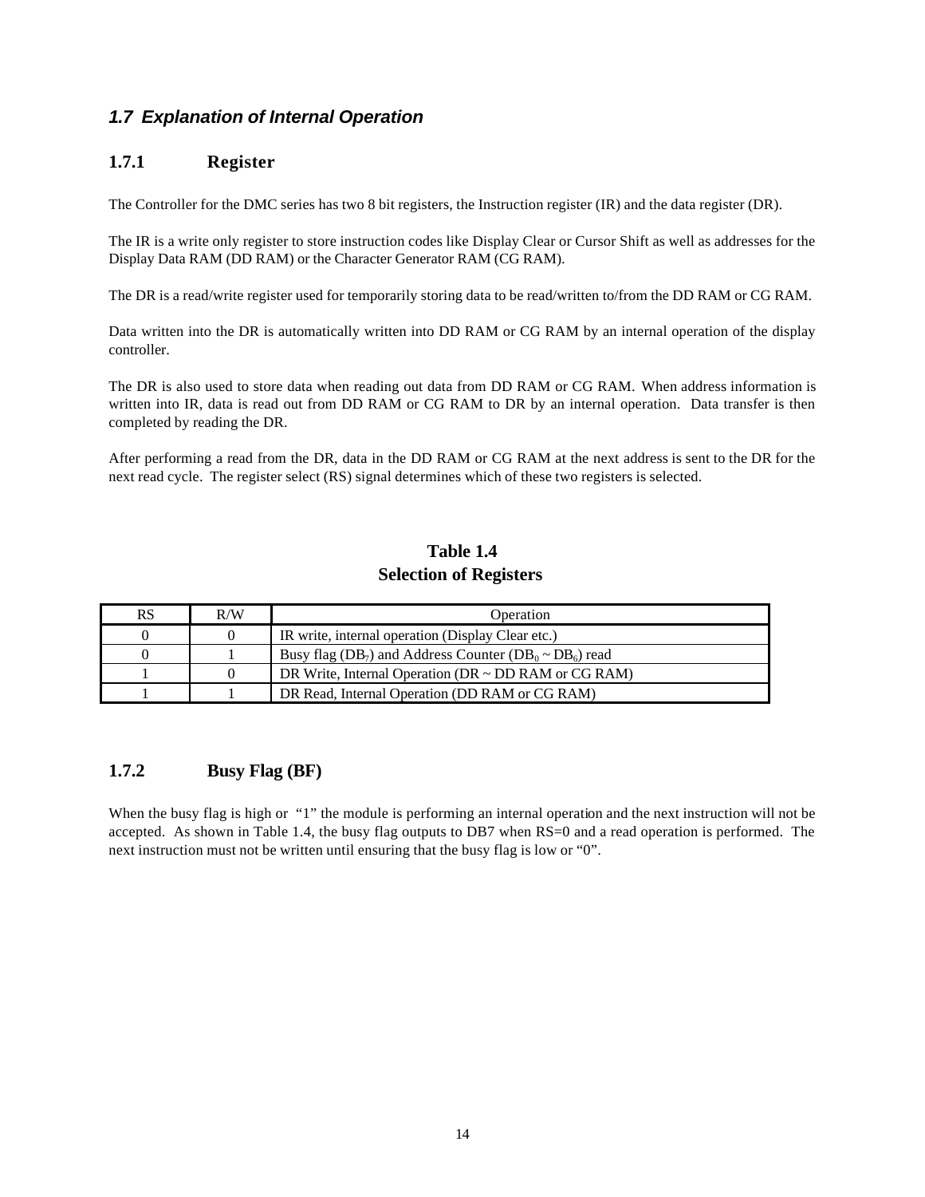## *1.7 Explanation of Internal Operation*

### 1.7.1 Register

The Controller for the DMC series has two 8 bit registers, the Instruction register (IR) and the data register (DR).

The IR is a write only register to store instruction codes like Display Clear or Cursor Shift as well as addresses for the Display Data RAM (DD RAM) or the Character Generator RAM (CG RAM).

The DR is a read/write register used for temporarily storing data to be read/written to/from the DD RAM or CG RAM.

Data written into the DR is automatically written into DD RAM or CG RAM by an internal operation of the display controller.

The DR is also used to store data when reading out data from DD RAM or CG RAM. When address information is written into IR, data is read out from DD RAM or CG RAM to DR by an internal operation. Data transfer is then completed by reading the DR.

After performing a read from the DR, data in the DD RAM or CG RAM at the next address is sent to the DR for the next read cycle. The register select (RS) signal determines which of these two registers is selected.

**Table 1.4**
**Selection of Registers**

| RS | R/W | Operation |
|---|---|---|
| 0 | 0 | IR write, internal operation (Display Clear etc.) |
| 0 | 1 | Busy flag ($DB_7$) and Address Counter ($DB_0$ ~ $DB_6$) read |
| 1 | 0 | DR Write, Internal Operation (DR ~ DD RAM or CG RAM) |
| 1 | 1 | DR Read, Internal Operation (DD RAM or CG RAM) |

### 1.7.2 Busy Flag (BF)

When the busy flag is high or "1" the module is performing an internal operation and the next instruction will not be accepted. As shown in Table 1.4, the busy flag outputs to DB7 when RS=0 and a read operation is performed. The next instruction must not be written until ensuring that the busy flag is low or "0".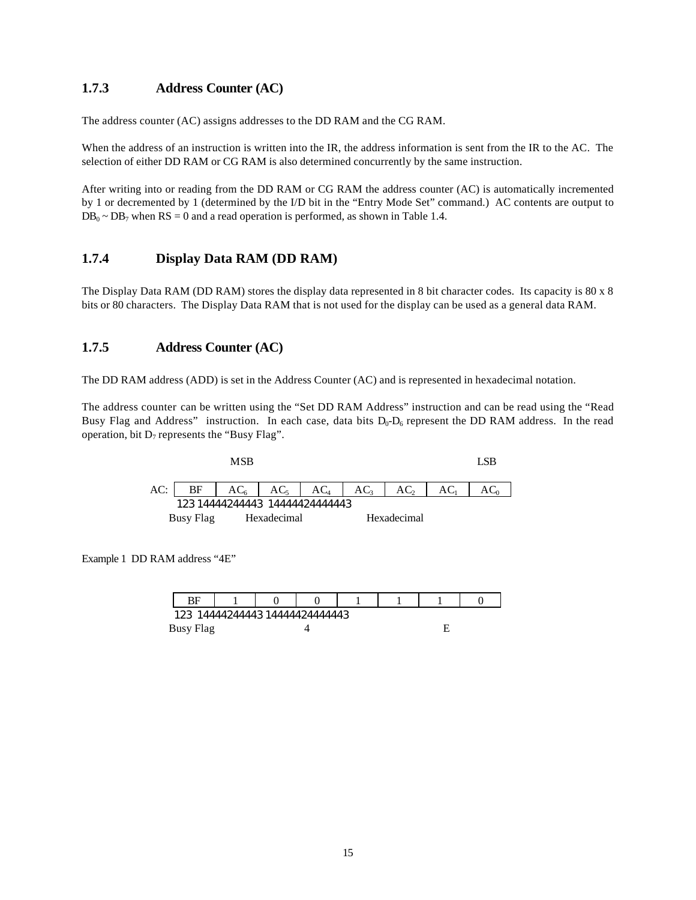### 1.7.3 Address Counter (AC)

The address counter (AC) assigns addresses to the DD RAM and the CG RAM.

When the address of an instruction is written into the IR, the address information is sent from the IR to the AC. The selection of either DD RAM or CG RAM is also determined concurrently by the same instruction.

After writing into or reading from the DD RAM or CG RAM the address counter (AC) is automatically incremented by 1 or decremented by 1 (determined by the I/D bit in the "Entry Mode Set" command.) AC contents are output to $DB_0 \sim DB_7$ when RS = 0 and a read operation is performed, as shown in Table 1.4.

### 1.7.4 Display Data RAM (DD RAM)

The Display Data RAM (DD RAM) stores the display data represented in 8 bit character codes. Its capacity is 80 x 8 bits or 80 characters. The Display Data RAM that is not used for the display can be used as a general data RAM.

### 1.7.5 Address Counter (AC)

The DD RAM address (ADD) is set in the Address Counter (AC) and is represented in hexadecimal notation.

The address counter can be written using the "Set DD RAM Address" instruction and can be read using the "Read Busy Flag and Address" instruction. In each case, data bits $D_0$-$D_6$ represent the DD RAM address. In the read operation, bit $D_7$ represents the "Busy Flag".

MSB (left) → LSB (right)

| AC: | BF | $AC_6$ | $AC_5$ | $AC_4$ | $AC_3$ | $AC_2$ | $AC_1$ | $AC_0$ |
|---|---|---|---|---|---|---|---|---|
| | Busy Flag | Hexadecimal | | | Hexadecimal | | | |

Example 1 DD RAM address "4E"

| BF | 1 | 0 | 0 | 1 | 1 | 1 | 0 |
|---|---|---|---|---|---|---|---|
| Busy Flag | 4 | | | E | | | |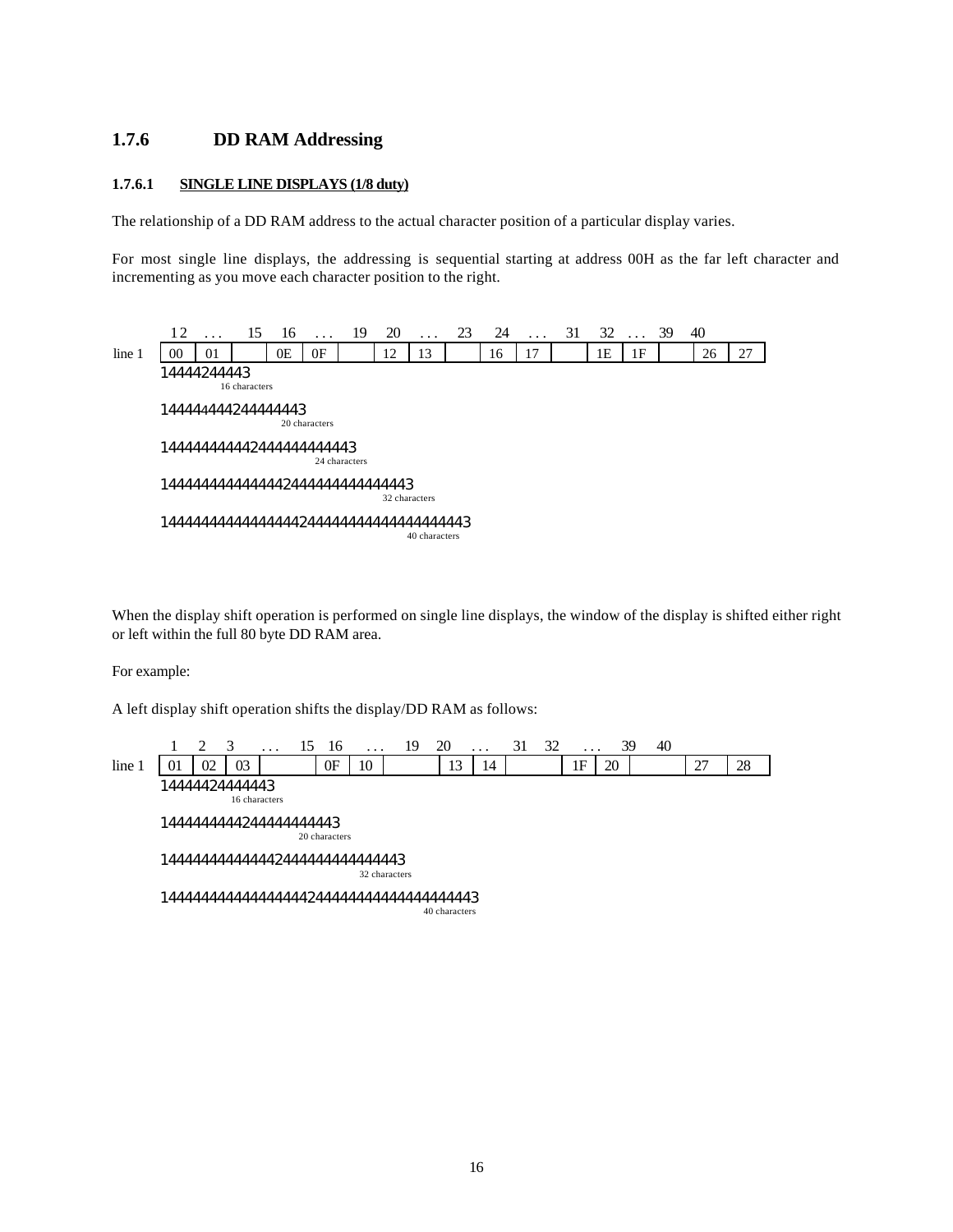### 1.7.6 DD RAM Addressing

#### 1.7.6.1 SINGLE LINE DISPLAYS (1/8 duty)

The relationship of a DD RAM address to the actual character position of a particular display varies.

For most single line displays, the addressing is sequential starting at address 00H as the far left character and incrementing as you move each character position to the right.

| | 1 | 2 | ... | 15 | 16 | ... | 19 | 20 | ... | 23 | 24 | ... | 31 | 32 | ... | 39 | 40 |
|---|---|---|---|---|---|---|---|---|---|---|---|---|---|---|---|---|---|
| line 1 | 00 | 01 | | 0E | 0F | | 12 | 13 | | 16 | 17 | | 1E | 1F | | 26 | 27 |

16 characters

20 characters

24 characters

32 characters

40 characters

When the display shift operation is performed on single line displays, the window of the display is shifted either right or left within the full 80 byte DD RAM area.

For example:

A left display shift operation shifts the display/DD RAM as follows:

| | 1 | 2 | 3 | ... | 15 | 16 | ... | 19 | 20 | ... | 31 | 32 | ... | 39 | 40 |
|---|---|---|---|---|---|---|---|---|---|---|---|---|---|---|---|
| line 1 | 01 | 02 | 03 | | 0F | 10 | | 13 | 14 | | 1F | 20 | | 27 | 28 |

16 characters

20 characters

32 characters

40 characters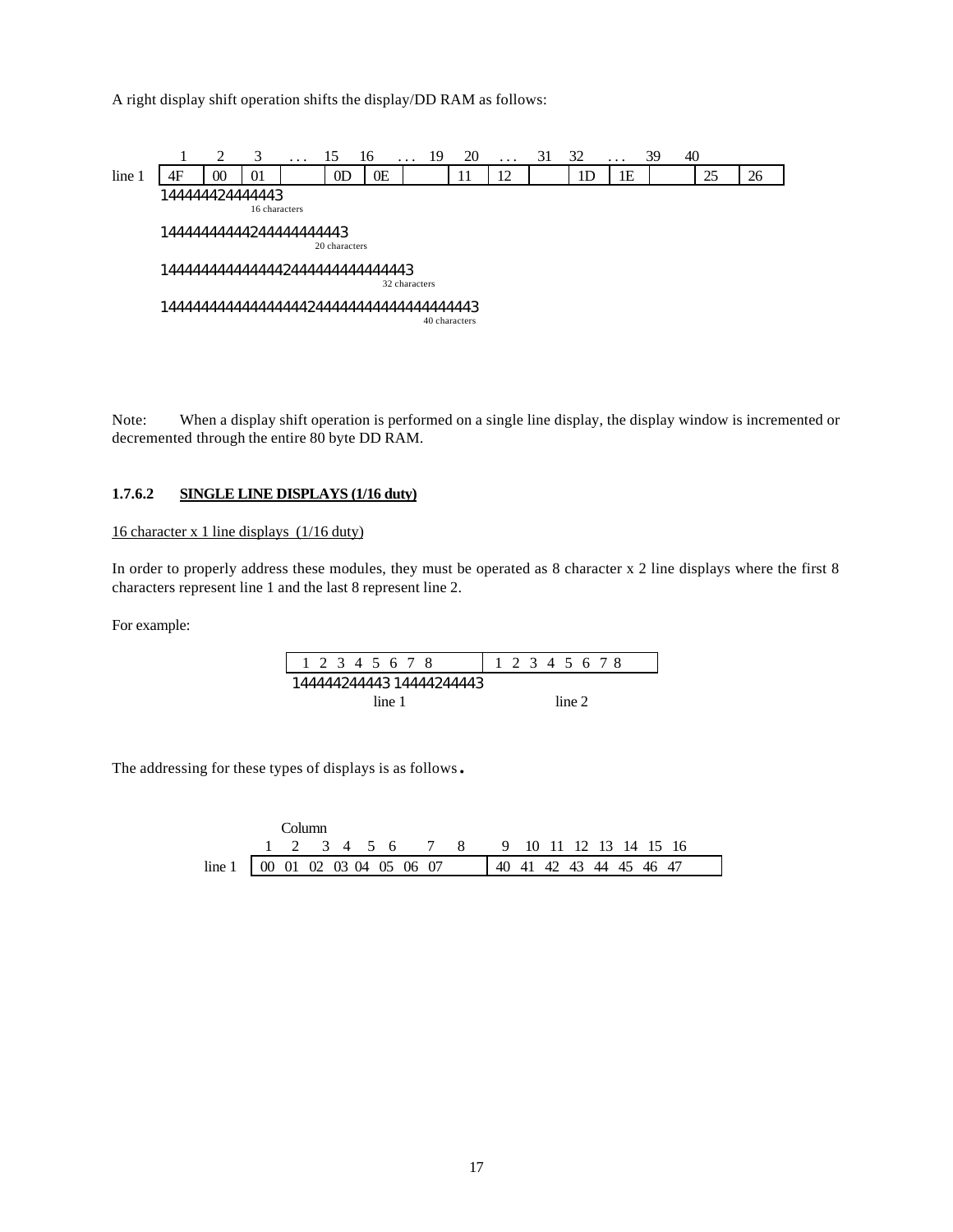A right display shift operation shifts the display/DD RAM as follows:

| | 1 | 2 | 3 | . . . | 15 | 16 | . . . | 19 | 20 | . . . | 31 | 32 | . . . | 39 | 40 |
|---|---|---|---|---|---|---|---|---|---|---|---|---|---|---|---|
| line 1 | 4F | 00 | 01 | | 0D | 0E | | 11 | 12 | | 1D | 1E | | 25 | 26 |

16 characters

20 characters

32 characters

40 characters

Note: When a display shift operation is performed on a single line display, the display window is incremented or decremented through the entire 80 byte DD RAM.

### 1.7.6.2 SINGLE LINE DISPLAYS (1/16 duty)

16 character x 1 line displays (1/16 duty)

In order to properly address these modules, they must be operated as 8 character x 2 line displays where the first 8 characters represent line 1 and the last 8 represent line 2.

For example:

| 1 2 3 4 5 6 7 8 | 1 2 3 4 5 6 7 8 |
|---|---|
| line 1 | line 2 |

The addressing for these types of displays is as follows.

| Column | 1 | 2 | 3 | 4 | 5 | 6 | 7 | 8 | 9 | 10 | 11 | 12 | 13 | 14 | 15 | 16 |
|---|---|---|---|---|---|---|---|---|---|---|---|---|---|---|---|---|
| line 1 | 00 | 01 | 02 | 03 | 04 | 05 | 06 | 07 | 40 | 41 | 42 | 43 | 44 | 45 | 46 | 47 |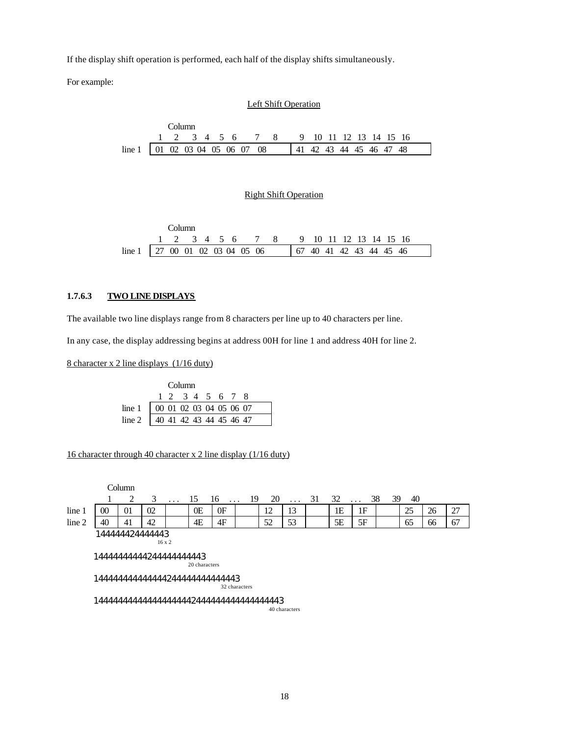If the display shift operation is performed, each half of the display shifts simultaneously.

For example:

Left Shift Operation

| Column | 1 | 2 | 3 | 4 | 5 | 6 | 7 | 8 | 9 | 10 | 11 | 12 | 13 | 14 | 15 | 16 |
|---|---|---|---|---|---|---|---|---|---|---|---|---|---|---|---|---|
| line 1 | 01 | 02 | 03 | 04 | 05 | 06 | 07 | 08 | 41 | 42 | 43 | 44 | 45 | 46 | 47 | 48 |

Right Shift Operation

| Column | 1 | 2 | 3 | 4 | 5 | 6 | 7 | 8 | 9 | 10 | 11 | 12 | 13 | 14 | 15 | 16 |
|---|---|---|---|---|---|---|---|---|---|---|---|---|---|---|---|---|
| line 1 | 27 | 00 | 01 | 02 | 03 | 04 | 05 | 06 | 67 | 40 | 41 | 42 | 43 | 44 | 45 | 46 |

### 1.7.6.3 TWO LINE DISPLAYS

The available two line displays range from 8 characters per line up to 40 characters per line.

In any case, the display addressing begins at address 00H for line 1 and address 40H for line 2.

8 character x 2 line displays (1/16 duty)

| Column | 1 | 2 | 3 | 4 | 5 | 6 | 7 | 8 |
|---|---|---|---|---|---|---|---|---|
| line 1 | 00 | 01 | 02 | 03 | 04 | 05 | 06 | 07 |
| line 2 | 40 | 41 | 42 | 43 | 44 | 45 | 46 | 47 |

16 character through 40 character x 2 line display (1/16 duty)

| Column | 1 | 2 | 3 | . . . | 15 | 16 | . . . | 19 | 20 | . . . | 31 | 32 | . . . | 38 | 39 | 40 |
|---|---|---|---|---|---|---|---|---|---|---|---|---|---|---|---|---|
| line 1 | 00 | 01 | 02 | | 0E | 0F | | 12 | 13 | | 1E | 1F | | 25 | 26 | 27 |
| line 2 | 40 | 41 | 42 | | 4E | 4F | | 52 | 53 | | 5E | 5F | | 65 | 66 | 67 |

16 x 2 (columns 1–16)

20 characters (columns 1–20)

32 characters (columns 1–32)

40 characters (columns 1–40)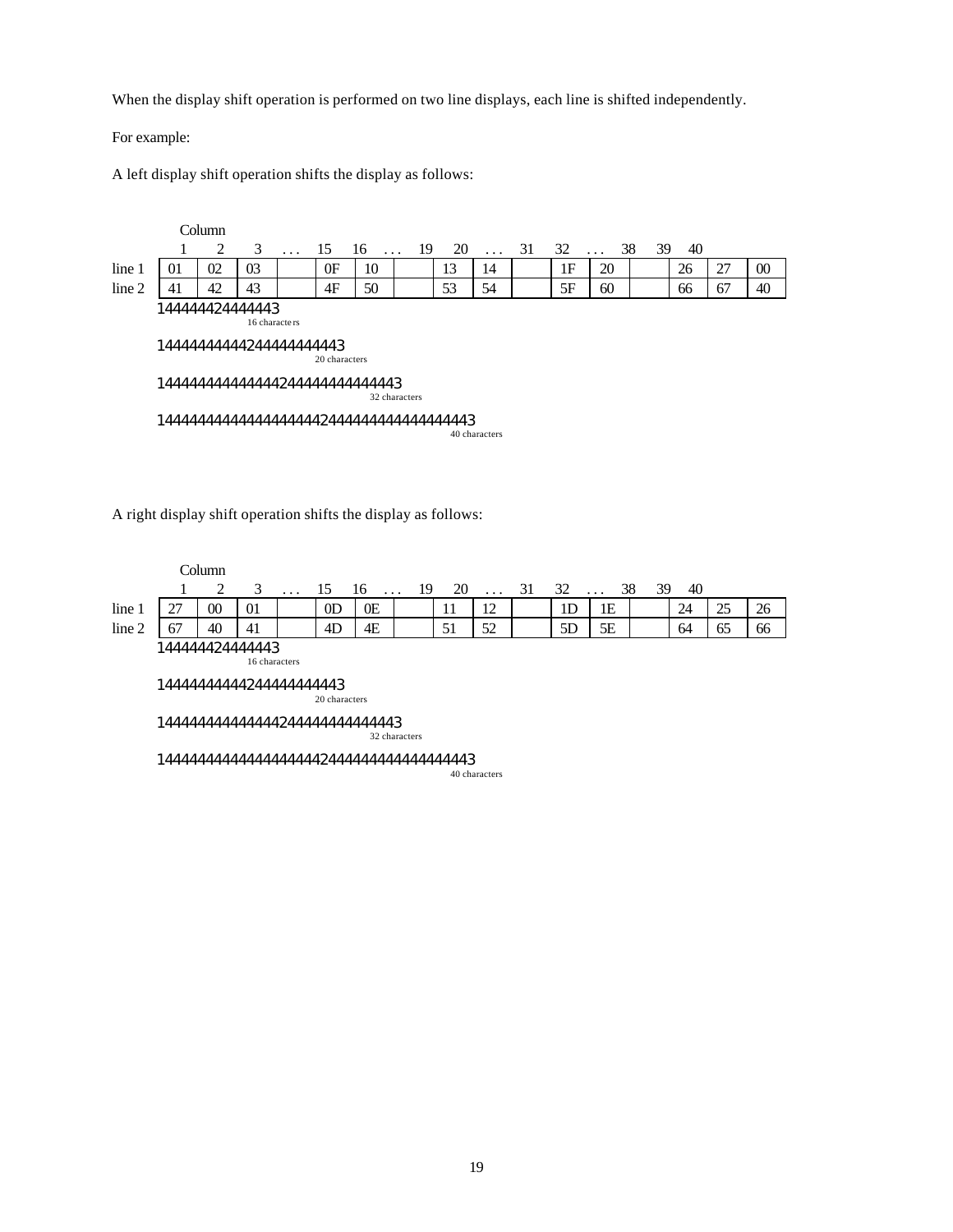When the display shift operation is performed on two line displays, each line is shifted independently.

For example:

A left display shift operation shifts the display as follows:

| Column | 1 | 2 | 3 | . . . | 15 | 16 | . . . | 19 | 20 | . . . | 31 | 32 | . . . | 38 | 39 | 40 |
|---|---|---|---|---|---|---|---|---|---|---|---|---|---|---|---|---|
| line 1 | 01 | 02 | 03 | | 0F | 10 | | 13 | 14 | | 1F | 20 | | 26 | 27 | 00 |
| line 2 | 41 | 42 | 43 | | 4F | 50 | | 53 | 54 | | 5F | 60 | | 66 | 67 | 40 |

16 characters

20 characters

32 characters

40 characters

A right display shift operation shifts the display as follows:

| Column | 1 | 2 | 3 | . . . | 15 | 16 | . . . | 19 | 20 | . . . | 31 | 32 | . . . | 38 | 39 | 40 |
|---|---|---|---|---|---|---|---|---|---|---|---|---|---|---|---|---|
| line 1 | 27 | 00 | 01 | | 0D | 0E | | 11 | 12 | | 1D | 1E | | 24 | 25 | 26 |
| line 2 | 67 | 40 | 41 | | 4D | 4E | | 51 | 52 | | 5D | 5E | | 64 | 65 | 66 |

16 characters

20 characters

32 characters

40 characters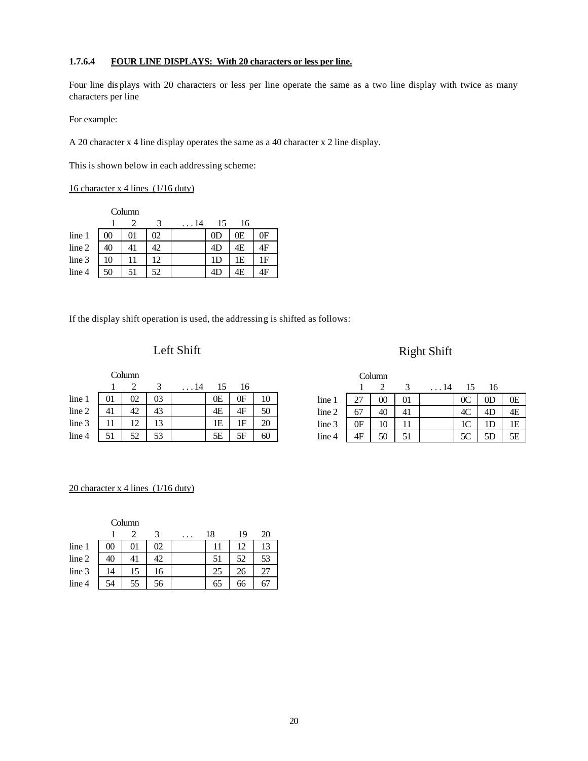### 1.7.6.4 FOUR LINE DISPLAYS: With 20 characters or less per line.

Four line displays with 20 characters or less per line operate the same as a two line display with twice as many characters per line

For example:

A 20 character x 4 line display operates the same as a 40 character x 2 line display.

This is shown below in each addressing scheme:

16 character x 4 lines (1/16 duty)

| | Column | | | | | | |
|---|---|---|---|---|---|---|---|
| | 1 | 2 | 3 | . . . 14 | 15 | 16 | |
| line 1 | 00 | 01 | 02 | | 0D | 0E | 0F |
| line 2 | 40 | 41 | 42 | | 4D | 4E | 4F |
| line 3 | 10 | 11 | 12 | | 1D | 1E | 1F |
| line 4 | 50 | 51 | 52 | | 4D | 4E | 4F |

If the display shift operation is used, the addressing is shifted as follows:

Left Shift

| | Column | | | | | | |
|---|---|---|---|---|---|---|---|
| | 1 | 2 | 3 | . . . 14 | 15 | 16 | |
| line 1 | 01 | 02 | 03 | | 0E | 0F | 10 |
| line 2 | 41 | 42 | 43 | | 4E | 4F | 50 |
| line 3 | 11 | 12 | 13 | | 1E | 1F | 20 |
| line 4 | 51 | 52 | 53 | | 5E | 5F | 60 |

Right Shift

| | Column | | | | | | |
|---|---|---|---|---|---|---|---|
| | 1 | 2 | 3 | . . . 14 | 15 | 16 | |
| line 1 | 27 | 00 | 01 | | 0C | 0D | 0E |
| line 2 | 67 | 40 | 41 | | 4C | 4D | 4E |
| line 3 | 0F | 10 | 11 | | 1C | 1D | 1E |
| line 4 | 4F | 50 | 51 | | 5C | 5D | 5E |

20 character x 4 lines (1/16 duty)

| | Column | | | | | | |
|---|---|---|---|---|---|---|---|
| | 1 | 2 | 3 | . . . | 18 | 19 | 20 |
| line 1 | 00 | 01 | 02 | | 11 | 12 | 13 |
| line 2 | 40 | 41 | 42 | | 51 | 52 | 53 |
| line 3 | 14 | 15 | 16 | | 25 | 26 | 27 |
| line 4 | 54 | 55 | 56 | | 65 | 66 | 67 |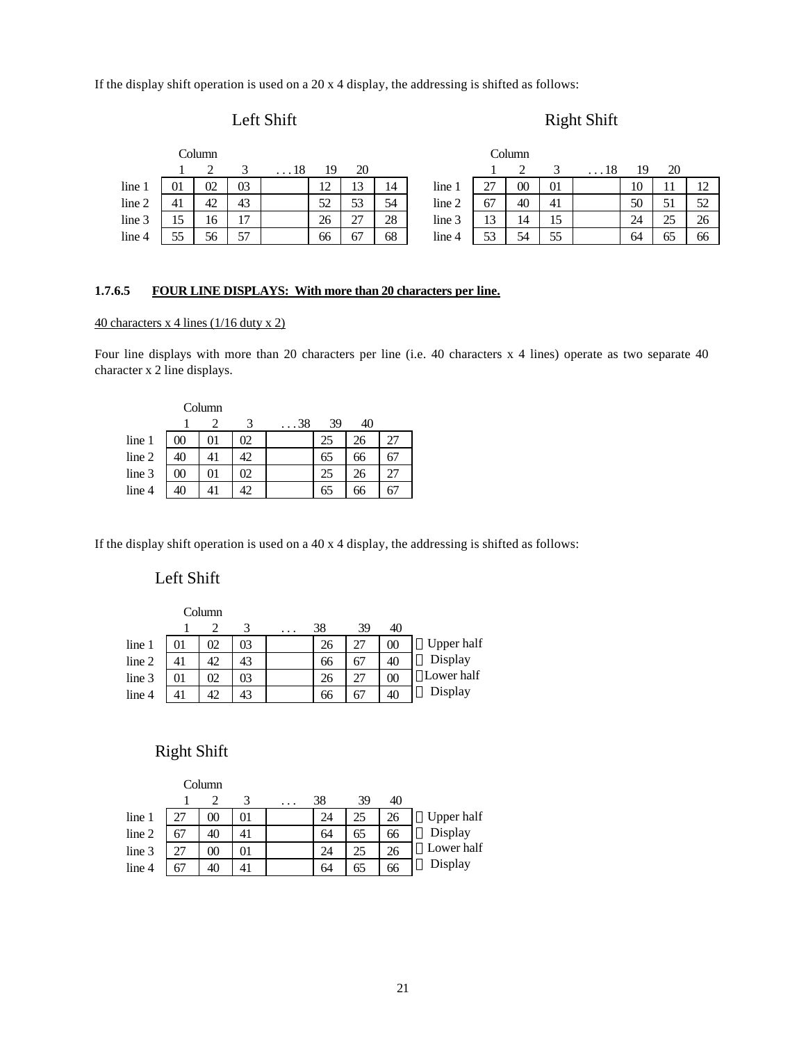If the display shift operation is used on a 20 x 4 display, the addressing is shifted as follows:

**Left Shift**

| | Column 1 | 2 | 3 | . . .18 | 19 | 20 | |
|---|---|---|---|---|---|---|---|
| line 1 | 01 | 02 | 03 | | 12 | 13 | 14 |
| line 2 | 41 | 42 | 43 | | 52 | 53 | 54 |
| line 3 | 15 | 16 | 17 | | 26 | 27 | 28 |
| line 4 | 55 | 56 | 57 | | 66 | 67 | 68 |

**Right Shift**

| | Column 1 | 2 | 3 | . . .18 | 19 | 20 | |
|---|---|---|---|---|---|---|---|
| line 1 | 27 | 00 | 01 | | 10 | 11 | 12 |
| line 2 | 67 | 40 | 41 | | 50 | 51 | 52 |
| line 3 | 13 | 14 | 15 | | 24 | 25 | 26 |
| line 4 | 53 | 54 | 55 | | 64 | 65 | 66 |

### 1.7.6.5 FOUR LINE DISPLAYS: With more than 20 characters per line.

40 characters x 4 lines (1/16 duty x 2)

Four line displays with more than 20 characters per line (i.e. 40 characters x 4 lines) operate as two separate 40 character x 2 line displays.

| | Column 1 | 2 | 3 | . . .38 | 39 | 40 | |
|---|---|---|---|---|---|---|---|
| line 1 | 00 | 01 | 02 | | 25 | 26 | 27 |
| line 2 | 40 | 41 | 42 | | 65 | 66 | 67 |
| line 3 | 00 | 01 | 02 | | 25 | 26 | 27 |
| line 4 | 40 | 41 | 42 | | 65 | 66 | 67 |

If the display shift operation is used on a 40 x 4 display, the addressing is shifted as follows:

**Left Shift**

| | Column 1 | 2 | 3 | . . . | 38 | 39 | 40 | |
|---|---|---|---|---|---|---|---|---|
| line 1 | 01 | 02 | 03 | | 26 | 27 | 00 | Upper half |
| line 2 | 41 | 42 | 43 | | 66 | 67 | 40 | Display |
| line 3 | 01 | 02 | 03 | | 26 | 27 | 00 | Lower half |
| line 4 | 41 | 42 | 43 | | 66 | 67 | 40 | Display |

**Right Shift**

| | Column 1 | 2 | 3 | . . . | 38 | 39 | 40 | |
|---|---|---|---|---|---|---|---|---|
| line 1 | 27 | 00 | 01 | | 24 | 25 | 26 | Upper half |
| line 2 | 67 | 40 | 41 | | 64 | 65 | 66 | Display |
| line 3 | 27 | 00 | 01 | | 24 | 25 | 26 | Lower half |
| line 4 | 67 | 40 | 41 | | 64 | 65 | 66 | Display |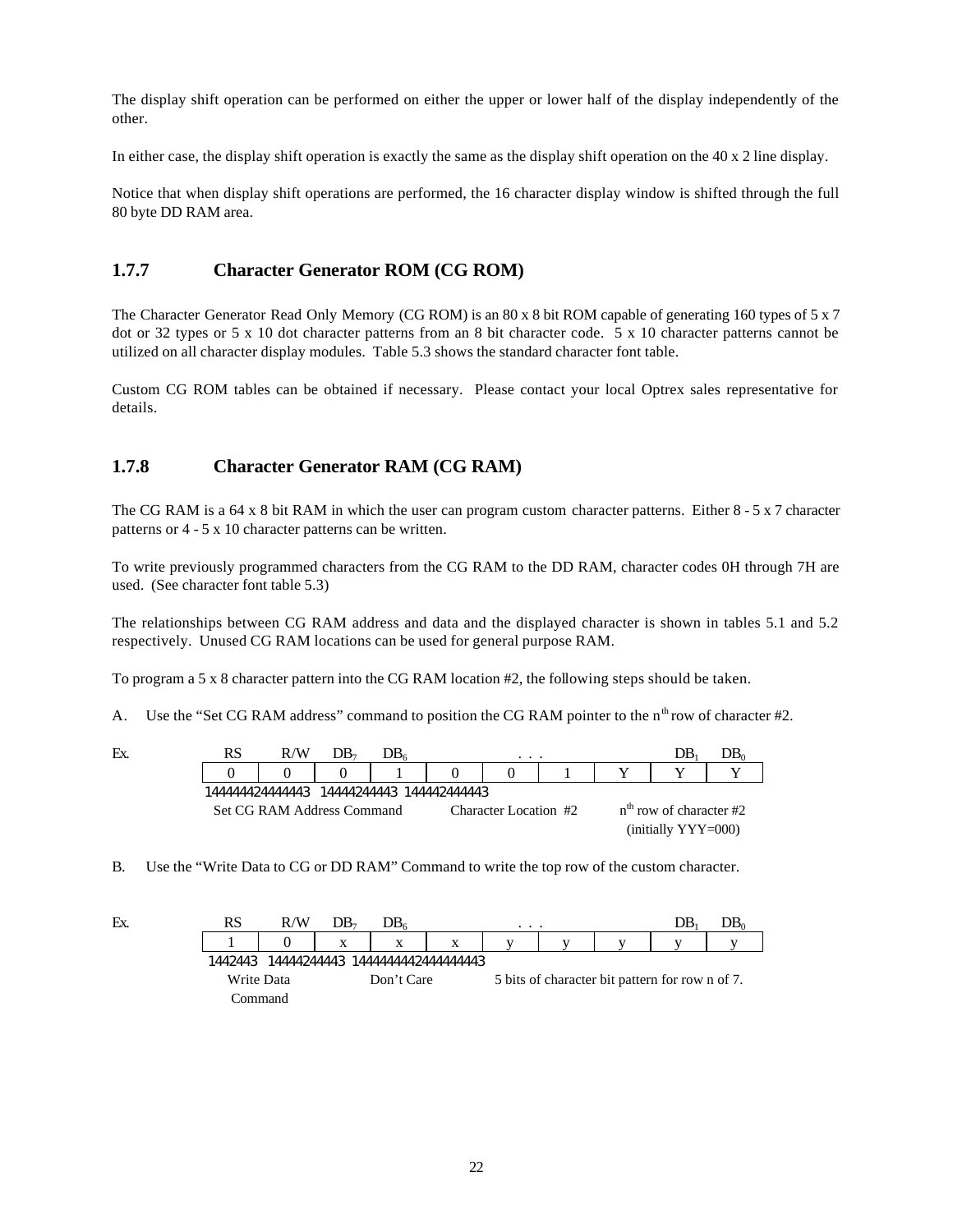The display shift operation can be performed on either the upper or lower half of the display independently of the other.

In either case, the display shift operation is exactly the same as the display shift operation on the 40 x 2 line display.

Notice that when display shift operations are performed, the 16 character display window is shifted through the full 80 byte DD RAM area.

### 1.7.7 Character Generator ROM (CG ROM)

The Character Generator Read Only Memory (CG ROM) is an 80 x 8 bit ROM capable of generating 160 types of 5 x 7 dot or 32 types or 5 x 10 dot character patterns from an 8 bit character code. 5 x 10 character patterns cannot be utilized on all character display modules. Table 5.3 shows the standard character font table.

Custom CG ROM tables can be obtained if necessary. Please contact your local Optrex sales representative for details.

### 1.7.8 Character Generator RAM (CG RAM)

The CG RAM is a 64 x 8 bit RAM in which the user can program custom character patterns. Either 8 - 5 x 7 character patterns or 4 - 5 x 10 character patterns can be written.

To write previously programmed characters from the CG RAM to the DD RAM, character codes 0H through 7H are used. (See character font table 5.3)

The relationships between CG RAM address and data and the displayed character is shown in tables 5.1 and 5.2 respectively. Unused CG RAM locations can be used for general purpose RAM.

To program a 5 x 8 character pattern into the CG RAM location #2, the following steps should be taken.

A. Use the "Set CG RAM address" command to position the CG RAM pointer to the n[th] row of character #2.

Ex.

| RS | R/W | $DB_7$ | $DB_6$ | | . . . | | | $DB_1$ | $DB_0$ |
|---|---|---|---|---|---|---|---|---|---|
| 0 | 0 | 0 | 1 | 0 | 0 | 1 | Y | Y | Y |
| Set CG RAM Address Command | | | | Character Location #2 | | | n[th] row of character #2 (initially YYY=000) | | |

B. Use the "Write Data to CG or DD RAM" Command to write the top row of the custom character.

Ex.

| RS | R/W | $DB_7$ | $DB_6$ | | . . . | | | $DB_1$ | $DB_0$ |
|---|---|---|---|---|---|---|---|---|---|
| 1 | 0 | x | x | x | y | y | y | y | y |
| Write Data Command | | Don't Care | | | 5 bits of character bit pattern for row n of 7. | | | | |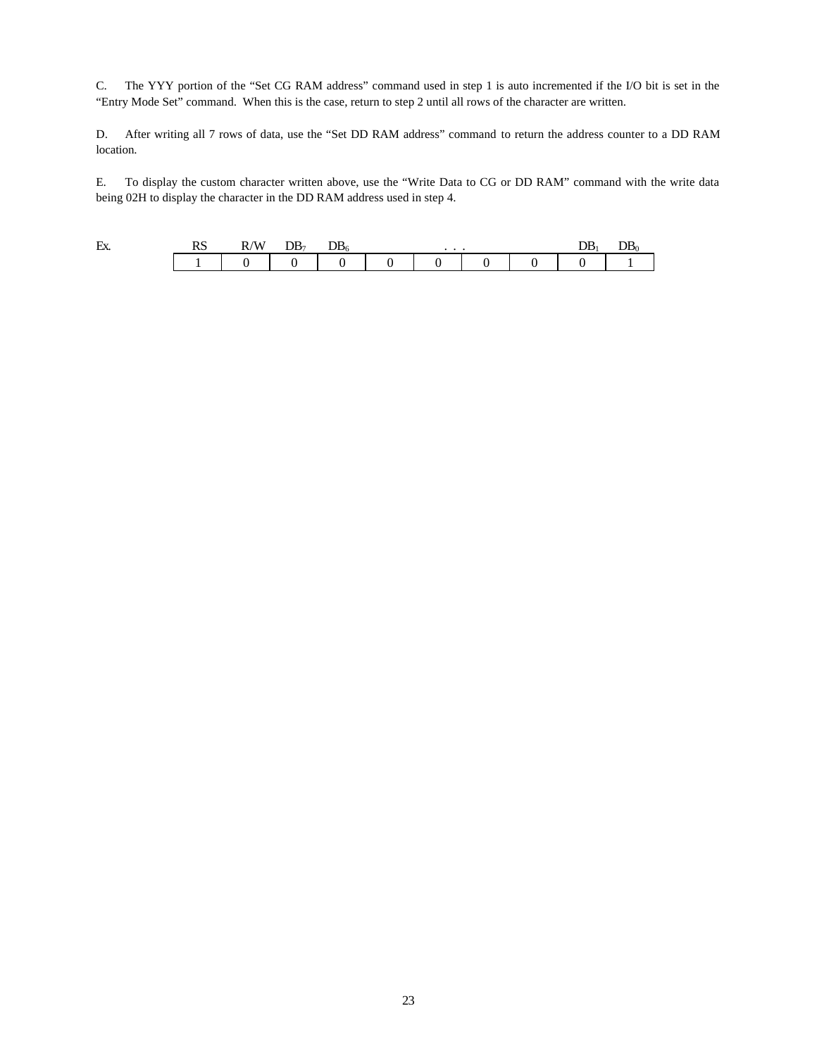C. The YYY portion of the "Set CG RAM address" command used in step 1 is auto incremented if the I/O bit is set in the "Entry Mode Set" command. When this is the case, return to step 2 until all rows of the character are written.

D. After writing all 7 rows of data, use the "Set DD RAM address" command to return the address counter to a DD RAM location.

E. To display the custom character written above, use the "Write Data to CG or DD RAM" command with the write data being 02H to display the character in the DD RAM address used in step 4.

Ex.

| RS | R/W | $DB_7$ | $DB_6$ | | . . . | | | $DB_1$ | $DB_0$ |
|---|---|---|---|---|---|---|---|---|---|
| 1 | 0 | 0 | 0 | 0 | 0 | 0 | 0 | 0 | 1 |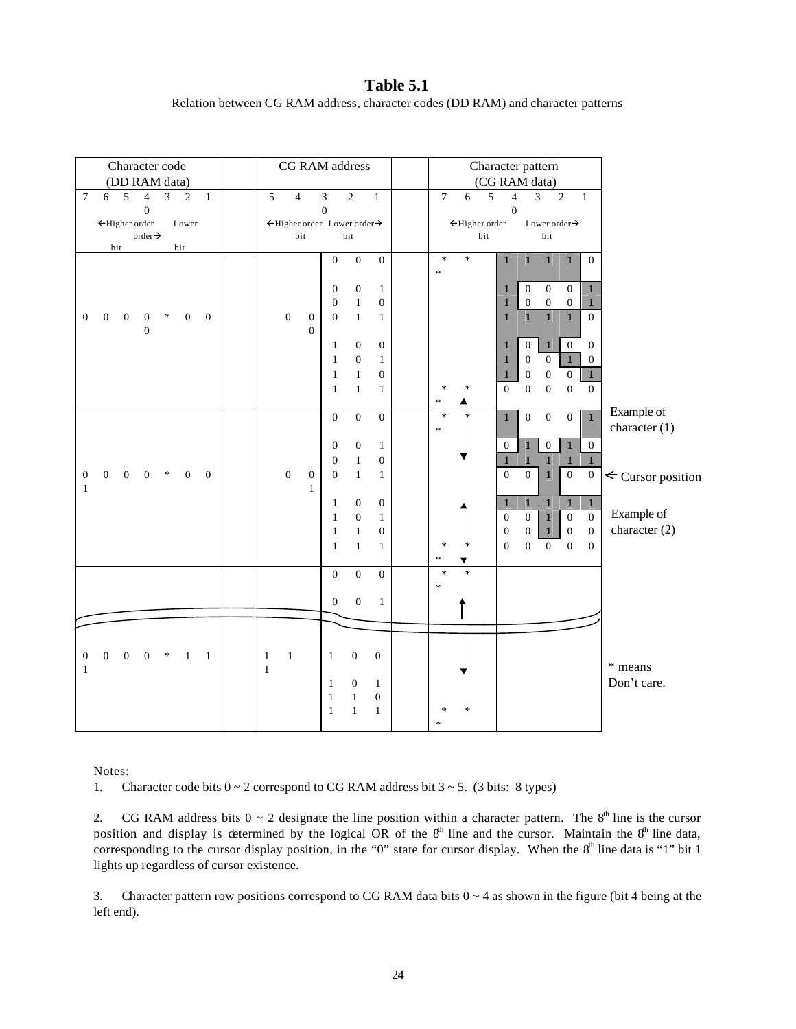# Table 5.1

Relation between CG RAM address, character codes (DD RAM) and character patterns

| Character code (DD RAM data) 7 6 5 4 3 2 1 0 (←Higher order bit, Lower order bit→) | CG RAM address 5 4 3 2 1 0 (←Higher order bit, Lower order bit→) | | Character pattern (CG RAM data) 7 6 5 4 3 2 1 0 (←Higher order bit, Lower order bit→) | |
|---|---|---|---|---|
| 0 0 0 0 * 0 0 0 | 0 0 0 | 0 0 0 | * * * | 1 1 1 1 0 |
| | | 0 0 1 | | 1 0 0 0 1 |
| | | 0 1 0 | | 1 0 0 0 1 |
| | | 0 1 1 | | 1 1 1 1 0 |
| | | 1 0 0 | | 1 0 1 0 0 |
| | | 1 0 1 | | 1 0 0 1 0 |
| | | 1 1 0 | | 1 0 0 0 1 |
| | | 1 1 1 | * * * | 0 0 0 0 0 |
| 0 0 0 0 * 0 0 1 | 0 0 1 | 0 0 0 | * * * | 1 0 0 0 1 |
| | | 0 0 1 | | 0 1 0 1 0 |
| | | 0 1 0 | | 1 1 1 1 1 |
| | | 0 1 1 | | 0 0 1 0 0 |
| | | 1 0 0 | | 1 1 1 1 1 |
| | | 1 0 1 | | 0 0 1 0 0 |
| | | 1 1 0 | | 0 0 1 0 0 |
| | | 1 1 1 | * * * | 0 0 0 0 0 |
| | | 0 0 0 | * * * | |
| | | 0 0 1 | | |
| ⋮ | ⋮ | ⋮ | ⋮ | |
| 0 0 0 0 * 1 1 1 | 1 1 1 | 1 0 0 | | |
| | | 1 0 1 | | |
| | | 1 1 0 | | |
| | | 1 1 1 | * * * | |

Example of character (1): rows for character code 0 0 0 0 * 0 0 0 (letter "R" pattern).

Example of character (2): rows for character code 0 0 0 0 * 0 0 1.

← Cursor position (8th line)

\* means Don't care.

Notes:

1. Character code bits 0 ~ 2 correspond to CG RAM address bit 3 ~ 5. (3 bits: 8 types)

2. CG RAM address bits 0 ~ 2 designate the line position within a character pattern. The 8th line is the cursor position and display is determined by the logical OR of the 8th line and the cursor. Maintain the 8th line data, corresponding to the cursor display position, in the "0" state for cursor display. When the 8th line data is "1" bit 1 lights up regardless of cursor existence.

3. Character pattern row positions correspond to CG RAM data bits 0 ~ 4 as shown in the figure (bit 4 being at the left end).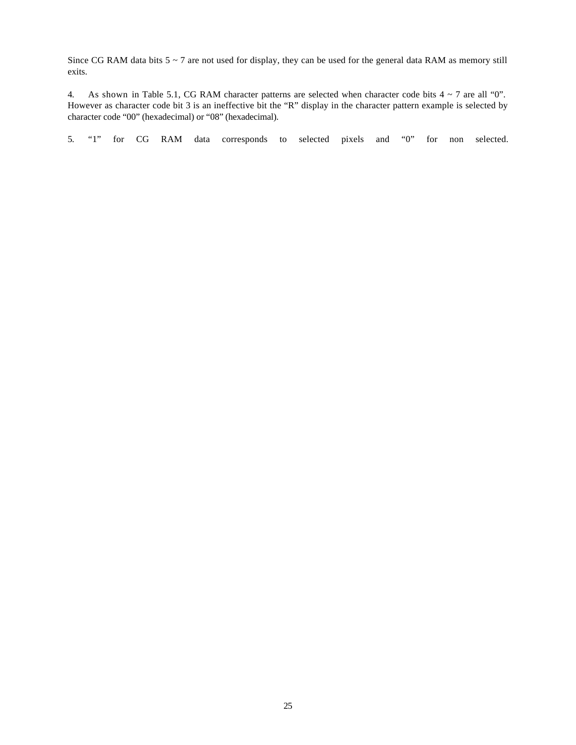Since CG RAM data bits 5 ~ 7 are not used for display, they can be used for the general data RAM as memory still exits.

4. As shown in Table 5.1, CG RAM character patterns are selected when character code bits 4 ~ 7 are all “0”. However as character code bit 3 is an ineffective bit the “R” display in the character pattern example is selected by character code “00” (hexadecimal) or “08” (hexadecimal).

5. “1” for CG RAM data corresponds to selected pixels and “0” for non selected.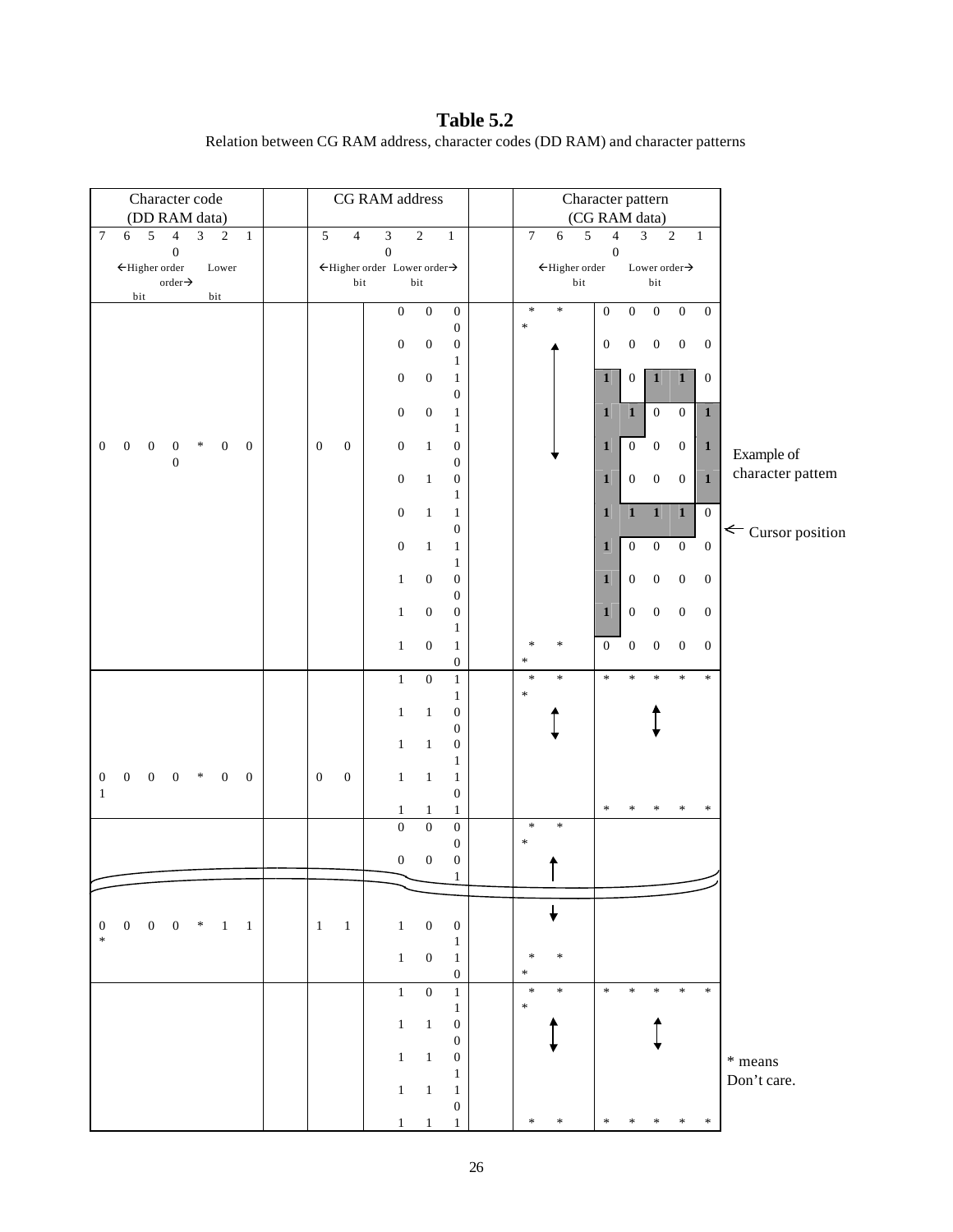# Table 5.2

Relation between CG RAM address, character codes (DD RAM) and character patterns

| Character code (DD RAM data) 7 6 5 4 3 2 1 0 ←Higher order bit / Lower order bit→ | CG RAM address 5 4 3 2 1 0 ←Higher order bit / Lower order bit→ | | Character pattern (CG RAM data) 7 6 5 4 3 2 1 0 ←Higher order bit / Lower order bit→ | |
|---|---|---|---|---|
| 0 0 0 0 * 0 0 0 | 0 0 | 0 0 0 | * * * | 0 0 0 0 0 |
| | | 0 0 1 | | 0 0 0 0 0 |
| | | 0 1 0 | | 1 0 1 1 0 |
| | | 0 1 1 | | 1 1 0 0 1 |
| | | 1 0 0 | | 1 0 0 0 1 |
| | | 1 0 1 | | 1 0 0 0 1 |
| | | 1 1 0 | | 1 1 1 1 0 |
| | | 1 1 1 | | 1 0 0 0 0 |
| | | 0 0 0 | | 1 0 0 0 0 |
| | | 0 0 1 | | 1 0 0 0 0 |
| | | 0 1 0 | * * * | 0 0 0 0 0 |
| 0 0 0 0 * 0 0 1 | 0 0 | 0 1 1 | * * * | * * * * * |
| | | 1 0 0 | | |
| | | 1 0 1 | | |
| | | 1 1 0 | | |
| | | 1 1 1 | | * * * * * |
| | | 0 0 0 | * * * | |
| | | 0 0 1 | | |
| 0 0 0 0 * 1 1 * | 1 1 | 1 0 1 | | |
| | | 1 1 0 | * * * | |
| | | 1 1 1 | * * * | * * * * * |
| | | 0 0 0 | | |
| | | 0 0 1 | | |
| | | 1 1 0 | | |
| | | 1 1 1 | * * | * * * * * |

Example of character pattern

← Cursor position

\* means Don't care.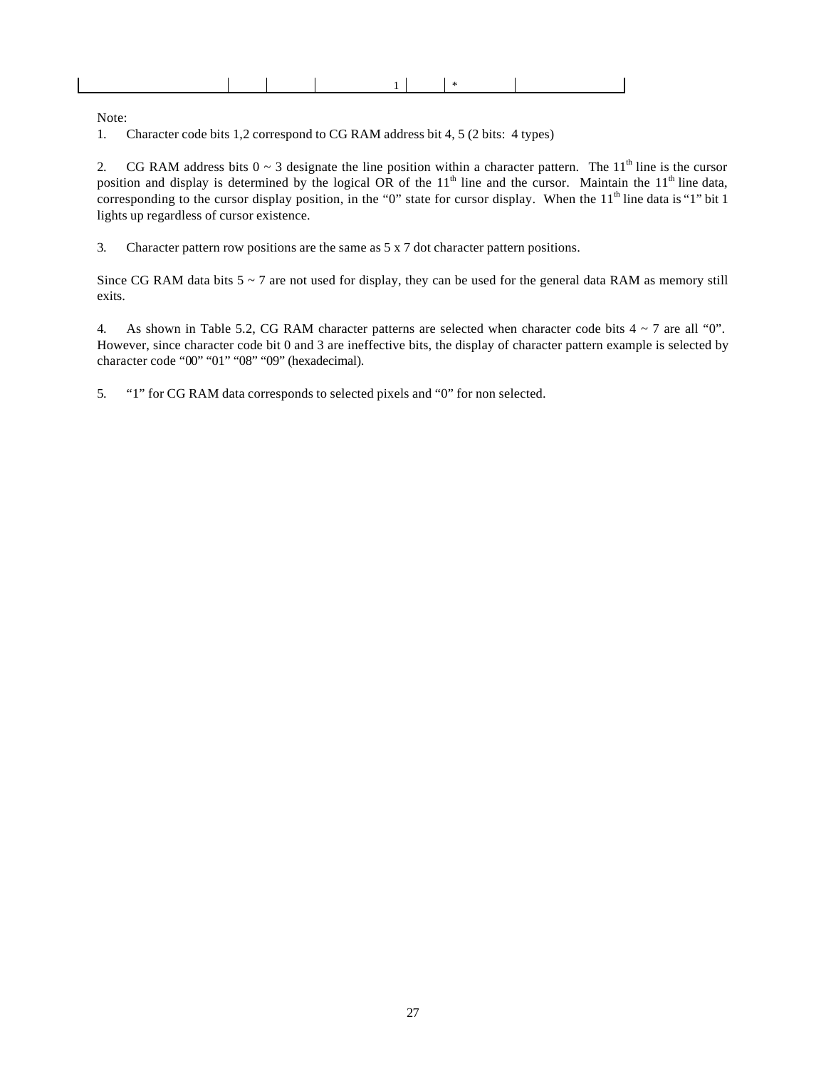| | | | | | | |
|---|---|---|---|---|---|---|
| | | | 1 | | * | |

Note:

1. Character code bits 1,2 correspond to CG RAM address bit 4, 5 (2 bits: 4 types)

2. CG RAM address bits 0 ~ 3 designate the line position within a character pattern. The 11th line is the cursor position and display is determined by the logical OR of the 11th line and the cursor. Maintain the 11th line data, corresponding to the cursor display position, in the "0" state for cursor display. When the 11th line data is "1" bit 1 lights up regardless of cursor existence.

3. Character pattern row positions are the same as 5 x 7 dot character pattern positions.

Since CG RAM data bits 5 ~ 7 are not used for display, they can be used for the general data RAM as memory still exits.

4. As shown in Table 5.2, CG RAM character patterns are selected when character code bits 4 ~ 7 are all "0". However, since character code bit 0 and 3 are ineffective bits, the display of character pattern example is selected by character code "00" "01" "08" "09" (hexadecimal).

5. "1" for CG RAM data corresponds to selected pixels and "0" for non selected.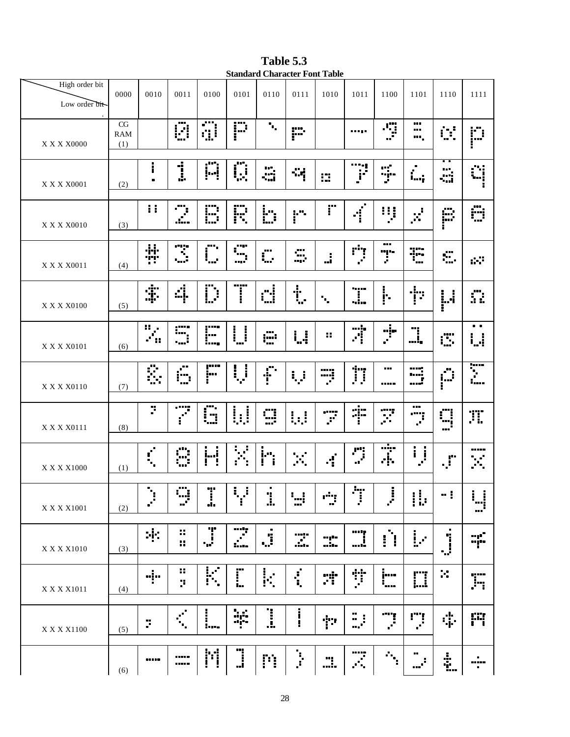**Table 5.3**

**Standard Character Font Table**

| High order bit / Low order bit | 0000 | 0010 | 0011 | 0100 | 0101 | 0110 | 0111 | 1010 | 1011 | 1100 | 1101 | 1110 | 1111 |
|---|---|---|---|---|---|---|---|---|---|---|---|---|---|
| X X X X0000 | CG RAM (1) | | 0 | @ | P | ` | p | | ー | タ | ミ | α | p |
| X X X X0001 | (2) | ! | 1 | A | Q | a | q | 。 | ア | チ | ム | ä | q |
| X X X X0010 | (3) | " | 2 | B | R | b | r | 「 | イ | ツ | メ | β | θ |
| X X X X0011 | (4) | # | 3 | C | S | c | s | 」 | ウ | テ | モ | ε | ∞ |
| X X X X0100 | (5) | $ | 4 | D | T | d | t | 、 | エ | ト | ヤ | μ | Ω |
| X X X X0101 | (6) | % | 5 | E | U | e | u | ・ | オ | ナ | ユ | σ | ü |
| X X X X0110 | (7) | & | 6 | F | V | f | v | ヲ | カ | ニ | ヨ | ρ | Σ |
| X X X X0111 | (8) | ' | 7 | G | W | g | w | ァ | キ | ヌ | ラ | g | π |
| X X X X1000 | (1) | ( | 8 | H | X | h | x | ィ | ク | ネ | リ | √ | $\bar{x}$ |
| X X X X1001 | (2) | ) | 9 | I | Y | i | y | ゥ | ケ | ノ | ル | $^{-1}$ | y |
| X X X X1010 | (3) | * | : | J | Z | j | z | ェ | コ | ハ | レ | j | 千 |
| X X X X1011 | (4) | + | ; | K | [ | k | { | ォ | サ | ヒ | ロ | ˣ | 万 |
| X X X X1100 | (5) | , | < | L | ¥ | l | \| | ャ | シ | フ | ワ | ¢ | 円 |
| | (6) | - | = | M | ] | m | } | ュ | ス | ヘ | ン | £ | ÷ |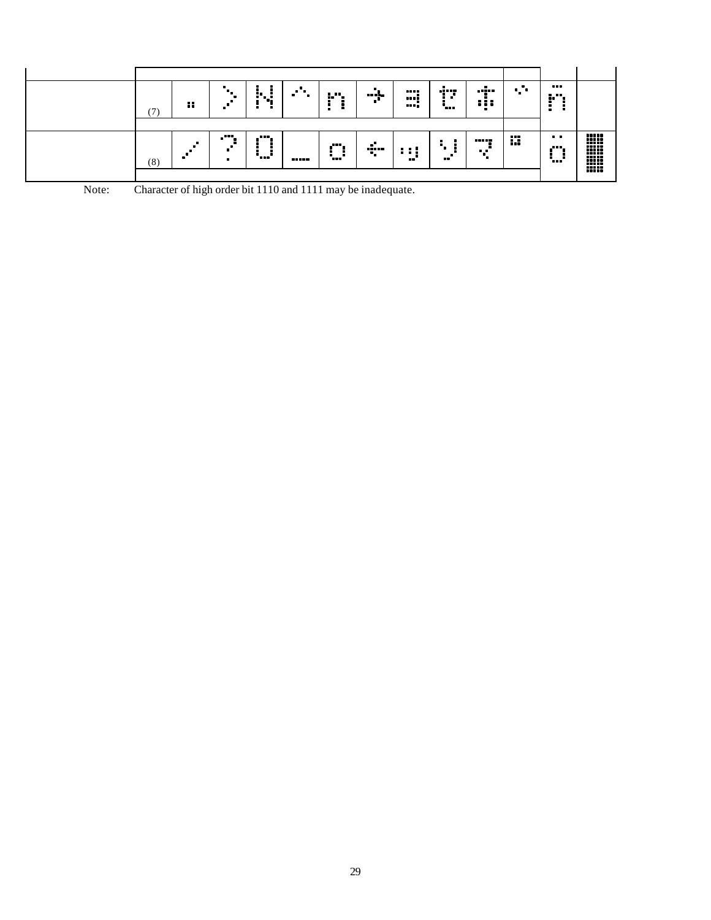| | | | | | | | | | | | | | |
|---|---|---|---|---|---|---|---|---|---|---|---|---|---|
| | (7) | .. | > | N | ^ | n | → | ∃ | ｾ | ｷ | ゛ | ñ | |
| | (8) | / | ? | O | _ | o | ← | ｯ | ｿ | ﾂ | ﾟ | ö | █ |

Note: Character of high order bit 1110 and 1111 may be inadequate.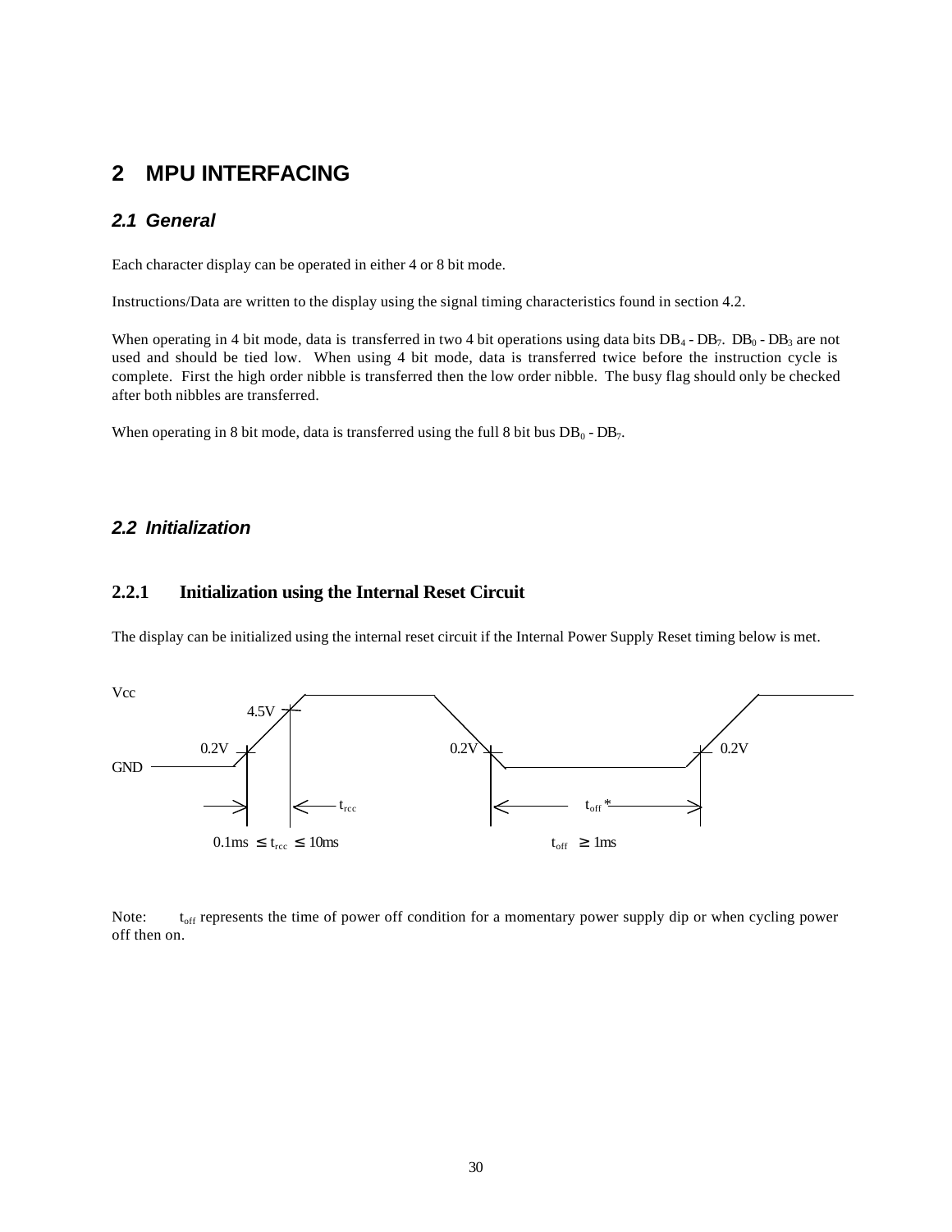# 2 MPU INTERFACING

## 2.1 General

Each character display can be operated in either 4 or 8 bit mode.

Instructions/Data are written to the display using the signal timing characteristics found in section 4.2.

When operating in 4 bit mode, data is transferred in two 4 bit operations using data bits $DB_4$ - $DB_7$. $DB_0$ - $DB_3$ are not used and should be tied low. When using 4 bit mode, data is transferred twice before the instruction cycle is complete. First the high order nibble is transferred then the low order nibble. The busy flag should only be checked after both nibbles are transferred.

When operating in 8 bit mode, data is transferred using the full 8 bit bus $DB_0$ - $DB_7$.

## 2.2 Initialization

### 2.2.1 Initialization using the Internal Reset Circuit

The display can be initialized using the internal reset circuit if the Internal Power Supply Reset timing below is met.

Vcc

4.5V

0.2V 0.2V 0.2V

GND

$t_{rcc}$ $t_{off}$ *

$0.1ms \leq t_{rcc} \leq 10ms$ $t_{off} \geq 1ms$

Note: $t_{off}$ represents the time of power off condition for a momentary power supply dip or when cycling power off then on.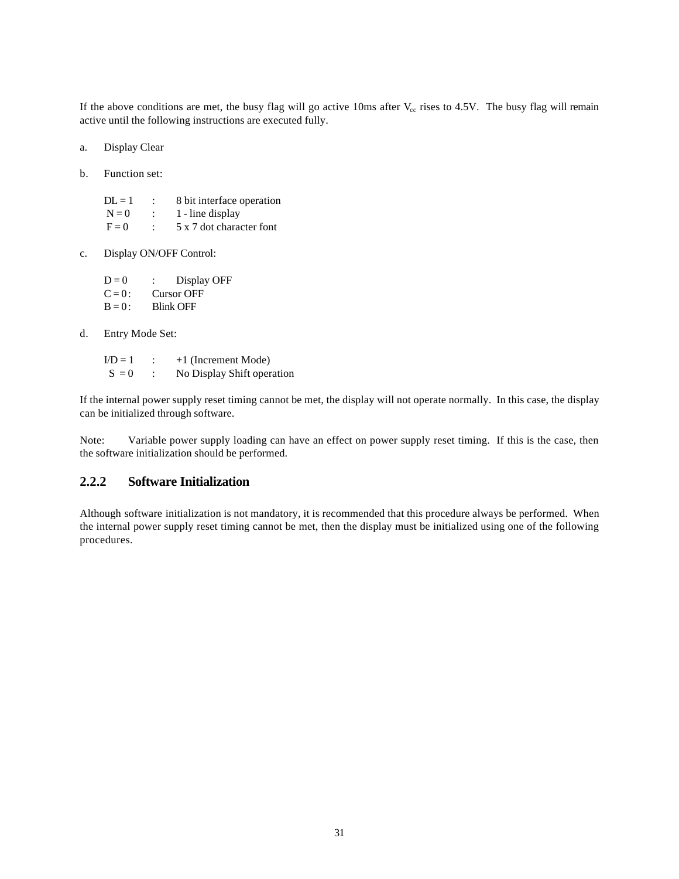If the above conditions are met, the busy flag will go active 10ms after $V_{cc}$ rises to 4.5V. The busy flag will remain active until the following instructions are executed fully.

a. Display Clear

b. Function set:

   DL = 1 : 8 bit interface operation
   N = 0 : 1 - line display
   F = 0 : 5 x 7 dot character font

c. Display ON/OFF Control:

   D = 0 : Display OFF
   C = 0 : Cursor OFF
   B = 0 : Blink OFF

d. Entry Mode Set:

   I/D = 1 : +1 (Increment Mode)
   S = 0 : No Display Shift operation

If the internal power supply reset timing cannot be met, the display will not operate normally. In this case, the display can be initialized through software.

Note: Variable power supply loading can have an effect on power supply reset timing. If this is the case, then the software initialization should be performed.

### 2.2.2 Software Initialization

Although software initialization is not mandatory, it is recommended that this procedure always be performed. When the internal power supply reset timing cannot be met, then the display must be initialized using one of the following procedures.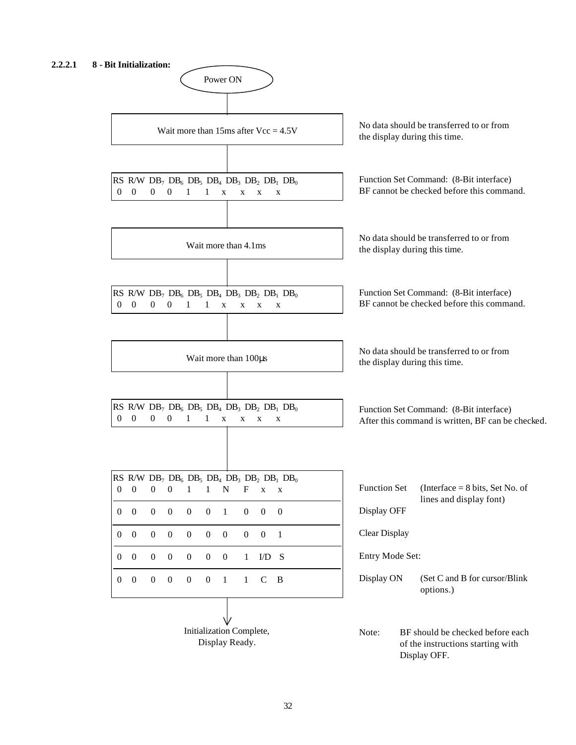#### 2.2.2.1 8 - Bit Initialization:

**Power ON**

↓

| Step | Note |
|---|---|
| Wait more than 15ms after Vcc = 4.5V | No data should be transferred to or from the display during this time. |

| RS | R/W | $DB_7$ | $DB_6$ | $DB_5$ | $DB_4$ | $DB_3$ | $DB_2$ | $DB_1$ | $DB_0$ | Note |
|---|---|---|---|---|---|---|---|---|---|---|
| 0 | 0 | 0 | 0 | 1 | 1 | x | x | x | x | Function Set Command: (8-Bit interface) BF cannot be checked before this command. |

| Step | Note |
|---|---|
| Wait more than 4.1ms | No data should be transferred to or from the display during this time. |

| RS | R/W | $DB_7$ | $DB_6$ | $DB_5$ | $DB_4$ | $DB_3$ | $DB_2$ | $DB_1$ | $DB_0$ | Note |
|---|---|---|---|---|---|---|---|---|---|---|
| 0 | 0 | 0 | 0 | 1 | 1 | x | x | x | x | Function Set Command: (8-Bit interface) BF cannot be checked before this command. |

| Step | Note |
|---|---|
| Wait more than 100μs | No data should be transferred to or from the display during this time. |

| RS | R/W | $DB_7$ | $DB_6$ | $DB_5$ | $DB_4$ | $DB_3$ | $DB_2$ | $DB_1$ | $DB_0$ | Note |
|---|---|---|---|---|---|---|---|---|---|---|
| 0 | 0 | 0 | 0 | 1 | 1 | x | x | x | x | Function Set Command: (8-Bit interface) After this command is written, BF can be checked. |

| RS | R/W | $DB_7$ | $DB_6$ | $DB_5$ | $DB_4$ | $DB_3$ | $DB_2$ | $DB_1$ | $DB_0$ | Instruction |
|---|---|---|---|---|---|---|---|---|---|---|
| 0 | 0 | 0 | 0 | 1 | 1 | N | F | x | x | Function Set (Interface = 8 bits, Set No. of lines and display font) |
| 0 | 0 | 0 | 0 | 0 | 0 | 1 | 0 | 0 | 0 | Display OFF |
| 0 | 0 | 0 | 0 | 0 | 0 | 0 | 0 | 0 | 1 | Clear Display |
| 0 | 0 | 0 | 0 | 0 | 0 | 0 | 1 | I/D | S | Entry Mode Set: |
| 0 | 0 | 0 | 0 | 0 | 0 | 1 | 1 | C | B | Display ON (Set C and B for cursor/Blink options.) |

↓

Initialization Complete, Display Ready.

Note: BF should be checked before each of the instructions starting with Display OFF.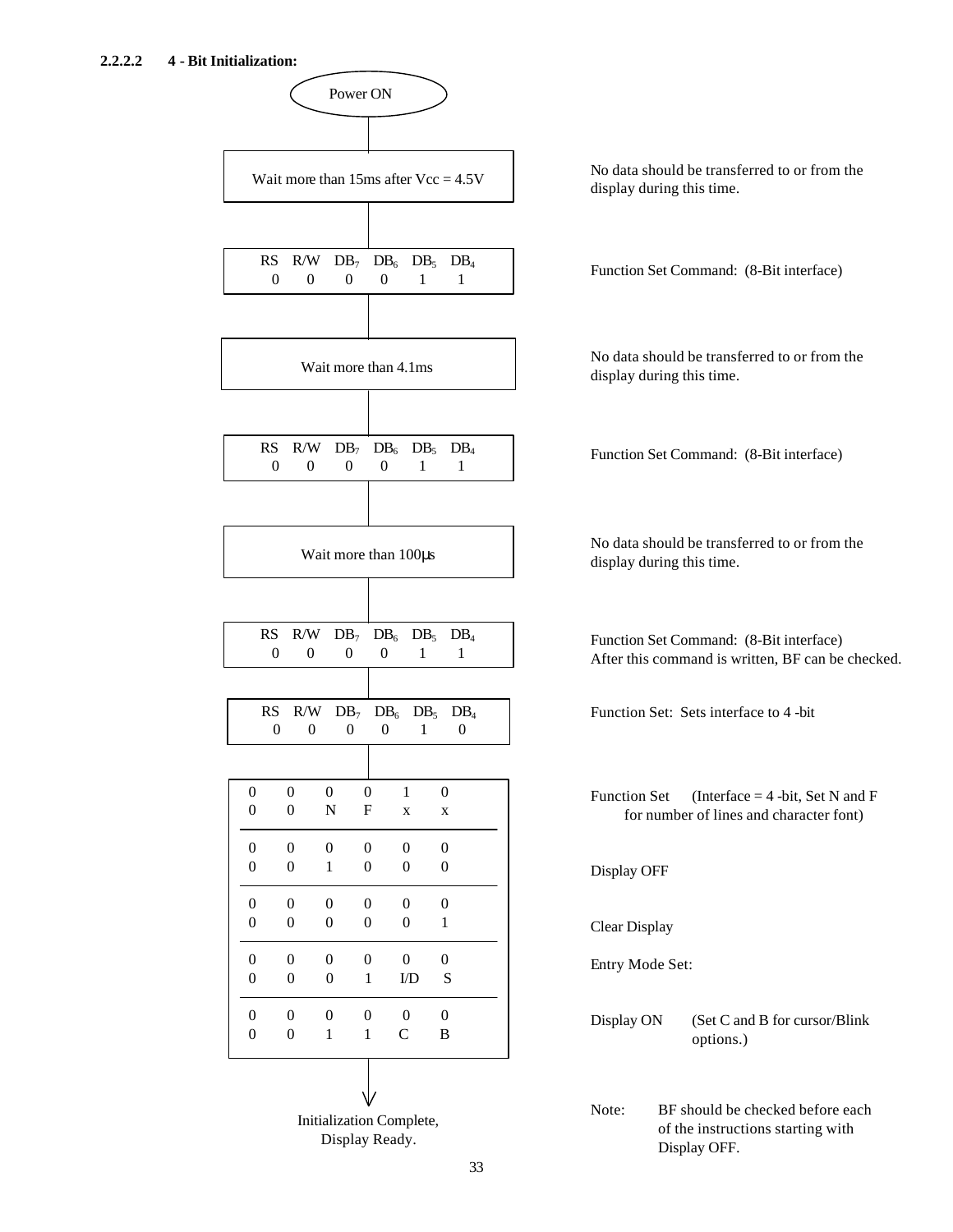#### 2.2.2.2 4 - Bit Initialization:

**Power ON**

**Wait more than 15ms after Vcc = 4.5V**

No data should be transferred to or from the display during this time.

| RS | R/W | $DB_7$ | $DB_6$ | $DB_5$ | $DB_4$ |
|---|---|---|---|---|---|
| 0 | 0 | 0 | 0 | 1 | 1 |

Function Set Command: (8-Bit interface)

**Wait more than 4.1ms**

No data should be transferred to or from the display during this time.

| RS | R/W | $DB_7$ | $DB_6$ | $DB_5$ | $DB_4$ |
|---|---|---|---|---|---|
| 0 | 0 | 0 | 0 | 1 | 1 |

Function Set Command: (8-Bit interface)

**Wait more than 100μs**

No data should be transferred to or from the display during this time.

| RS | R/W | $DB_7$ | $DB_6$ | $DB_5$ | $DB_4$ |
|---|---|---|---|---|---|
| 0 | 0 | 0 | 0 | 1 | 1 |

Function Set Command: (8-Bit interface)
After this command is written, BF can be checked.

| RS | R/W | $DB_7$ | $DB_6$ | $DB_5$ | $DB_4$ |
|---|---|---|---|---|---|
| 0 | 0 | 0 | 0 | 1 | 0 |

Function Set: Sets interface to 4 -bit

| RS | R/W | $DB_7$ | $DB_6$ | $DB_5$ | $DB_4$ | Description |
|---|---|---|---|---|---|---|
| 0 | 0 | 0 | 0 | 1 | 0 | Function Set (Interface = 4 -bit, Set N and F for number of lines and character font) |
| 0 | 0 | N | F | x | x | |
| 0 | 0 | 0 | 0 | 0 | 0 | Display OFF |
| 0 | 0 | 1 | 0 | 0 | 0 | |
| 0 | 0 | 0 | 0 | 0 | 0 | Clear Display |
| 0 | 0 | 0 | 0 | 0 | 1 | |
| 0 | 0 | 0 | 0 | 0 | 0 | Entry Mode Set: |
| 0 | 0 | 0 | 1 | I/D | S | |
| 0 | 0 | 0 | 0 | 0 | 0 | Display ON (Set C and B for cursor/Blink options.) |
| 0 | 0 | 1 | 1 | C | B | |

**Initialization Complete, Display Ready.**

Note: BF should be checked before each of the instructions starting with Display OFF.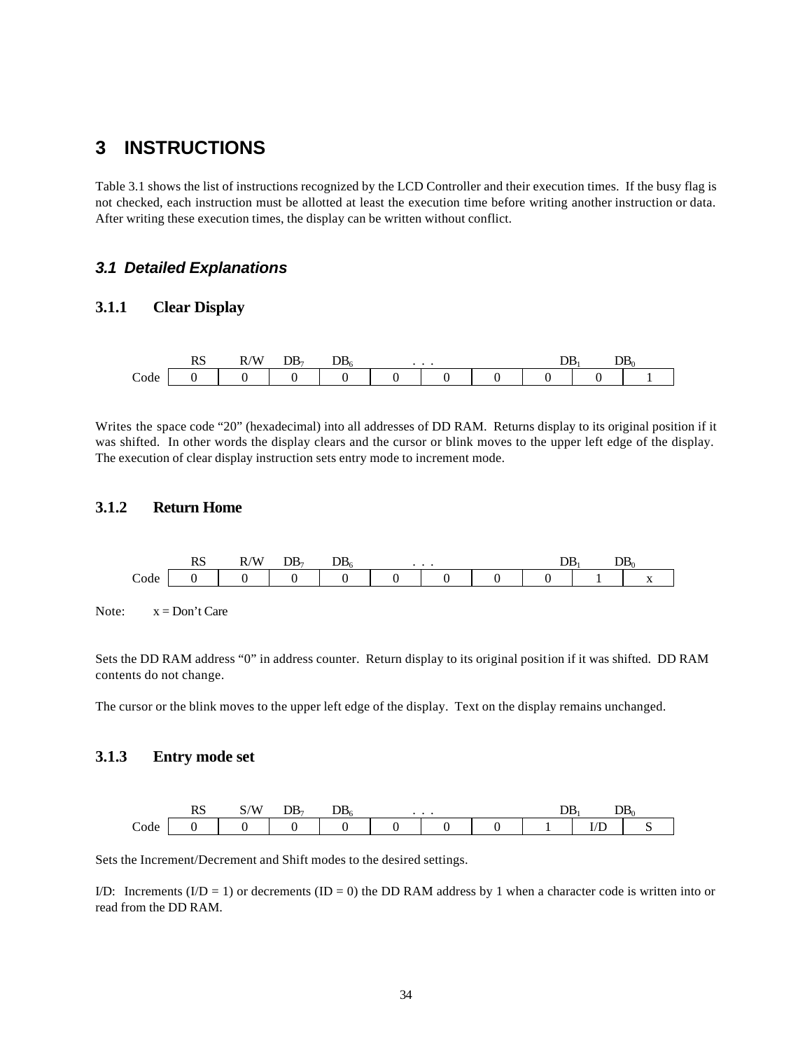# 3 INSTRUCTIONS

Table 3.1 shows the list of instructions recognized by the LCD Controller and their execution times. If the busy flag is not checked, each instruction must be allotted at least the execution time before writing another instruction or data. After writing these execution times, the display can be written without conflict.

## *3.1 Detailed Explanations*

### 3.1.1 Clear Display

| | RS | R/W | $DB_7$ | $DB_6$ | . . . | | | | $DB_1$ | $DB_0$ |
|---|---|---|---|---|---|---|---|---|---|---|
| Code | 0 | 0 | 0 | 0 | 0 | 0 | 0 | 0 | 0 | 1 |

Writes the space code "20" (hexadecimal) into all addresses of DD RAM. Returns display to its original position if it was shifted. In other words the display clears and the cursor or blink moves to the upper left edge of the display. The execution of clear display instruction sets entry mode to increment mode.

### 3.1.2 Return Home

| | RS | R/W | $DB_7$ | $DB_6$ | . . . | | | | $DB_1$ | $DB_0$ |
|---|---|---|---|---|---|---|---|---|---|---|
| Code | 0 | 0 | 0 | 0 | 0 | 0 | 0 | 0 | 1 | x |

Note: x = Don't Care

Sets the DD RAM address "0" in address counter. Return display to its original position if it was shifted. DD RAM contents do not change.

The cursor or the blink moves to the upper left edge of the display. Text on the display remains unchanged.

### 3.1.3 Entry mode set

| | RS | S/W | $DB_7$ | $DB_6$ | . . . | | | | $DB_1$ | $DB_0$ |
|---|---|---|---|---|---|---|---|---|---|---|
| Code | 0 | 0 | 0 | 0 | 0 | 0 | 0 | 1 | I/D | S |

Sets the Increment/Decrement and Shift modes to the desired settings.

I/D: Increments (I/D = 1) or decrements (ID = 0) the DD RAM address by 1 when a character code is written into or read from the DD RAM.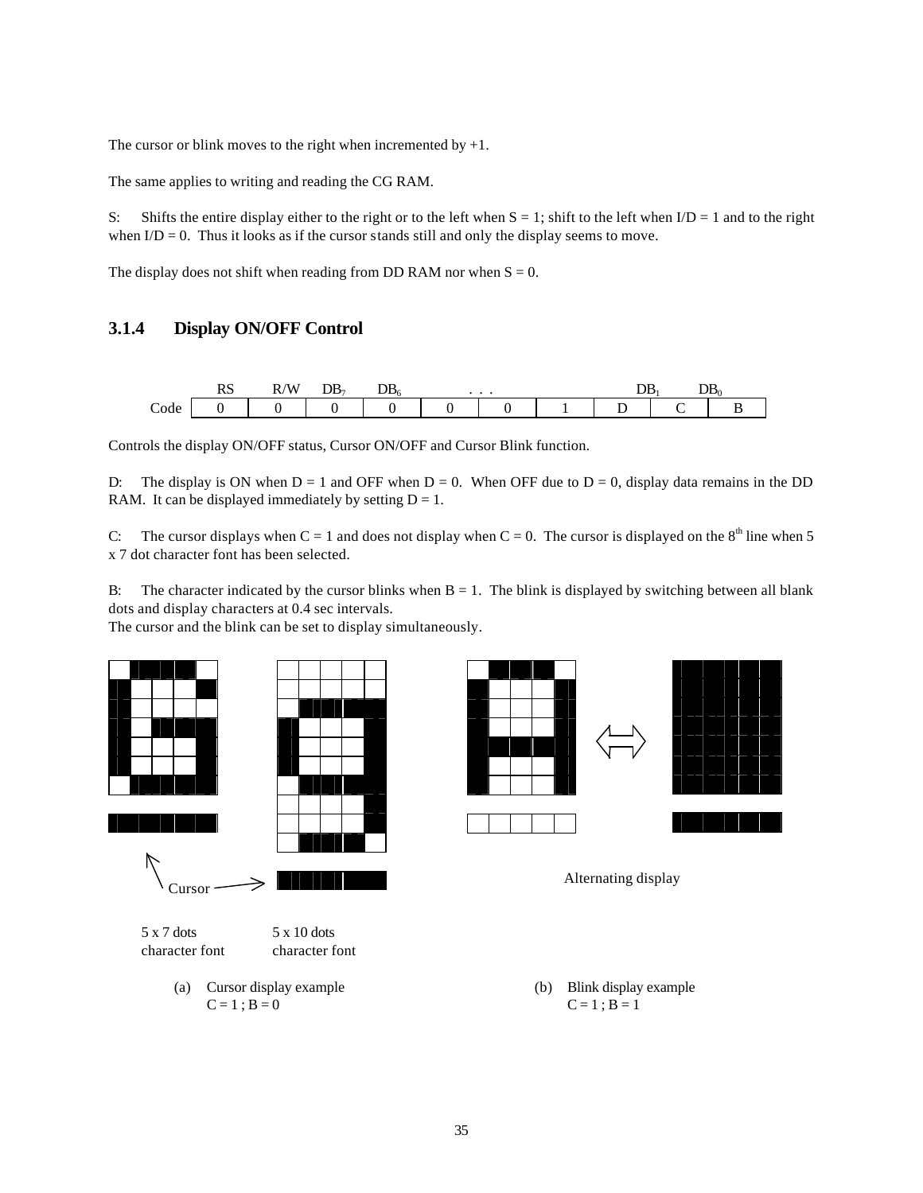The cursor or blink moves to the right when incremented by +1.

The same applies to writing and reading the CG RAM.

S: Shifts the entire display either to the right or to the left when S = 1; shift to the left when I/D = 1 and to the right when I/D = 0. Thus it looks as if the cursor stands still and only the display seems to move.

The display does not shift when reading from DD RAM nor when S = 0.

### 3.1.4 Display ON/OFF Control

| | RS | R/W | $DB_7$ | $DB_6$ | . . . | | | | $DB_1$ | $DB_0$ |
|---|---|---|---|---|---|---|---|---|---|---|
| Code | 0 | 0 | 0 | 0 | 0 | 0 | 1 | D | C | B |

Controls the display ON/OFF status, Cursor ON/OFF and Cursor Blink function.

D: The display is ON when D = 1 and OFF when D = 0. When OFF due to D = 0, display data remains in the DD RAM. It can be displayed immediately by setting D = 1.

C: The cursor displays when C = 1 and does not display when C = 0. The cursor is displayed on the 8th line when 5 x 7 dot character font has been selected.

B: The character indicated by the cursor blinks when B = 1. The blink is displayed by switching between all blank dots and display characters at 0.4 sec intervals.
The cursor and the blink can be set to display simultaneously.

Cursor

5 x 7 dots character font

5 x 10 dots character font

(a) Cursor display example
C = 1 ; B = 0

Alternating display

(b) Blink display example
C = 1 ; B = 1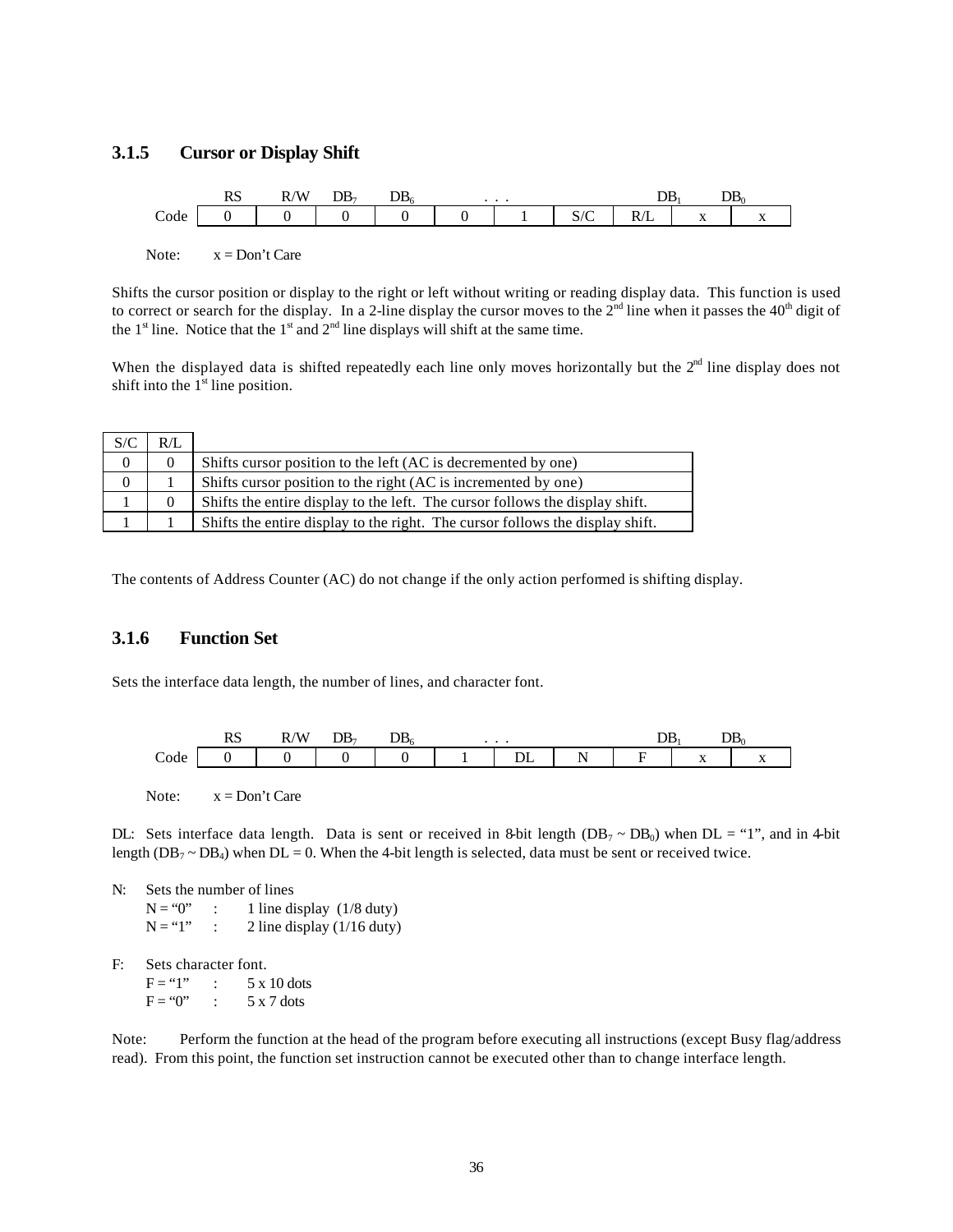### 3.1.5 Cursor or Display Shift

| | RS | R/W | $DB_7$ | $DB_6$ | . . . | | | | $DB_1$ | $DB_0$ |
|---|---|---|---|---|---|---|---|---|---|---|
| Code | 0 | 0 | 0 | 0 | 0 | 1 | S/C | R/L | x | x |

Note: x = Don't Care

Shifts the cursor position or display to the right or left without writing or reading display data. This function is used to correct or search for the display. In a 2-line display the cursor moves to the 2nd line when it passes the 40th digit of the 1st line. Notice that the 1st and 2nd line displays will shift at the same time.

When the displayed data is shifted repeatedly each line only moves horizontally but the 2nd line display does not shift into the 1st line position.

| S/C | R/L | |
|---|---|---|
| 0 | 0 | Shifts cursor position to the left (AC is decremented by one) |
| 0 | 1 | Shifts cursor position to the right (AC is incremented by one) |
| 1 | 0 | Shifts the entire display to the left. The cursor follows the display shift. |
| 1 | 1 | Shifts the entire display to the right. The cursor follows the display shift. |

The contents of Address Counter (AC) do not change if the only action performed is shifting display.

### 3.1.6 Function Set

Sets the interface data length, the number of lines, and character font.

| | RS | R/W | $DB_7$ | $DB_6$ | . . . | | | | $DB_1$ | $DB_0$ |
|---|---|---|---|---|---|---|---|---|---|---|
| Code | 0 | 0 | 0 | 0 | 1 | DL | N | F | x | x |

Note: x = Don't Care

DL: Sets interface data length. Data is sent or received in 8-bit length ($DB_7$ ~ $DB_0$) when DL = "1", and in 4-bit length ($DB_7$ ~ $DB_4$) when DL = 0. When the 4-bit length is selected, data must be sent or received twice.

N: Sets the number of lines
- N = "0" : 1 line display (1/8 duty)
- N = "1" : 2 line display (1/16 duty)

F: Sets character font.
- F = "1" : 5 x 10 dots
- F = "0" : 5 x 7 dots

Note: Perform the function at the head of the program before executing all instructions (except Busy flag/address read). From this point, the function set instruction cannot be executed other than to change interface length.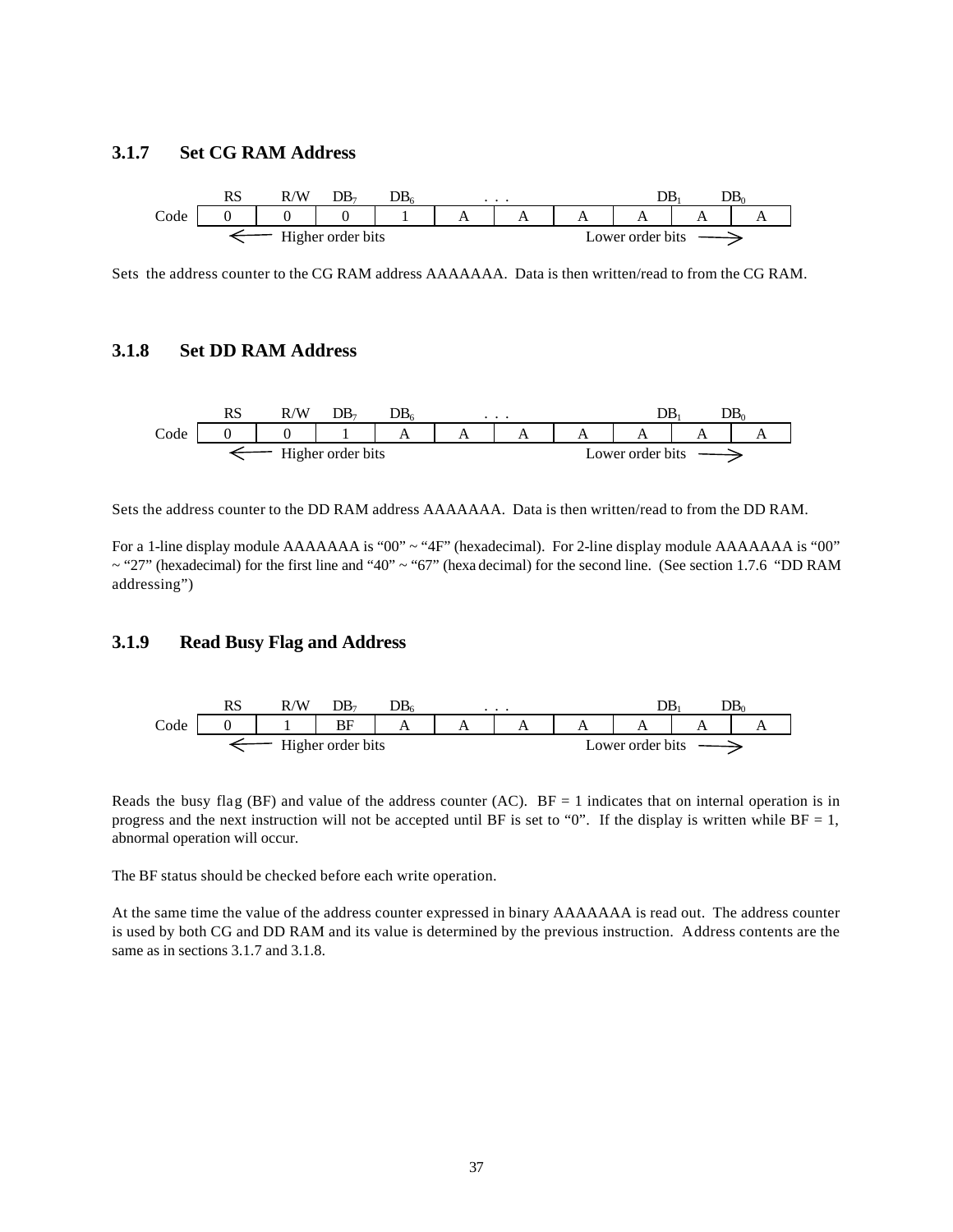### 3.1.7 Set CG RAM Address

| | RS | R/W | $DB_7$ | $DB_6$ | . . . | | | $DB_1$ | | $DB_0$ |
|---|---|---|---|---|---|---|---|---|---|---|
| Code | 0 | 0 | 0 | 1 | A | A | A | A | A | A |
| | ← Higher order bits | | | | | | Lower order bits → | | | |

Sets the address counter to the CG RAM address AAAAAAA. Data is then written/read to from the CG RAM.

### 3.1.8 Set DD RAM Address

| | RS | R/W | $DB_7$ | $DB_6$ | . . . | | | $DB_1$ | | $DB_0$ |
|---|---|---|---|---|---|---|---|---|---|---|
| Code | 0 | 0 | 1 | A | A | A | A | A | A | A |
| | ← Higher order bits | | | | | | Lower order bits → | | | |

Sets the address counter to the DD RAM address AAAAAAA. Data is then written/read to from the DD RAM.

For a 1-line display module AAAAAAA is "00" ~ "4F" (hexadecimal). For 2-line display module AAAAAAA is "00" ~ "27" (hexadecimal) for the first line and "40" ~ "67" (hexa decimal) for the second line. (See section 1.7.6 "DD RAM addressing")

### 3.1.9 Read Busy Flag and Address

| | RS | R/W | $DB_7$ | $DB_6$ | . . . | | | $DB_1$ | | $DB_0$ |
|---|---|---|---|---|---|---|---|---|---|---|
| Code | 0 | 1 | BF | A | A | A | A | A | A | A |
| | ← Higher order bits | | | | | | Lower order bits → | | | |

Reads the busy flag (BF) and value of the address counter (AC). BF = 1 indicates that on internal operation is in progress and the next instruction will not be accepted until BF is set to "0". If the display is written while BF = 1, abnormal operation will occur.

The BF status should be checked before each write operation.

At the same time the value of the address counter expressed in binary AAAAAAA is read out. The address counter is used by both CG and DD RAM and its value is determined by the previous instruction. Address contents are the same as in sections 3.1.7 and 3.1.8.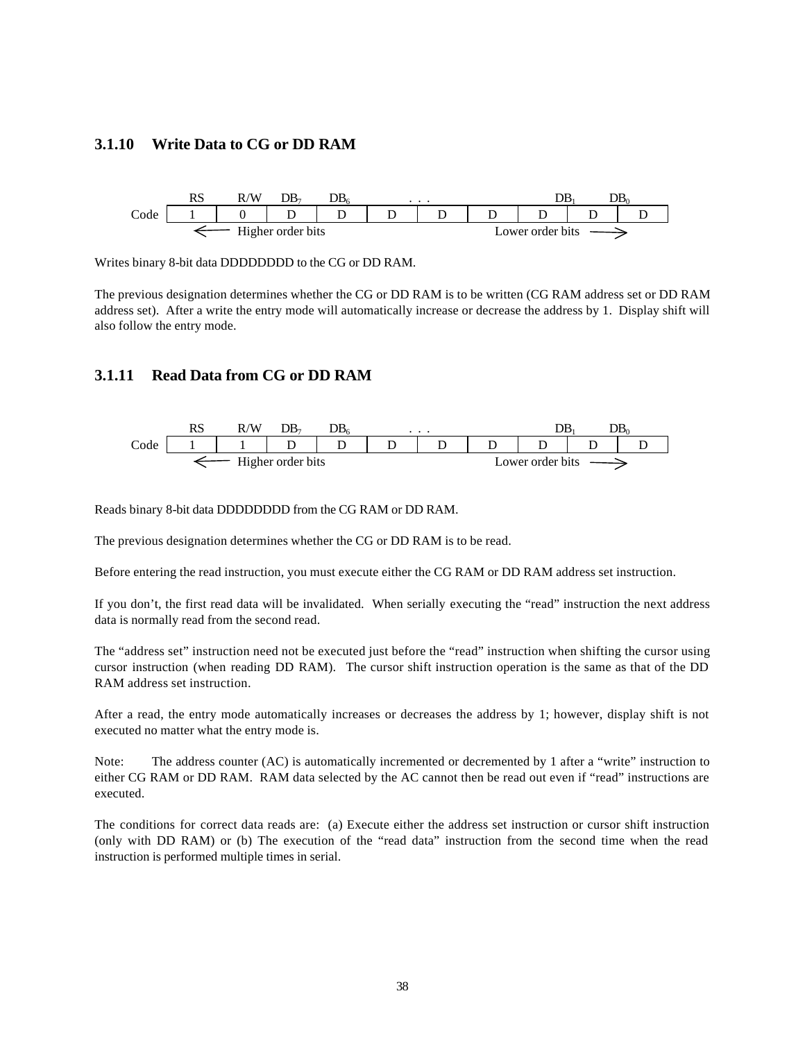### 3.1.10 Write Data to CG or DD RAM

| | RS | R/W | $DB_7$ | $DB_6$ | . . . | | | | $DB_1$ | $DB_0$ |
|---|---|---|---|---|---|---|---|---|---|---|
| Code | 1 | 0 | D | D | D | D | D | D | D | D |
| | ← Higher order bits | | | | | | Lower order bits → | | | |

Writes binary 8-bit data DDDDDDDD to the CG or DD RAM.

The previous designation determines whether the CG or DD RAM is to be written (CG RAM address set or DD RAM address set). After a write the entry mode will automatically increase or decrease the address by 1. Display shift will also follow the entry mode.

### 3.1.11 Read Data from CG or DD RAM

| | RS | R/W | $DB_7$ | $DB_6$ | . . . | | | | $DB_1$ | $DB_0$ |
|---|---|---|---|---|---|---|---|---|---|---|
| Code | 1 | 1 | D | D | D | D | D | D | D | D |
| | ← Higher order bits | | | | | | Lower order bits → | | | |

Reads binary 8-bit data DDDDDDDD from the CG RAM or DD RAM.

The previous designation determines whether the CG or DD RAM is to be read.

Before entering the read instruction, you must execute either the CG RAM or DD RAM address set instruction.

If you don't, the first read data will be invalidated. When serially executing the "read" instruction the next address data is normally read from the second read.

The "address set" instruction need not be executed just before the "read" instruction when shifting the cursor using cursor instruction (when reading DD RAM). The cursor shift instruction operation is the same as that of the DD RAM address set instruction.

After a read, the entry mode automatically increases or decreases the address by 1; however, display shift is not executed no matter what the entry mode is.

Note: The address counter (AC) is automatically incremented or decremented by 1 after a "write" instruction to either CG RAM or DD RAM. RAM data selected by the AC cannot then be read out even if "read" instructions are executed.

The conditions for correct data reads are: (a) Execute either the address set instruction or cursor shift instruction (only with DD RAM) or (b) The execution of the "read data" instruction from the second time when the read instruction is performed multiple times in serial.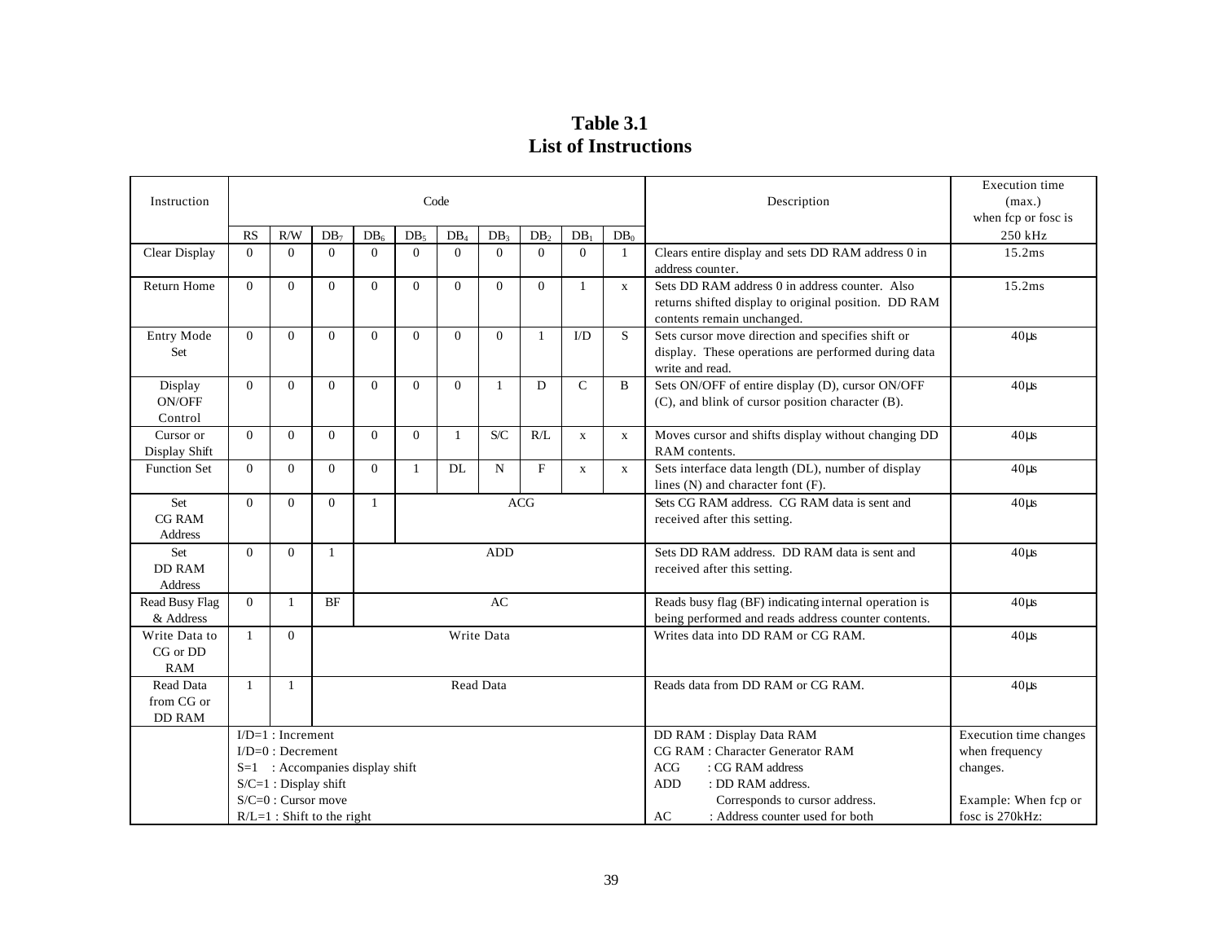**Table 3.1**
**List of Instructions**

| Instruction | Code | | | | | | | | | | Description | Execution time (max.) when fcp or fosc is |
|---|---|---|---|---|---|---|---|---|---|---|---|---|
| | RS | R/W | $DB_7$ | $DB_6$ | $DB_5$ | $DB_4$ | $DB_3$ | $DB_2$ | $DB_1$ | $DB_0$ | | 250 kHz |
| Clear Display | 0 | 0 | 0 | 0 | 0 | 0 | 0 | 0 | 0 | 1 | Clears entire display and sets DD RAM address 0 in address counter. | 15.2ms |
| Return Home | 0 | 0 | 0 | 0 | 0 | 0 | 0 | 0 | 1 | x | Sets DD RAM address 0 in address counter. Also returns shifted display to original position. DD RAM contents remain unchanged. | 15.2ms |
| Entry Mode Set | 0 | 0 | 0 | 0 | 0 | 0 | 0 | 1 | I/D | S | Sets cursor move direction and specifies shift or display. These operations are performed during data write and read. | 40µs |
| Display ON/OFF Control | 0 | 0 | 0 | 0 | 0 | 0 | 1 | D | C | B | Sets ON/OFF of entire display (D), cursor ON/OFF (C), and blink of cursor position character (B). | 40µs |
| Cursor or Display Shift | 0 | 0 | 0 | 0 | 0 | 1 | S/C | R/L | x | x | Moves cursor and shifts display without changing DD RAM contents. | 40µs |
| Function Set | 0 | 0 | 0 | 0 | 1 | DL | N | F | x | x | Sets interface data length (DL), number of display lines (N) and character font (F). | 40µs |
| Set CG RAM Address | 0 | 0 | 0 | 1 | ACG | | | | | | Sets CG RAM address. CG RAM data is sent and received after this setting. | 40µs |
| Set DD RAM Address | 0 | 0 | 1 | ADD | | | | | | | Sets DD RAM address. DD RAM data is sent and received after this setting. | 40µs |
| Read Busy Flag & Address | 0 | 1 | BF | AC | | | | | | | Reads busy flag (BF) indicating internal operation is being performed and reads address counter contents. | 40µs |
| Write Data to CG or DD RAM | 1 | 0 | Write Data | | | | | | | | Writes data into DD RAM or CG RAM. | 40µs |
| Read Data from CG or DD RAM | 1 | 1 | Read Data | | | | | | | | Reads data from DD RAM or CG RAM. | 40µs |
| | I/D=1 : Increment<br>I/D=0 : Decrement<br>S=1 : Accompanies display shift<br>S/C=1 : Display shift<br>S/C=0 : Cursor move<br>R/L=1 : Shift to the right | | | | | | | | | | DD RAM : Display Data RAM<br>CG RAM : Character Generator RAM<br>ACG : CG RAM address<br>ADD : DD RAM address. Corresponds to cursor address.<br>AC : Address counter used for both | Execution time changes when frequency changes.<br><br>Example: When fcp or fosc is 270kHz: |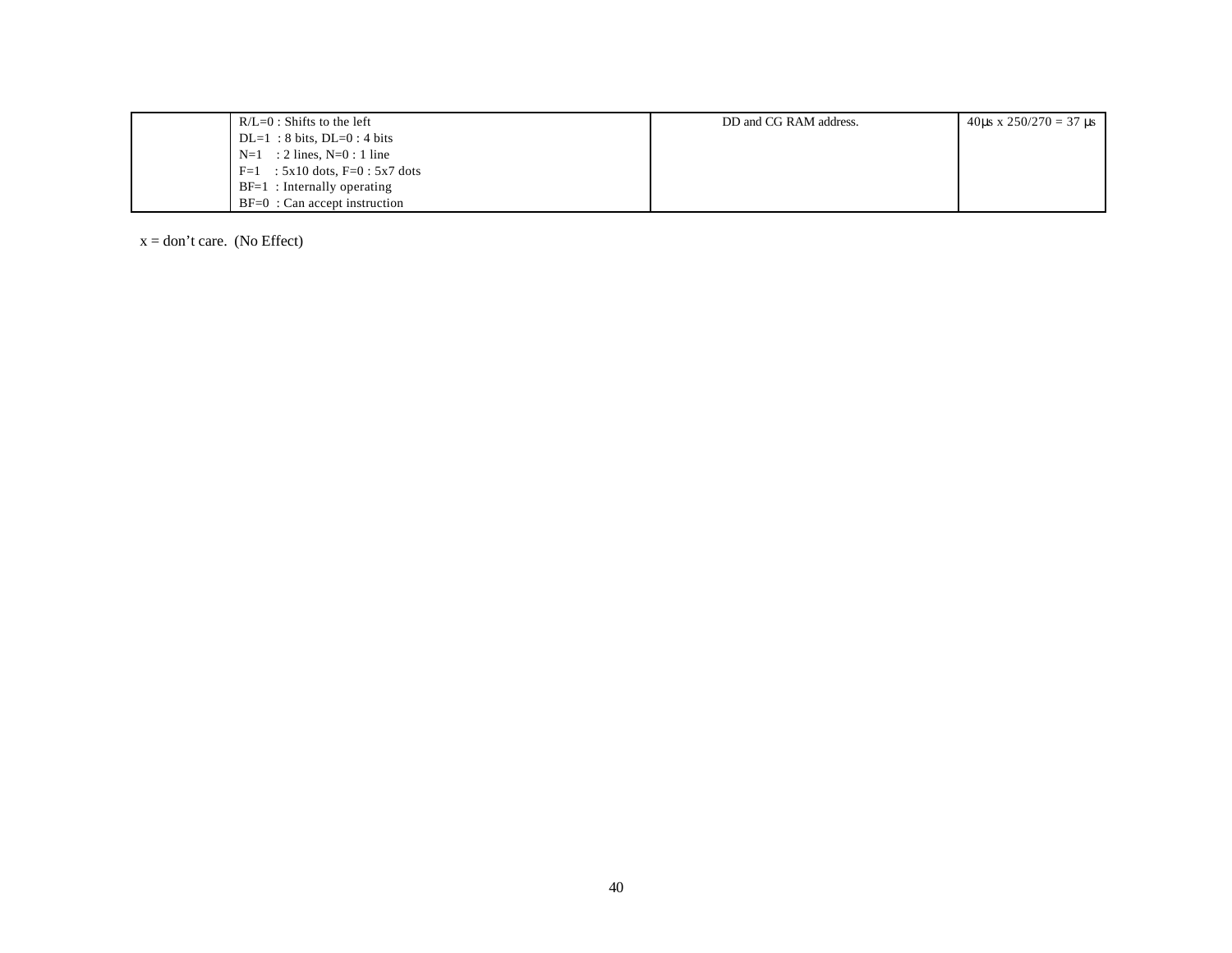| | | | |
|---|---|---|---|
| | R/L=0 : Shifts to the left<br>DL=1 : 8 bits, DL=0 : 4 bits<br>N=1 : 2 lines, N=0 : 1 line<br>F=1 : 5x10 dots, F=0 : 5x7 dots<br>BF=1 : Internally operating<br>BF=0 : Can accept instruction | DD and CG RAM address. | 40μs x 250/270 = 37 μs |

x = don’t care. (No Effect)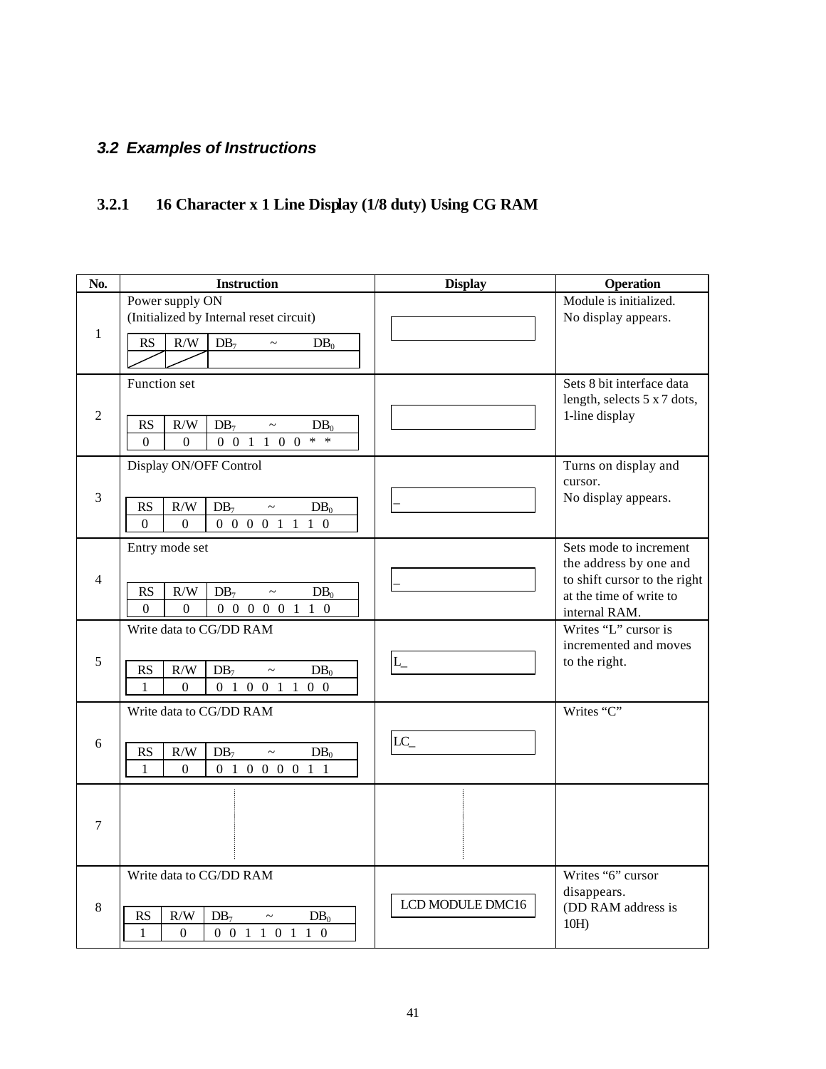## *3.2 Examples of Instructions*

### 3.2.1 16 Character x 1 Line Display (1/8 duty) Using CG RAM

| No. | Instruction | Display | Operation |
|---|---|---|---|
| 1 | Power supply ON<br>(Initialized by Internal reset circuit)<br>RS / R/W / $DB_7$ ~ $DB_0$ | | Module is initialized.<br>No display appears. |
| 2 | Function set<br>RS: 0, R/W: 0, $DB_7$ ~ $DB_0$: 0 0 1 1 0 0 * * | | Sets 8 bit interface data length, selects 5 x 7 dots, 1-line display |
| 3 | Display ON/OFF Control<br>RS: 0, R/W: 0, $DB_7$ ~ $DB_0$: 0 0 0 0 1 1 1 0 | _ | Turns on display and cursor.<br>No display appears. |
| 4 | Entry mode set<br>RS: 0, R/W: 0, $DB_7$ ~ $DB_0$: 0 0 0 0 0 1 1 0 | _ | Sets mode to increment the address by one and to shift cursor to the right at the time of write to internal RAM. |
| 5 | Write data to CG/DD RAM<br>RS: 1, R/W: 0, $DB_7$ ~ $DB_0$: 0 1 0 0 1 1 0 0 | L_ | Writes "L" cursor is incremented and moves to the right. |
| 6 | Write data to CG/DD RAM<br>RS: 1, R/W: 0, $DB_7$ ~ $DB_0$: 0 1 0 0 0 0 1 1 | LC_ | Writes "C" |
| 7 | ⋮ | ⋮ | |
| 8 | Write data to CG/DD RAM<br>RS: 1, R/W: 0, $DB_7$ ~ $DB_0$: 0 0 1 1 0 1 1 0 | LCD MODULE DMC16 | Writes "6" cursor disappears.<br>(DD RAM address is 10H) |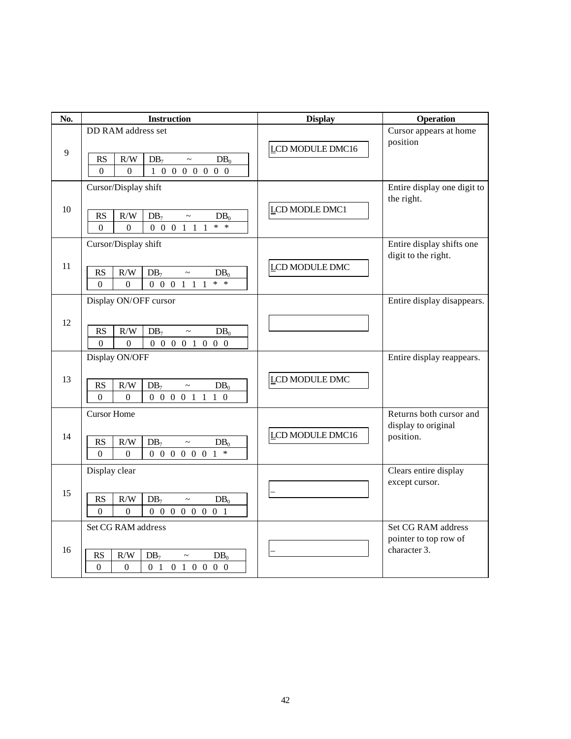| No. | Instruction | Display | Operation |
|---|---|---|---|
| 9 | DD RAM address set<br>RS: 0, R/W: 0, $DB_7$ ~ $DB_0$: 1 0 0 0 0 0 0 0 | LCD MODULE DMC16 | Cursor appears at home position |
| 10 | Cursor/Display shift<br>RS: 0, R/W: 0, $DB_7$ ~ $DB_0$: 0 0 0 1 1 1 * * | LCD MODLE DMC1 | Entire display one digit to the right. |
| 11 | Cursor/Display shift<br>RS: 0, R/W: 0, $DB_7$ ~ $DB_0$: 0 0 0 1 1 1 * * | LCD MODULE DMC | Entire display shifts one digit to the right. |
| 12 | Display ON/OFF cursor<br>RS: 0, R/W: 0, $DB_7$ ~ $DB_0$: 0 0 0 0 1 0 0 0 | | Entire display disappears. |
| 13 | Display ON/OFF<br>RS: 0, R/W: 0, $DB_7$ ~ $DB_0$: 0 0 0 0 1 1 1 0 | LCD MODULE DMC | Entire display reappears. |
| 14 | Cursor Home<br>RS: 0, R/W: 0, $DB_7$ ~ $DB_0$: 0 0 0 0 0 0 1 * | LCD MODULE DMC16 | Returns both cursor and display to original position. |
| 15 | Display clear<br>RS: 0, R/W: 0, $DB_7$ ~ $DB_0$: 0 0 0 0 0 0 0 1 | _ | Clears entire display except cursor. |
| 16 | Set CG RAM address<br>RS: 0, R/W: 0, $DB_7$ ~ $DB_0$: 0 1 0 1 0 0 0 0 | _ | Set CG RAM address pointer to top row of character 3. |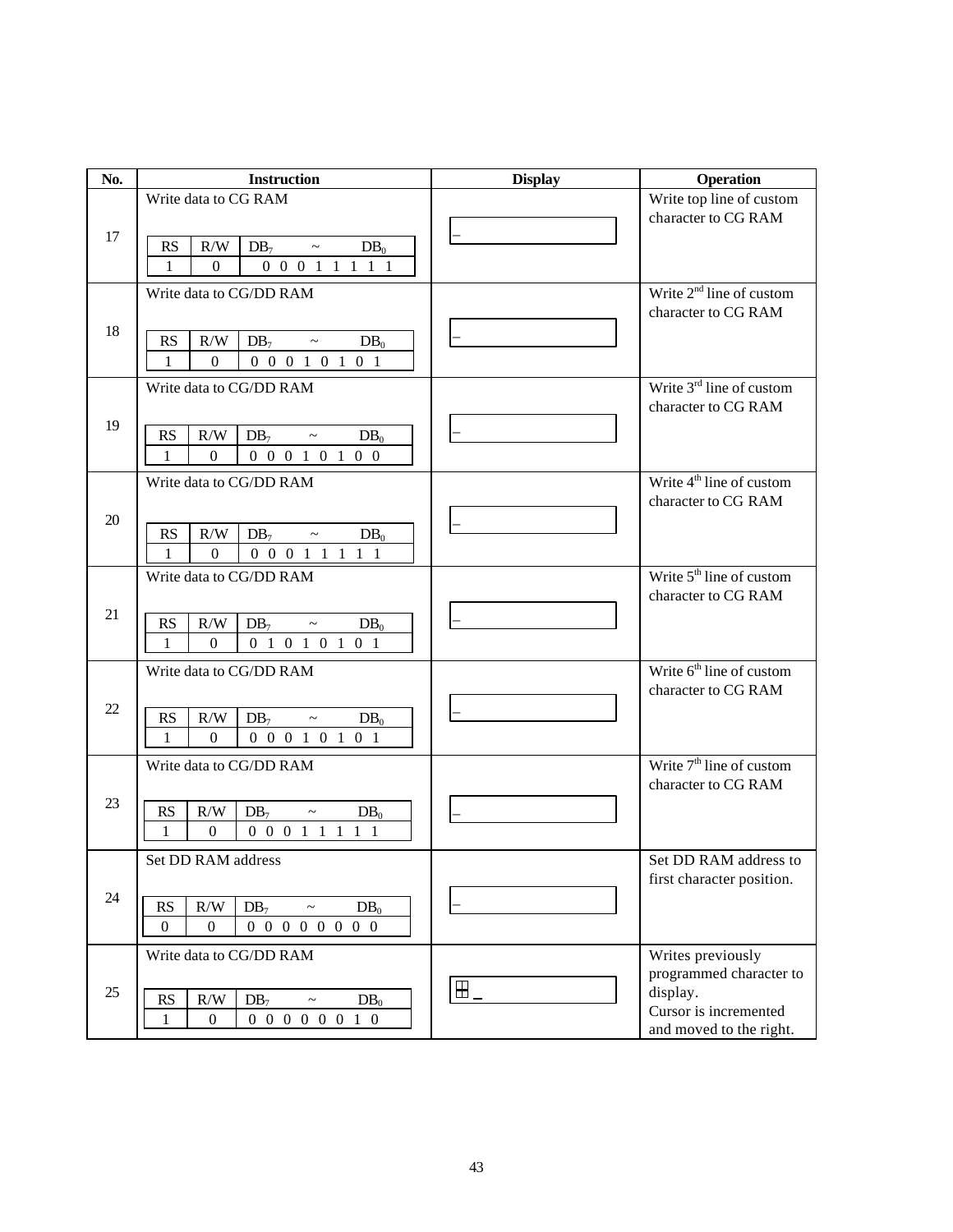| No. | Instruction | Display | Operation |
|---|---|---|---|
| 17 | Write data to CG RAM<br><br>RS: 1, R/W: 0, $DB_7$ ~ $DB_0$: 0 0 0 1 1 1 1 1 | _ | Write top line of custom character to CG RAM |
| 18 | Write data to CG/DD RAM<br><br>RS: 1, R/W: 0, $DB_7$ ~ $DB_0$: 0 0 0 1 0 1 0 1 | _ | Write 2nd line of custom character to CG RAM |
| 19 | Write data to CG/DD RAM<br><br>RS: 1, R/W: 0, $DB_7$ ~ $DB_0$: 0 0 0 1 0 1 0 0 | _ | Write 3rd line of custom character to CG RAM |
| 20 | Write data to CG/DD RAM<br><br>RS: 1, R/W: 0, $DB_7$ ~ $DB_0$: 0 0 0 1 1 1 1 1 | _ | Write 4th line of custom character to CG RAM |
| 21 | Write data to CG/DD RAM<br><br>RS: 1, R/W: 0, $DB_7$ ~ $DB_0$: 0 1 0 1 0 1 0 1 | _ | Write 5th line of custom character to CG RAM |
| 22 | Write data to CG/DD RAM<br><br>RS: 1, R/W: 0, $DB_7$ ~ $DB_0$: 0 0 0 1 0 1 0 1 | _ | Write 6th line of custom character to CG RAM |
| 23 | Write data to CG/DD RAM<br><br>RS: 1, R/W: 0, $DB_7$ ~ $DB_0$: 0 0 0 1 1 1 1 1 | _ | Write 7th line of custom character to CG RAM |
| 24 | Set DD RAM address<br><br>RS: 0, R/W: 0, $DB_7$ ~ $DB_0$: 0 0 0 0 0 0 0 0 | _ | Set DD RAM address to first character position. |
| 25 | Write data to CG/DD RAM<br><br>RS: 1, R/W: 0, $DB_7$ ~ $DB_0$: 0 0 0 0 0 0 1 0 | ⊞ _ | Writes previously programmed character to display.<br>Cursor is incremented and moved to the right. |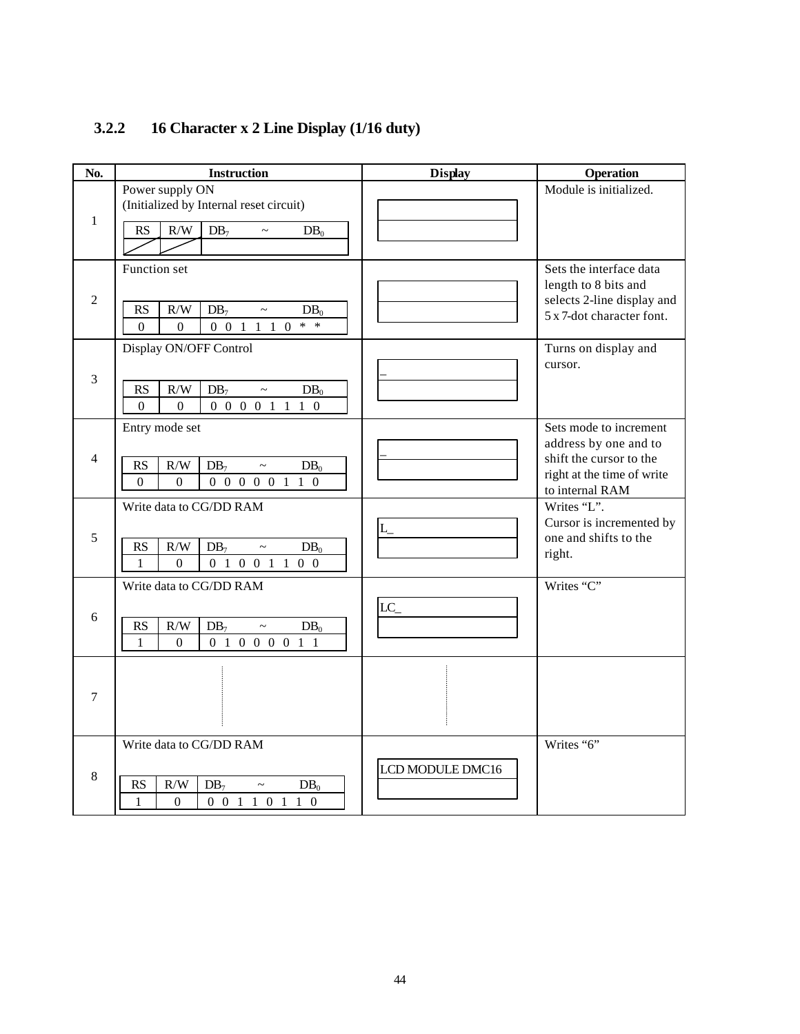### 3.2.2 16 Character x 2 Line Display (1/16 duty)

| No. | Instruction | Display | Operation |
|---|---|---|---|
| 1 | Power supply ON (Initialized by Internal reset circuit)<br>RS / R/W / $DB_7$ ~ $DB_0$:  (blank) | (blank) | Module is initialized. |
| 2 | Function set<br>RS=0, R/W=0, $DB_7$ ~ $DB_0$ = 0 0 1 1 1 0 * * | (blank) | Sets the interface data length to 8 bits and selects 2-line display and 5 x 7-dot character font. |
| 3 | Display ON/OFF Control<br>RS=0, R/W=0, $DB_7$ ~ $DB_0$ = 0 0 0 0 1 1 1 0 | _ | Turns on display and cursor. |
| 4 | Entry mode set<br>RS=0, R/W=0, $DB_7$ ~ $DB_0$ = 0 0 0 0 0 1 1 0 | _ | Sets mode to increment address by one and to shift the cursor to the right at the time of write to internal RAM |
| 5 | Write data to CG/DD RAM<br>RS=1, R/W=0, $DB_7$ ~ $DB_0$ = 0 1 0 0 1 1 0 0 | L_ | Writes "L". Cursor is incremented by one and shifts to the right. |
| 6 | Write data to CG/DD RAM<br>RS=1, R/W=0, $DB_7$ ~ $DB_0$ = 0 1 0 0 0 0 1 1 | LC_ | Writes "C" |
| 7 | ⋮ | ⋮ | |
| 8 | Write data to CG/DD RAM<br>RS=1, R/W=0, $DB_7$ ~ $DB_0$ = 0 0 1 1 0 1 1 0 | LCD MODULE DMC16 | Writes "6" |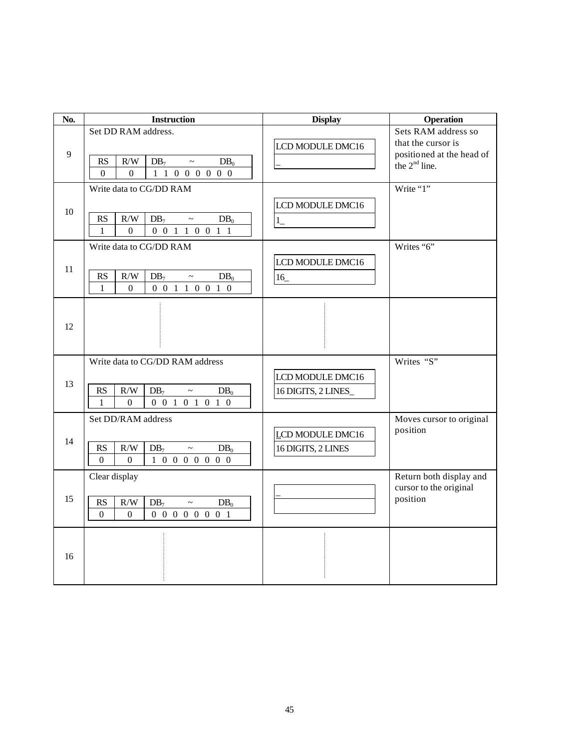| No. | Instruction | Display | Operation |
|---|---|---|---|
| 9 | Set DD RAM address.<br><br>RS: 0 · R/W: 0 · $DB_7$ ~ $DB_0$: 1 1 0 0 0 0 0 0 | LCD MODULE DMC16<br>_ | Sets RAM address so that the cursor is positioned at the head of the 2nd line. |
| 10 | Write data to CG/DD RAM<br><br>RS: 1 · R/W: 0 · $DB_7$ ~ $DB_0$: 0 0 1 1 0 0 1 1 | LCD MODULE DMC16<br>1_ | Write "1" |
| 11 | Write data to CG/DD RAM<br><br>RS: 1 · R/W: 0 · $DB_7$ ~ $DB_0$: 0 0 1 1 0 0 1 0 | LCD MODULE DMC16<br>16_ | Writes "6" |
| 12 | ⋮ | ⋮ | |
| 13 | Write data to CG/DD RAM address<br><br>RS: 1 · R/W: 0 · $DB_7$ ~ $DB_0$: 0 0 1 0 1 0 1 0 | LCD MODULE DMC16<br>16 DIGITS, 2 LINES_ | Writes "S" |
| 14 | Set DD/RAM address<br><br>RS: 0 · R/W: 0 · $DB_7$ ~ $DB_0$: 1 0 0 0 0 0 0 0 | LCD MODULE DMC16 (cursor under "L")<br>16 DIGITS, 2 LINES | Moves cursor to original position |
| 15 | Clear display<br><br>RS: 0 · R/W: 0 · $DB_7$ ~ $DB_0$: 0 0 0 0 0 0 0 1 | _<br>(blank) | Return both display and cursor to the original position |
| 16 | ⋮ | ⋮ | |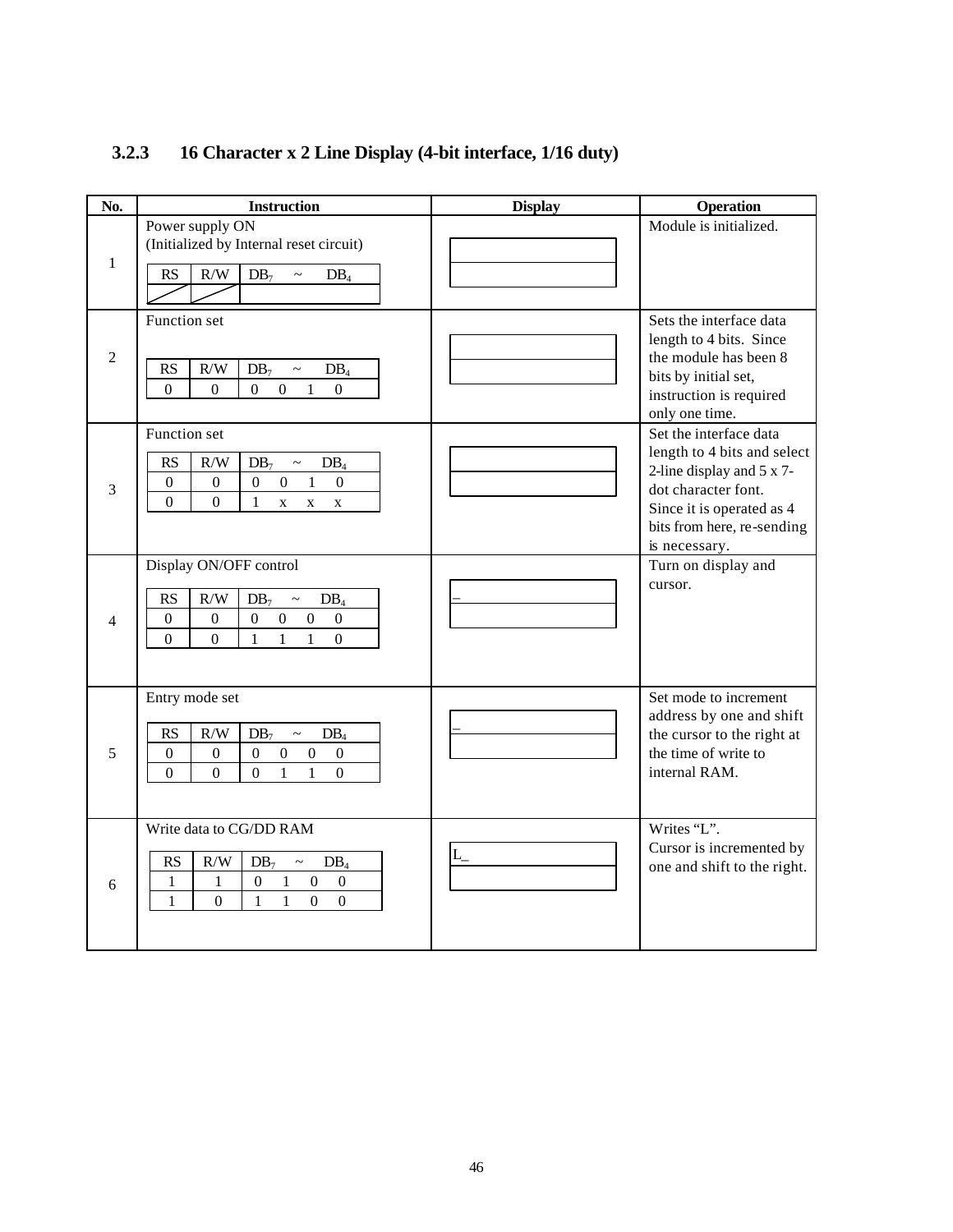### 3.2.3 16 Character x 2 Line Display (4-bit interface, 1/16 duty)

| No. | Instruction | Display | Operation |
| --- | --- | --- | --- |
| 1 | Power supply ON<br>(Initialized by Internal reset circuit)<br>RS / R/W / $DB_7$ ~ $DB_4$: (none) | (blank) | Module is initialized. |
| 2 | Function set<br>RS=0, R/W=0, $DB_7$ ~ $DB_4$ = 0 0 1 0 | (blank) | Sets the interface data length to 4 bits. Since the module has been 8 bits by initial set, instruction is required only one time. |
| 3 | Function set<br>RS=0, R/W=0, $DB_7$ ~ $DB_4$ = 0 0 1 0<br>RS=0, R/W=0, $DB_7$ ~ $DB_4$ = 1 x x x | (blank) | Set the interface data length to 4 bits and select 2-line display and 5 x 7-dot character font. Since it is operated as 4 bits from here, re-sending is necessary. |
| 4 | Display ON/OFF control<br>RS=0, R/W=0, $DB_7$ ~ $DB_4$ = 0 0 0 0<br>RS=0, R/W=0, $DB_7$ ~ $DB_4$ = 1 1 1 0 | _ | Turn on display and cursor. |
| 5 | Entry mode set<br>RS=0, R/W=0, $DB_7$ ~ $DB_4$ = 0 0 0 0<br>RS=0, R/W=0, $DB_7$ ~ $DB_4$ = 0 1 1 0 | _ | Set mode to increment address by one and shift the cursor to the right at the time of write to internal RAM. |
| 6 | Write data to CG/DD RAM<br>RS=1, R/W=1, $DB_7$ ~ $DB_4$ = 0 1 0 0<br>RS=1, R/W=0, $DB_7$ ~ $DB_4$ = 1 1 0 0 | L_ | Writes "L".<br>Cursor is incremented by one and shift to the right. |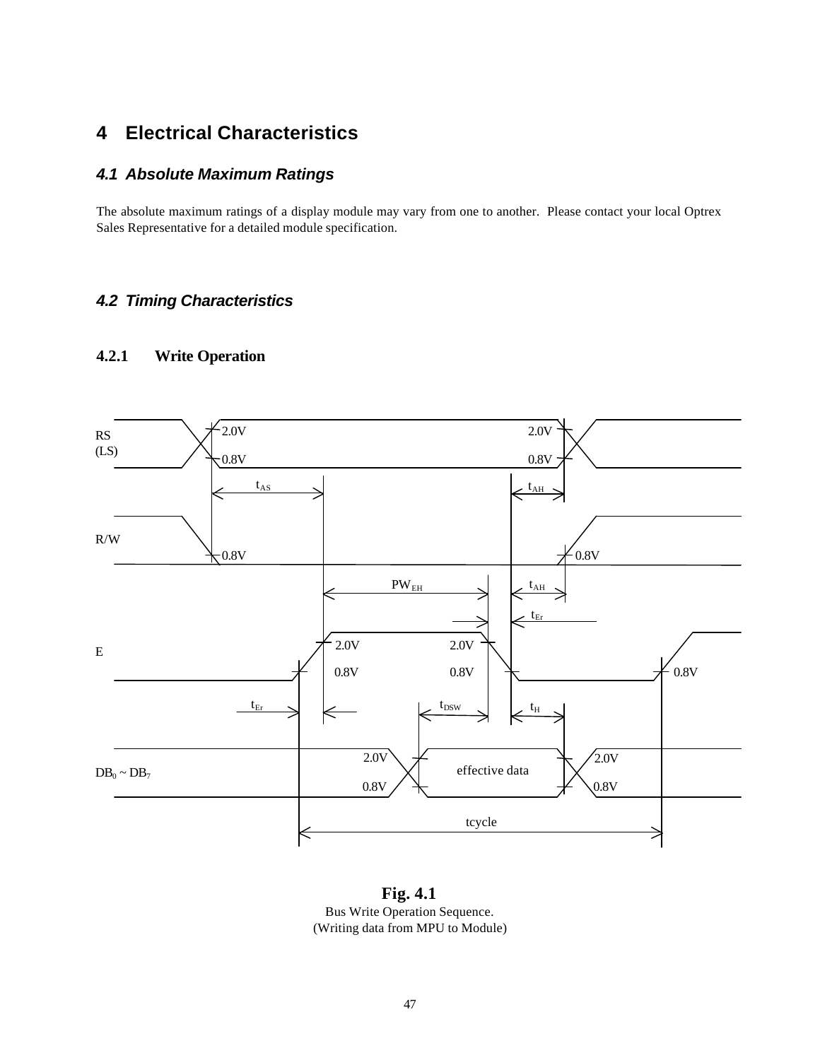# 4 Electrical Characteristics

## 4.1 Absolute Maximum Ratings

The absolute maximum ratings of a display module may vary from one to another. Please contact your local Optrex Sales Representative for a detailed module specification.

## 4.2 Timing Characteristics

### 4.2.1 Write Operation

RS (LS)

2.0V 2.0V

0.8V 0.8V

$t_{AS}$ $t_{AH}$

R/W

0.8V 0.8V

$PW_{EH}$ $t_{AH}$

$t_{Er}$

E

2.0V 2.0V

0.8V 0.8V 0.8V

$t_{Er}$ $t_{DSW}$ $t_H$

$DB_0$ ~ $DB_7$

2.0V 2.0V

effective data

0.8V 0.8V

tcycle

**Fig. 4.1**

Bus Write Operation Sequence.

(Writing data from MPU to Module)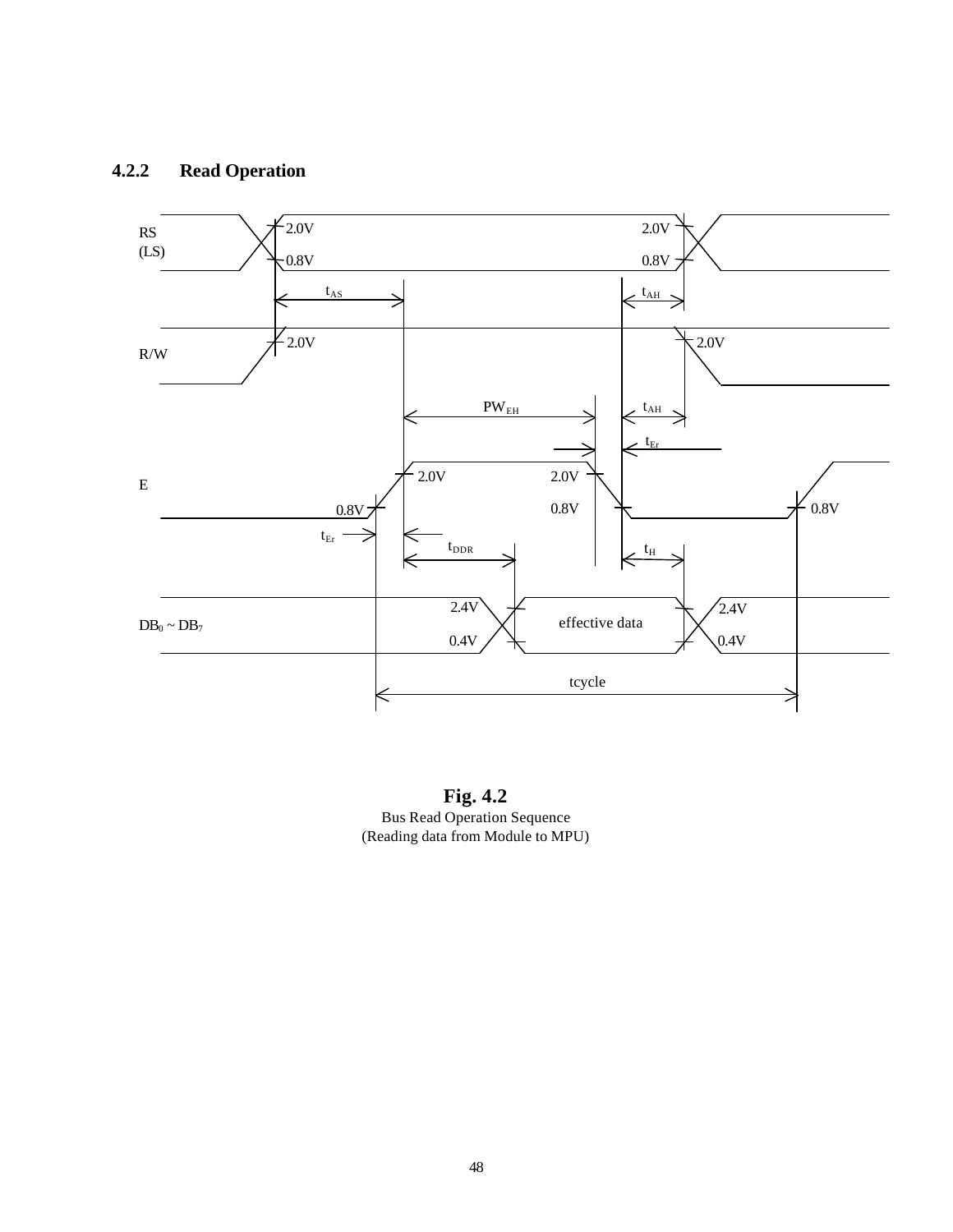### 4.2.2 Read Operation

**Fig. 4.2**

Bus Read Operation Sequence

(Reading data from Module to MPU)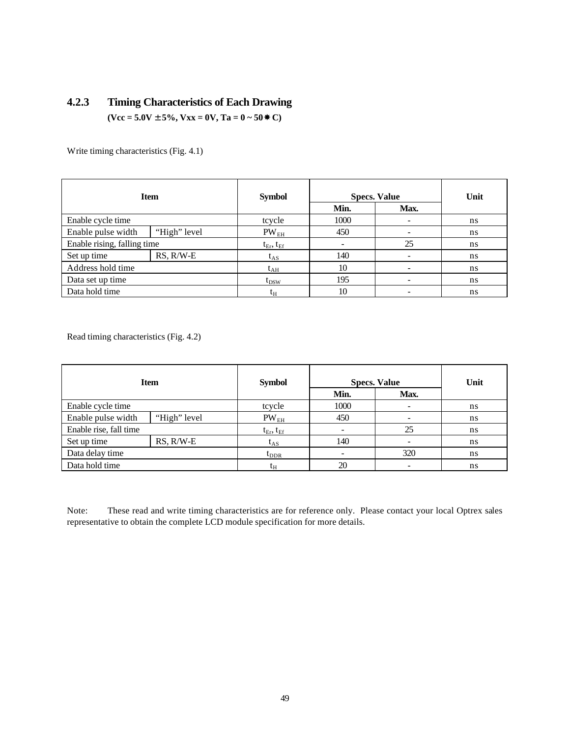### 4.2.3 Timing Characteristics of Each Drawing

**(Vcc = 5.0V ± 5%, Vxx = 0V, Ta = 0 ~ 50✷C)**

Write timing characteristics (Fig. 4.1)

| Item | | Symbol | Specs. Value | | Unit |
|---|---|---|---|---|---|
| | | | Min. | Max. | |
| Enable cycle time | | tcycle | 1000 | - | ns |
| Enable pulse width | "High" level | $PW_{EH}$ | 450 | - | ns |
| Enable rising, falling time | | $t_{Er}$, $t_{Ef}$ | - | 25 | ns |
| Set up time | RS, R/W-E | $t_{AS}$ | 140 | - | ns |
| Address hold time | | $t_{AH}$ | 10 | - | ns |
| Data set up time | | $t_{DSW}$ | 195 | - | ns |
| Data hold time | | $t_H$ | 10 | - | ns |

Read timing characteristics (Fig. 4.2)

| Item | | Symbol | Specs. Value | | Unit |
|---|---|---|---|---|---|
| | | | Min. | Max. | |
| Enable cycle time | | tcycle | 1000 | - | ns |
| Enable pulse width | "High" level | $PW_{EH}$ | 450 | - | ns |
| Enable rise, fall time | | $t_{Er}$, $t_{Ef}$ | - | 25 | ns |
| Set up time | RS, R/W-E | $t_{AS}$ | 140 | - | ns |
| Data delay time | | $t_{DDR}$ | - | 320 | ns |
| Data hold time | | $t_H$ | 20 | - | ns |

Note: These read and write timing characteristics are for reference only. Please contact your local Optrex sales representative to obtain the complete LCD module specification for more details.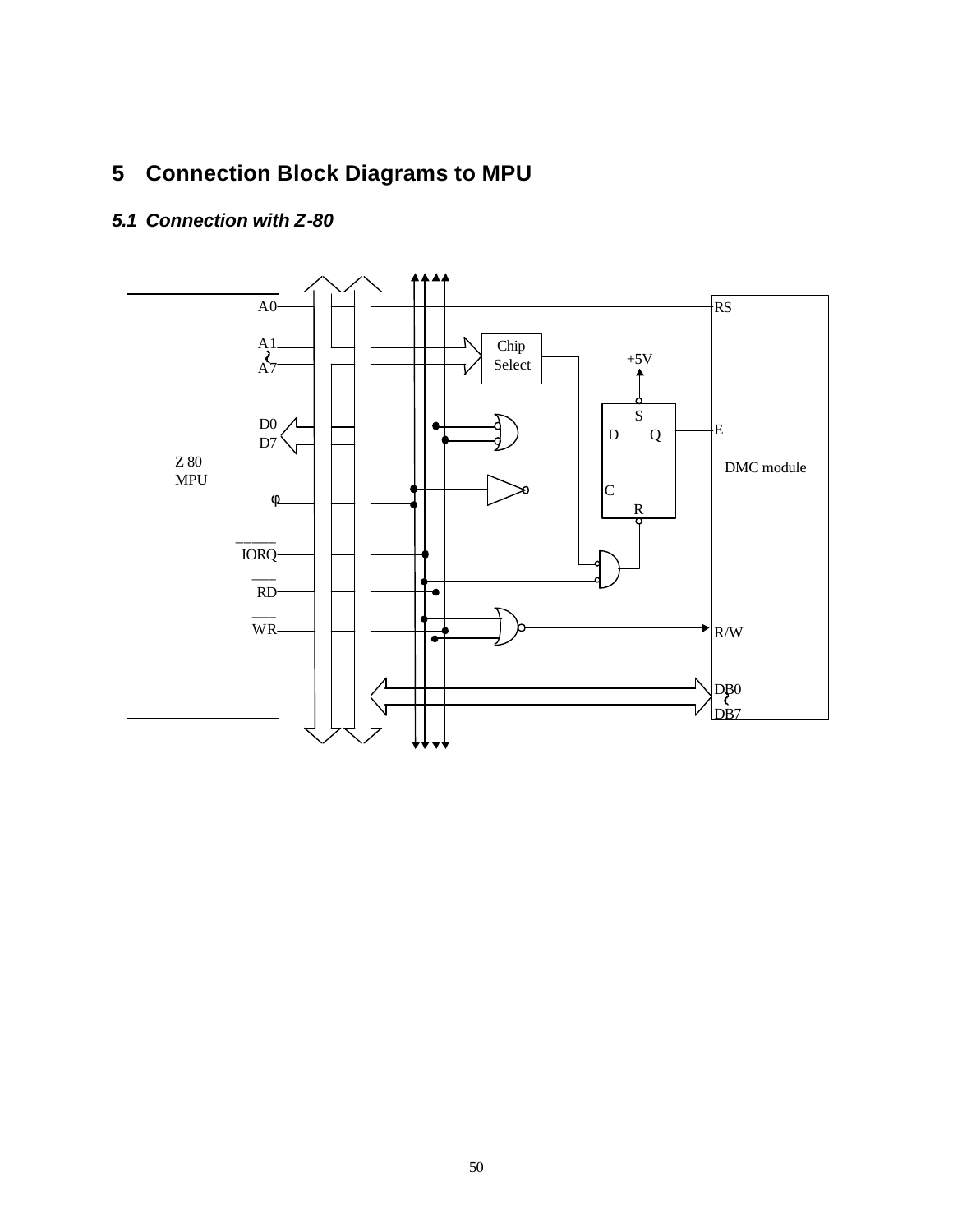# 5 Connection Block Diagrams to MPU

## *5.1 Connection with Z-80*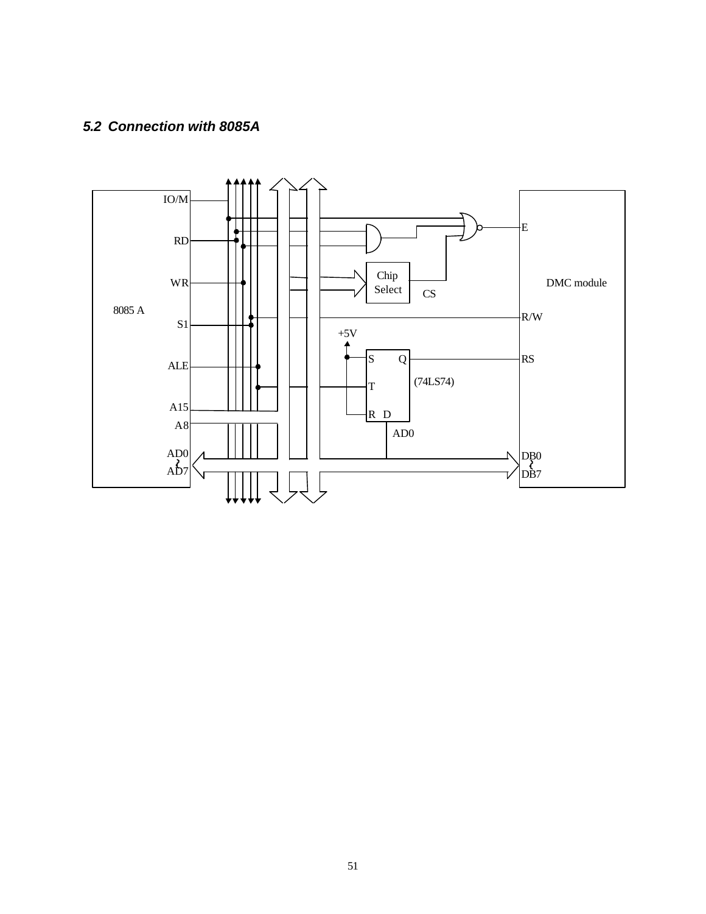### 5.2 Connection with 8085A

8085 A

IO/M

RD

WR

S1

ALE

A15

A8

AD0 ~ AD7

Chip Select

CS

+5V

S Q

T

R D

(74LS74)

AD0

DMC module

E

R/W

RS

DB0 ~ DB7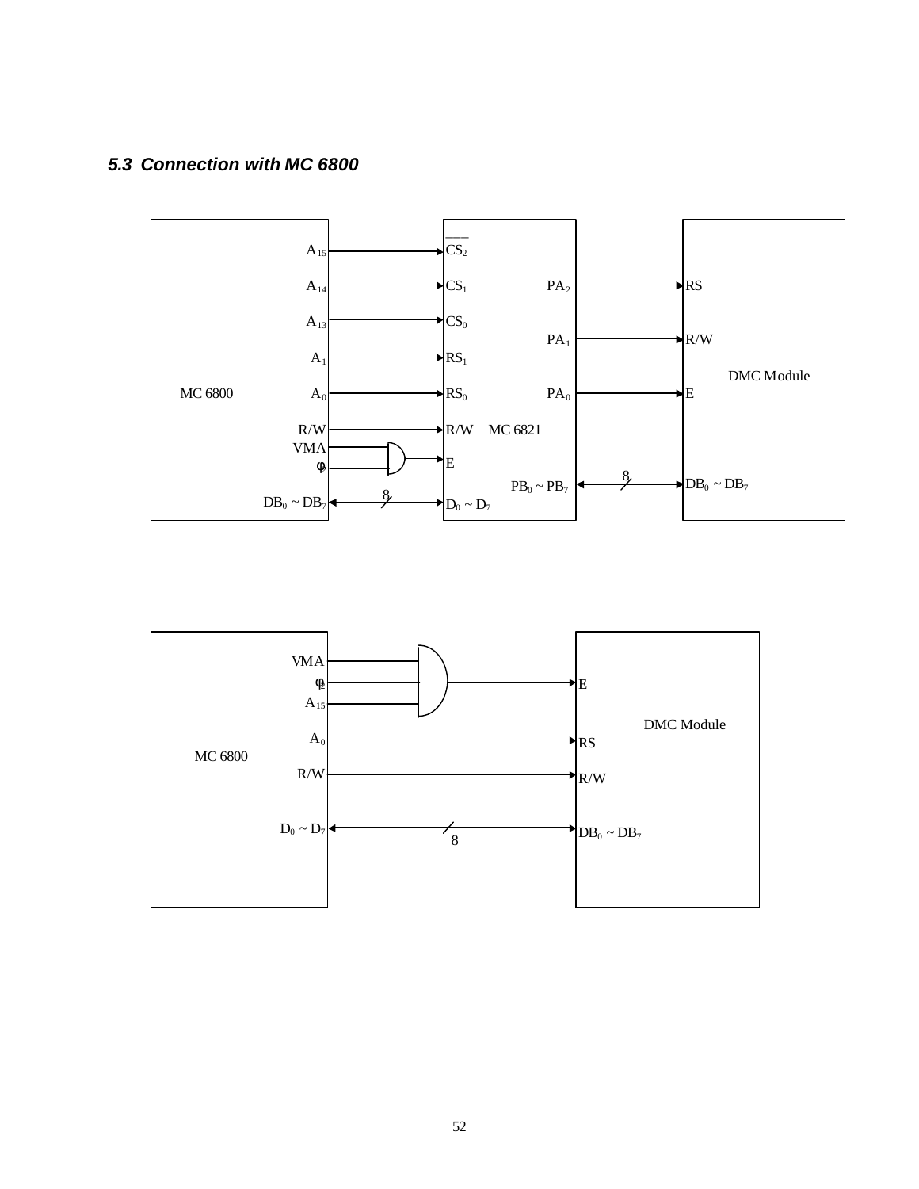### *5.3 Connection with MC 6800*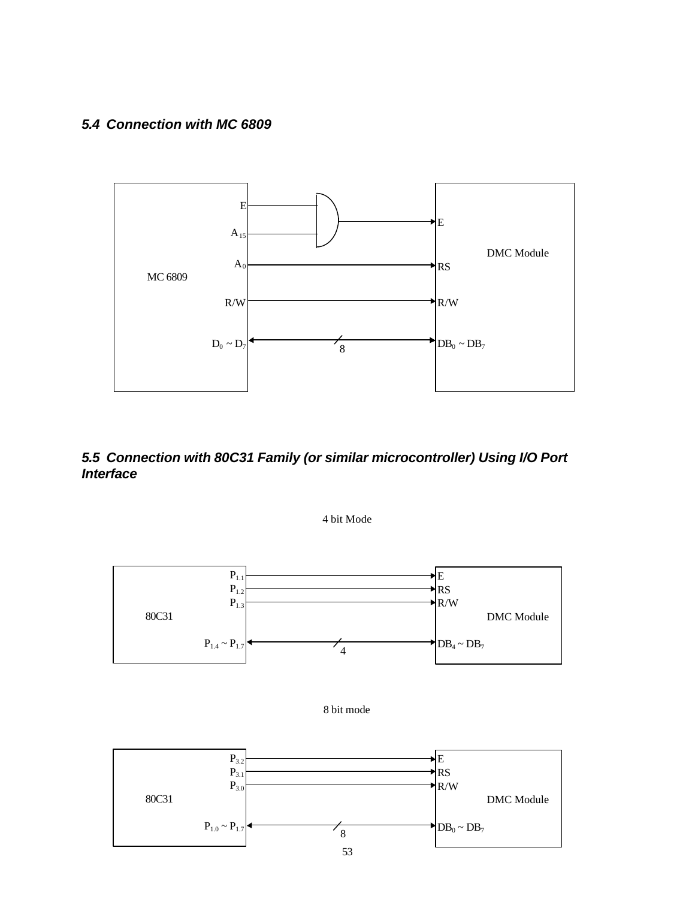### 5.4 Connection with MC 6809

MC 6809

E

$A_{15}$

$A_0$

R/W

$D_0 \sim D_7$

8

DMC Module

E

RS

R/W

$DB_0 \sim DB_7$

### 5.5 Connection with 80C31 Family (or similar microcontroller) Using I/O Port Interface

4 bit Mode

80C31

$P_{1.1}$

$P_{1.2}$

$P_{1.3}$

$P_{1.4} \sim P_{1.7}$

4

DMC Module

E

RS

R/W

$DB_4 \sim DB_7$

8 bit mode

80C31

$P_{3.2}$

$P_{3.1}$

$P_{3.0}$

$P_{1.0} \sim P_{1.7}$

8

DMC Module

E

RS

R/W

$DB_0 \sim DB_7$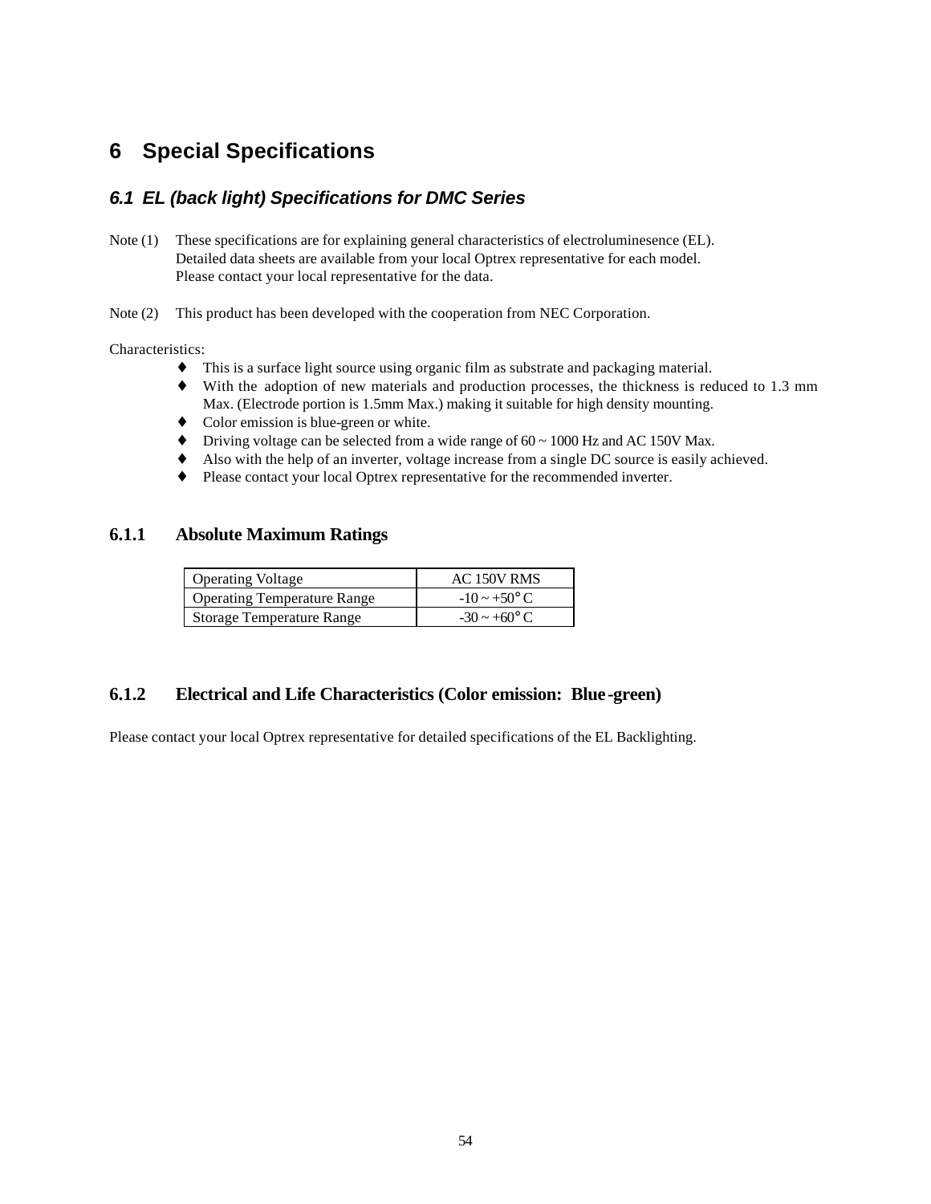# 6 Special Specifications

## *6.1 EL (back light) Specifications for DMC Series*

Note (1) These specifications are for explaining general characteristics of electroluminesence (EL). Detailed data sheets are available from your local Optrex representative for each model. Please contact your local representative for the data.

Note (2) This product has been developed with the cooperation from NEC Corporation.

Characteristics:

- This is a surface light source using organic film as substrate and packaging material.
- With the adoption of new materials and production processes, the thickness is reduced to 1.3 mm Max. (Electrode portion is 1.5mm Max.) making it suitable for high density mounting.
- Color emission is blue-green or white.
- Driving voltage can be selected from a wide range of 60 ~ 1000 Hz and AC 150V Max.
- Also with the help of an inverter, voltage increase from a single DC source is easily achieved.
- Please contact your local Optrex representative for the recommended inverter.

### 6.1.1 Absolute Maximum Ratings

| Operating Voltage | AC 150V RMS |
|---|---|
| Operating Temperature Range | -10 ~ +50° C |
| Storage Temperature Range | -30 ~ +60° C |

### 6.1.2 Electrical and Life Characteristics (Color emission: Blue-green)

Please contact your local Optrex representative for detailed specifications of the EL Backlighting.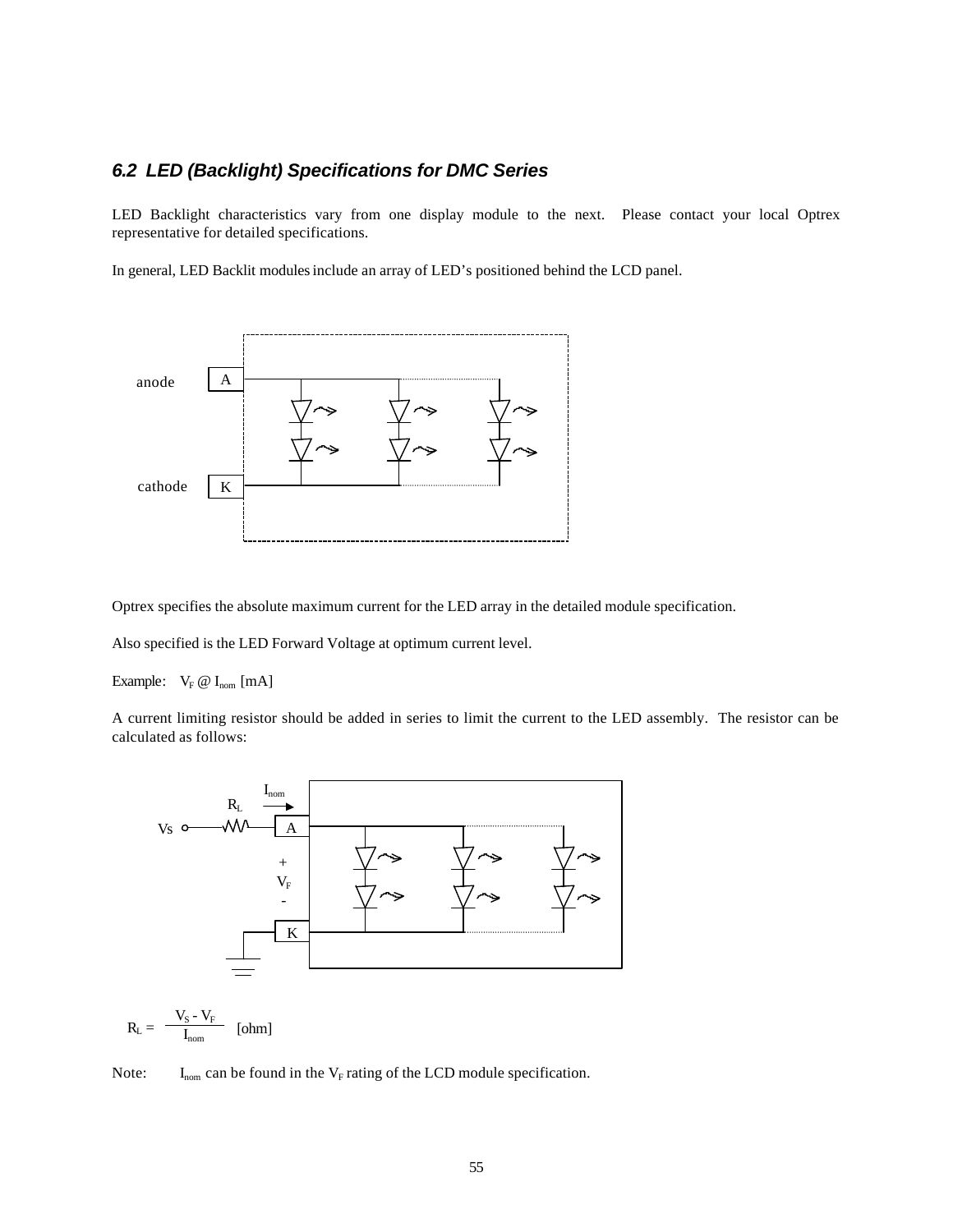### *6.2 LED (Backlight) Specifications for DMC Series*

LED Backlight characteristics vary from one display module to the next. Please contact your local Optrex representative for detailed specifications.

In general, LED Backlit modules include an array of LED's positioned behind the LCD panel.

Optrex specifies the absolute maximum current for the LED array in the detailed module specification.

Also specified is the LED Forward Voltage at optimum current level.

Example: $V_F$ @ $I_{nom}$ [mA]

A current limiting resistor should be added in series to limit the current to the LED assembly. The resistor can be calculated as follows:

$$R_L = \frac{V_S - V_F}{I_{nom}} \quad \text{[ohm]}$$

Note: $I_{nom}$ can be found in the $V_F$ rating of the LCD module specification.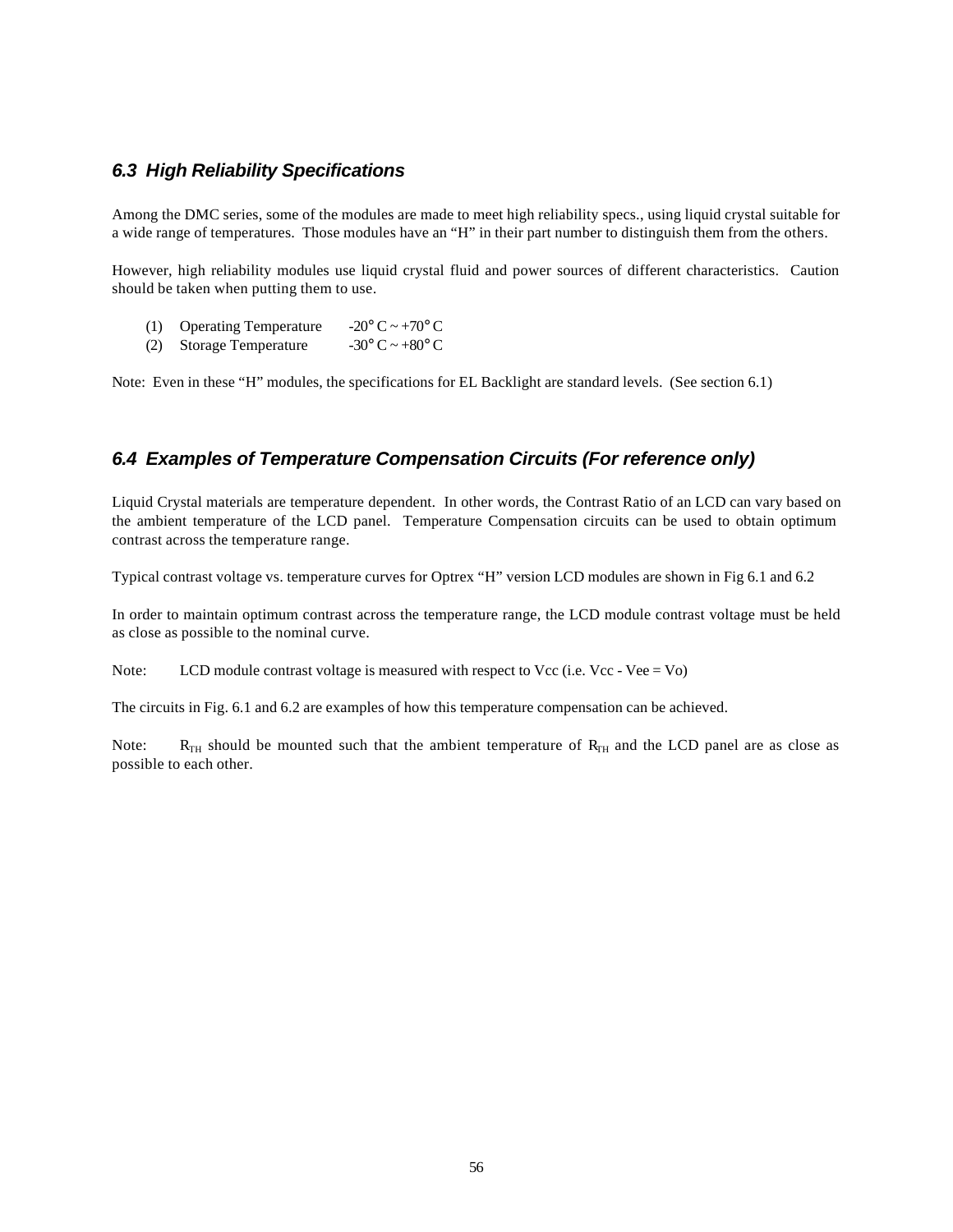### *6.3 High Reliability Specifications*

Among the DMC series, some of the modules are made to meet high reliability specs., using liquid crystal suitable for a wide range of temperatures. Those modules have an "H" in their part number to distinguish them from the others.

However, high reliability modules use liquid crystal fluid and power sources of different characteristics. Caution should be taken when putting them to use.

(1) Operating Temperature -20° C ~ +70° C
(2) Storage Temperature -30° C ~ +80° C

Note: Even in these "H" modules, the specifications for EL Backlight are standard levels. (See section 6.1)

### *6.4 Examples of Temperature Compensation Circuits (For reference only)*

Liquid Crystal materials are temperature dependent. In other words, the Contrast Ratio of an LCD can vary based on the ambient temperature of the LCD panel. Temperature Compensation circuits can be used to obtain optimum contrast across the temperature range.

Typical contrast voltage vs. temperature curves for Optrex "H" version LCD modules are shown in Fig 6.1 and 6.2

In order to maintain optimum contrast across the temperature range, the LCD module contrast voltage must be held as close as possible to the nominal curve.

Note: LCD module contrast voltage is measured with respect to Vcc (i.e. Vcc - Vee = Vo)

The circuits in Fig. 6.1 and 6.2 are examples of how this temperature compensation can be achieved.

Note: $R_{TH}$ should be mounted such that the ambient temperature of $R_{TH}$ and the LCD panel are as close as possible to each other.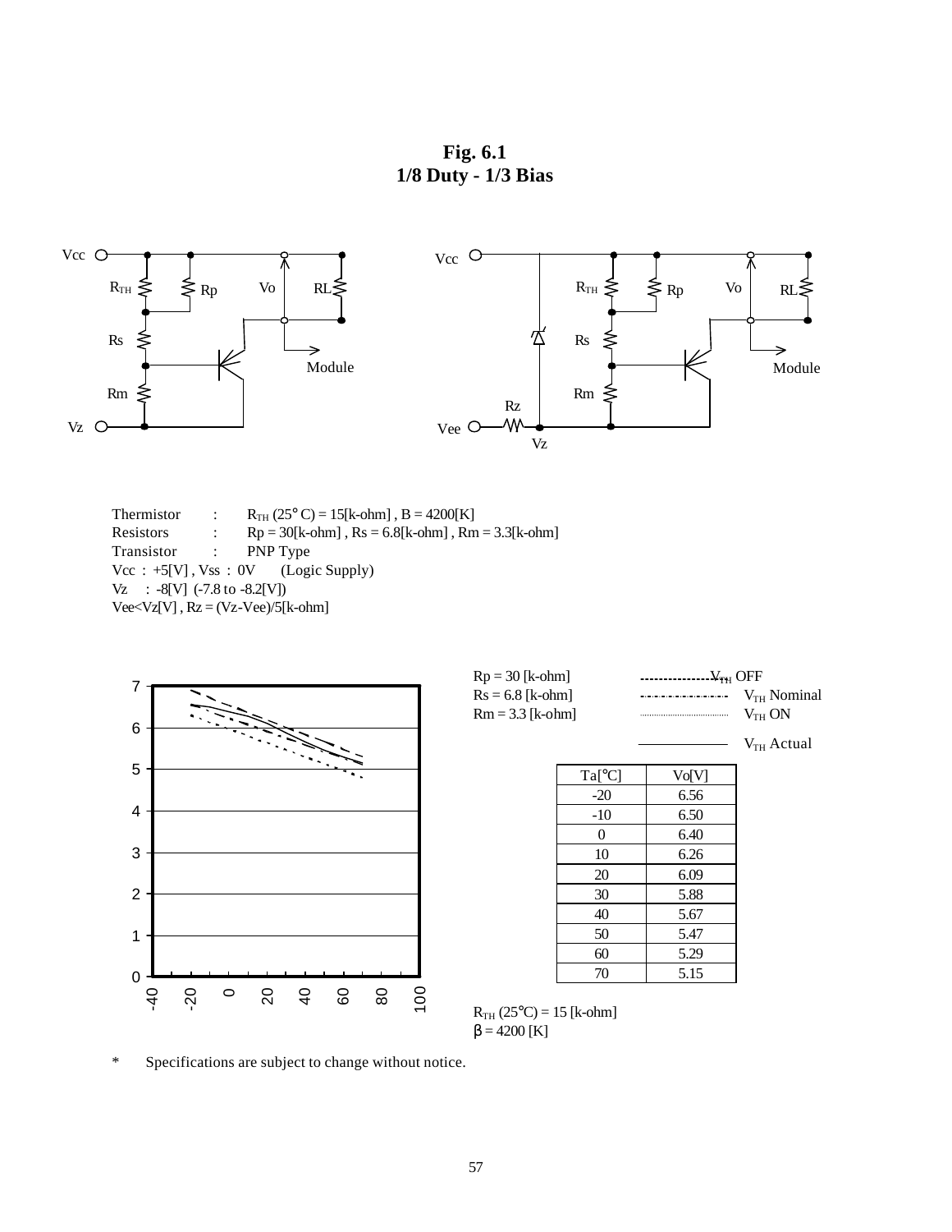**Fig. 6.1**
**1/8 Duty - 1/3 Bias**

Thermistor : $R_{TH}$ (25° C) = 15[k-ohm] , B = 4200[K]
Resistors : Rp = 30[k-ohm] , Rs = 6.8[k-ohm] , Rm = 3.3[k-ohm]
Transistor : PNP Type
Vcc : +5[V] , Vss : 0V (Logic Supply)
Vz : -8[V] (-7.8 to -8.2[V])
Vee<Vz[V] , Rz = (Vz-Vee)/5[k-ohm]

Rp = 30 [k-ohm]
Rs = 6.8 [k-ohm]
Rm = 3.3 [k-ohm]

$V_{TH}$ OFF
$V_{TH}$ Nominal
$V_{TH}$ ON
$V_{TH}$ Actual

| Ta[°C] | Vo[V] |
|---|---|
| -20 | 6.56 |
| -10 | 6.50 |
| 0 | 6.40 |
| 10 | 6.26 |
| 20 | 6.09 |
| 30 | 5.88 |
| 40 | 5.67 |
| 50 | 5.47 |
| 60 | 5.29 |
| 70 | 5.15 |

$R_{TH}$ (25°C) = 15 [k-ohm]
β = 4200 [K]

\* Specifications are subject to change without notice.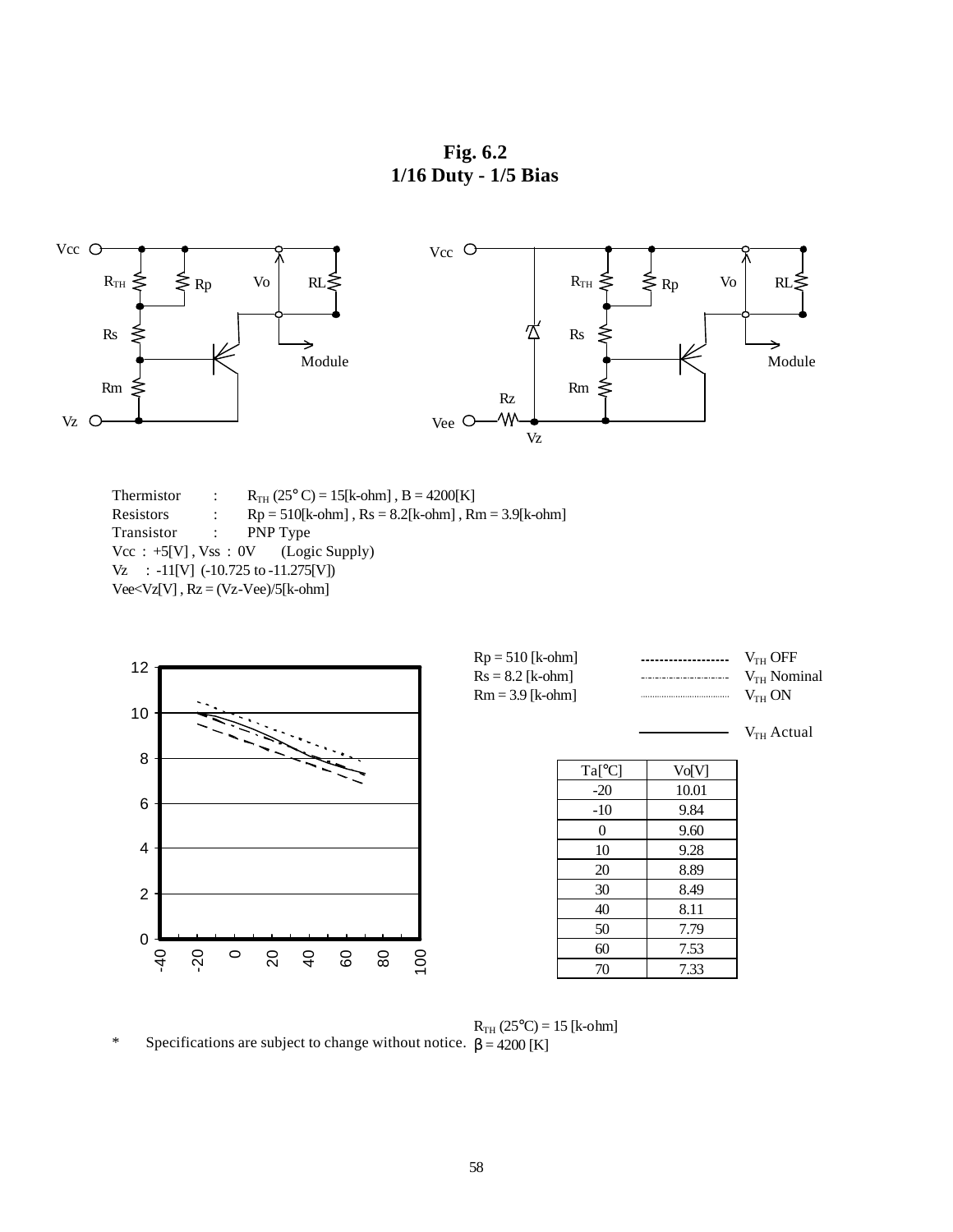# Fig. 6.2
## 1/16 Duty - 1/5 Bias

Vcc

$R_{TH}$

Rp

Vo

RL

Rs

Module

Rm

Vz

Vcc

$R_{TH}$

Rp

Vo

RL

Rs

Module

Rm

Rz

Vee

Vz

Thermistor : $R_{TH}$ (25° C) = 15[k-ohm] , B = 4200[K]

Resistors : Rp = 510[k-ohm] , Rs = 8.2[k-ohm] , Rm = 3.9[k-ohm]

Transistor : PNP Type

Vcc : +5[V] , Vss : 0V (Logic Supply)

Vz : -11[V] (-10.725 to -11.275[V])

Vee<Vz[V] , Rz = (Vz-Vee)/5[k-ohm]

12
10
8
6
4
2
0
-40
-20
0
20
40
60
80
100

Rp = 510 [k-ohm]
Rs = 8.2 [k-ohm]
Rm = 3.9 [k-ohm]

$V_{TH}$ OFF
$V_{TH}$ Nominal
$V_{TH}$ ON
$V_{TH}$ Actual

| Ta[°C] | Vo[V] |
|---|---|
| -20 | 10.01 |
| -10 | 9.84 |
| 0 | 9.60 |
| 10 | 9.28 |
| 20 | 8.89 |
| 30 | 8.49 |
| 40 | 8.11 |
| 50 | 7.79 |
| 60 | 7.53 |
| 70 | 7.33 |

$R_{TH}$ (25°C) = 15 [k-ohm]
β = 4200 [K]

\* Specifications are subject to change without notice.